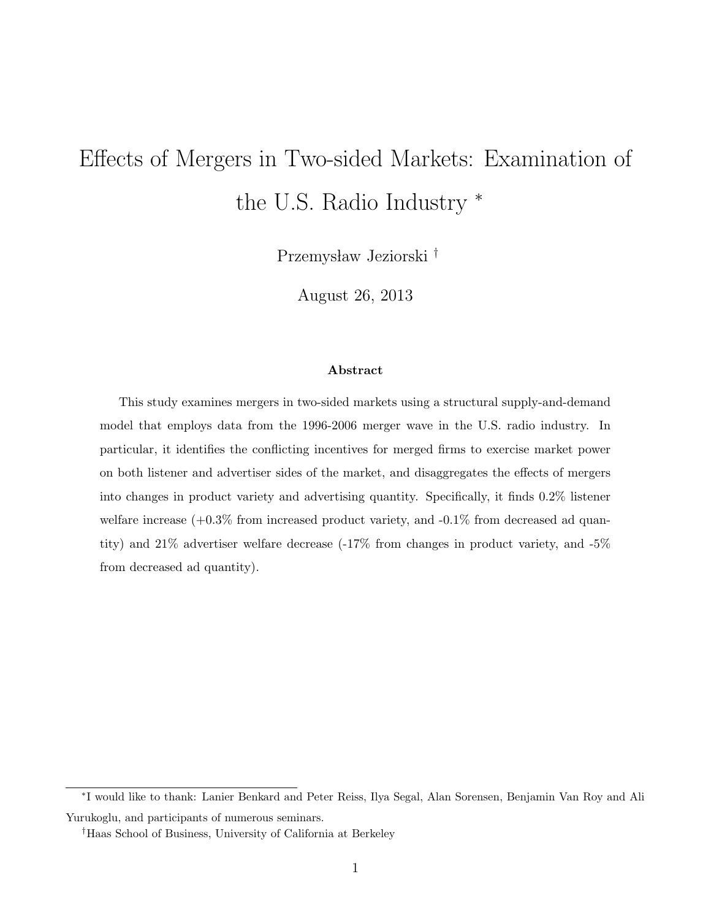# Effects of Mergers in Two-sided Markets: Examination of the U.S. Radio Industry *

Przemysław Jeziorski †

August 26, 2013

### Abstract

This study examines mergers in two-sided markets using a structural supply-and-demand model that employs data from the 1996-2006 merger wave in the U.S. radio industry. In particular, it identifies the conflicting incentives for merged firms to exercise market power on both listener and advertiser sides of the market, and disaggregates the effects of mergers into changes in product variety and advertising quantity. Specifically, it finds 0.2% listener welfare increase (+0.3% from increased product variety, and -0.1% from decreased ad quantity) and 21% advertiser welfare decrease (-17% from changes in product variety, and -5% from decreased ad quantity).

---

*I would like to thank: Lanier Benkard and Peter Reiss, Ilya Segal, Alan Sorensen, Benjamin Van Roy and Ali Yurukoglu, and participants of numerous seminars.

†Haas School of Business, University of California at Berkeley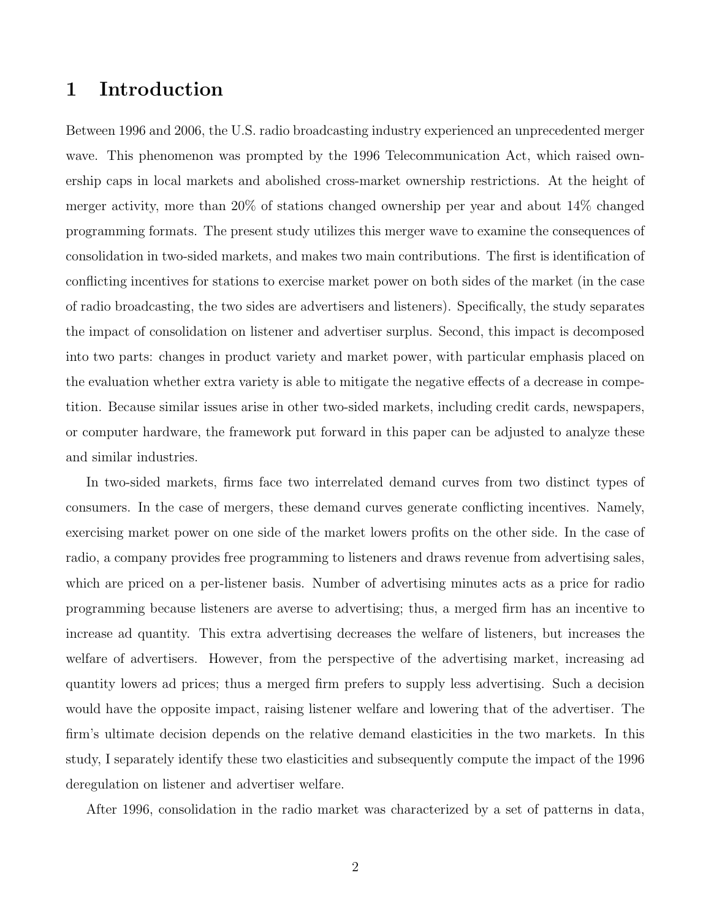# 1 Introduction

Between 1996 and 2006, the U.S. radio broadcasting industry experienced an unprecedented merger wave. This phenomenon was prompted by the 1996 Telecommunication Act, which raised ownership caps in local markets and abolished cross-market ownership restrictions. At the height of merger activity, more than 20% of stations changed ownership per year and about 14% changed programming formats. The present study utilizes this merger wave to examine the consequences of consolidation in two-sided markets, and makes two main contributions. The first is identification of conflicting incentives for stations to exercise market power on both sides of the market (in the case of radio broadcasting, the two sides are advertisers and listeners). Specifically, the study separates the impact of consolidation on listener and advertiser surplus. Second, this impact is decomposed into two parts: changes in product variety and market power, with particular emphasis placed on the evaluation whether extra variety is able to mitigate the negative effects of a decrease in competition. Because similar issues arise in other two-sided markets, including credit cards, newspapers, or computer hardware, the framework put forward in this paper can be adjusted to analyze these and similar industries.

In two-sided markets, firms face two interrelated demand curves from two distinct types of consumers. In the case of mergers, these demand curves generate conflicting incentives. Namely, exercising market power on one side of the market lowers profits on the other side. In the case of radio, a company provides free programming to listeners and draws revenue from advertising sales, which are priced on a per-listener basis. Number of advertising minutes acts as a price for radio programming because listeners are averse to advertising; thus, a merged firm has an incentive to increase ad quantity. This extra advertising decreases the welfare of listeners, but increases the welfare of advertisers. However, from the perspective of the advertising market, increasing ad quantity lowers ad prices; thus a merged firm prefers to supply less advertising. Such a decision would have the opposite impact, raising listener welfare and lowering that of the advertiser. The firm's ultimate decision depends on the relative demand elasticities in the two markets. In this study, I separately identify these two elasticities and subsequently compute the impact of the 1996 deregulation on listener and advertiser welfare.

After 1996, consolidation in the radio market was characterized by a set of patterns in data,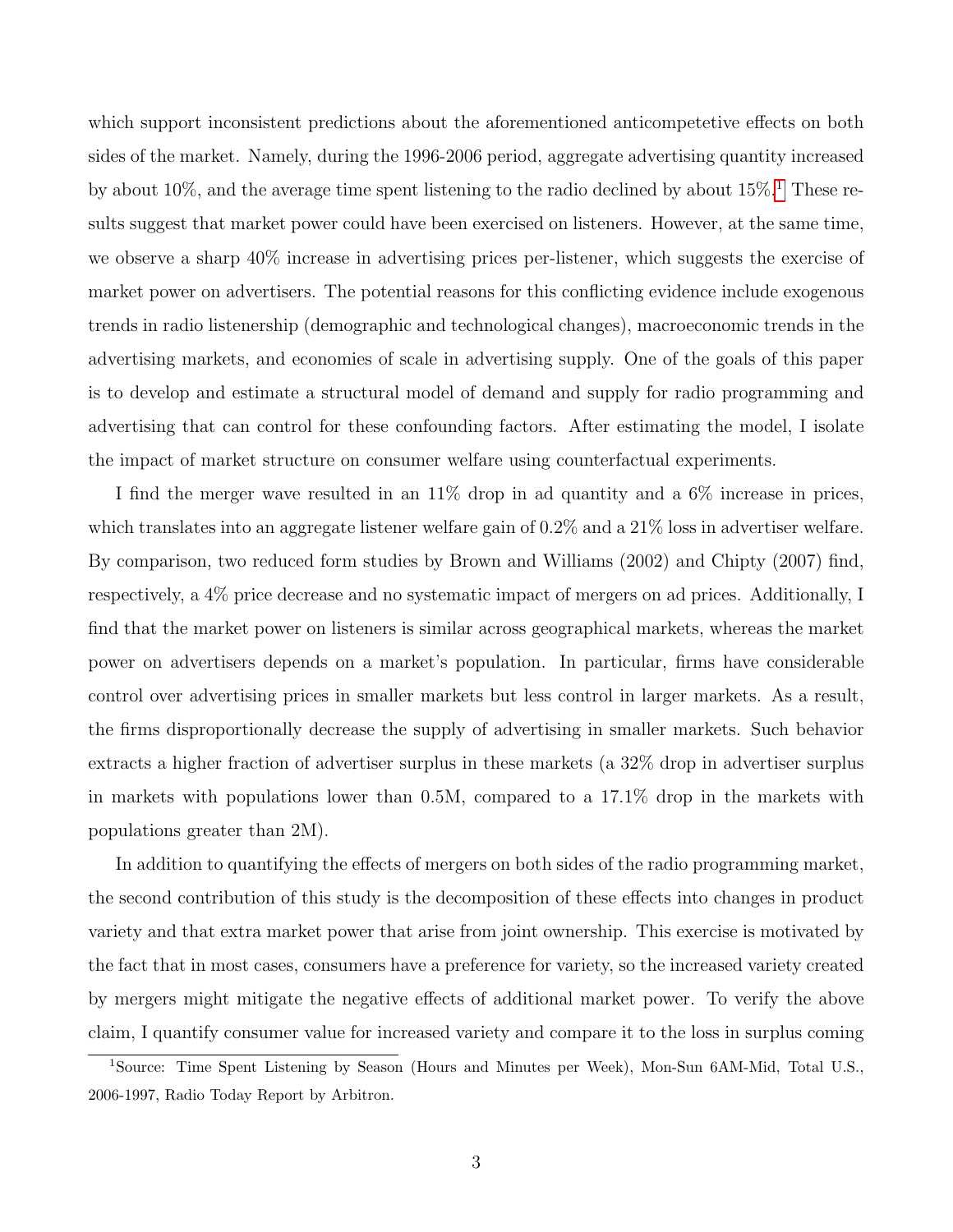which support inconsistent predictions about the aforementioned anticompetetive effects on both sides of the market. Namely, during the 1996-2006 period, aggregate advertising quantity increased by about 10%, and the average time spent listening to the radio declined by about 15%.[1] These results suggest that market power could have been exercised on listeners. However, at the same time, we observe a sharp 40% increase in advertising prices per-listener, which suggests the exercise of market power on advertisers. The potential reasons for this conflicting evidence include exogenous trends in radio listenership (demographic and technological changes), macroeconomic trends in the advertising markets, and economies of scale in advertising supply. One of the goals of this paper is to develop and estimate a structural model of demand and supply for radio programming and advertising that can control for these confounding factors. After estimating the model, I isolate the impact of market structure on consumer welfare using counterfactual experiments.

I find the merger wave resulted in an 11% drop in ad quantity and a 6% increase in prices, which translates into an aggregate listener welfare gain of 0.2% and a 21% loss in advertiser welfare. By comparison, two reduced form studies by Brown and Williams (2002) and Chipty (2007) find, respectively, a 4% price decrease and no systematic impact of mergers on ad prices. Additionally, I find that the market power on listeners is similar across geographical markets, whereas the market power on advertisers depends on a market's population. In particular, firms have considerable control over advertising prices in smaller markets but less control in larger markets. As a result, the firms disproportionally decrease the supply of advertising in smaller markets. Such behavior extracts a higher fraction of advertiser surplus in these markets (a 32% drop in advertiser surplus in markets with populations lower than 0.5M, compared to a 17.1% drop in the markets with populations greater than 2M).

In addition to quantifying the effects of mergers on both sides of the radio programming market, the second contribution of this study is the decomposition of these effects into changes in product variety and that extra market power that arise from joint ownership. This exercise is motivated by the fact that in most cases, consumers have a preference for variety, so the increased variety created by mergers might mitigate the negative effects of additional market power. To verify the above claim, I quantify consumer value for increased variety and compare it to the loss in surplus coming

[1] Source: Time Spent Listening by Season (Hours and Minutes per Week), Mon-Sun 6AM-Mid, Total U.S., 2006-1997, Radio Today Report by Arbitron.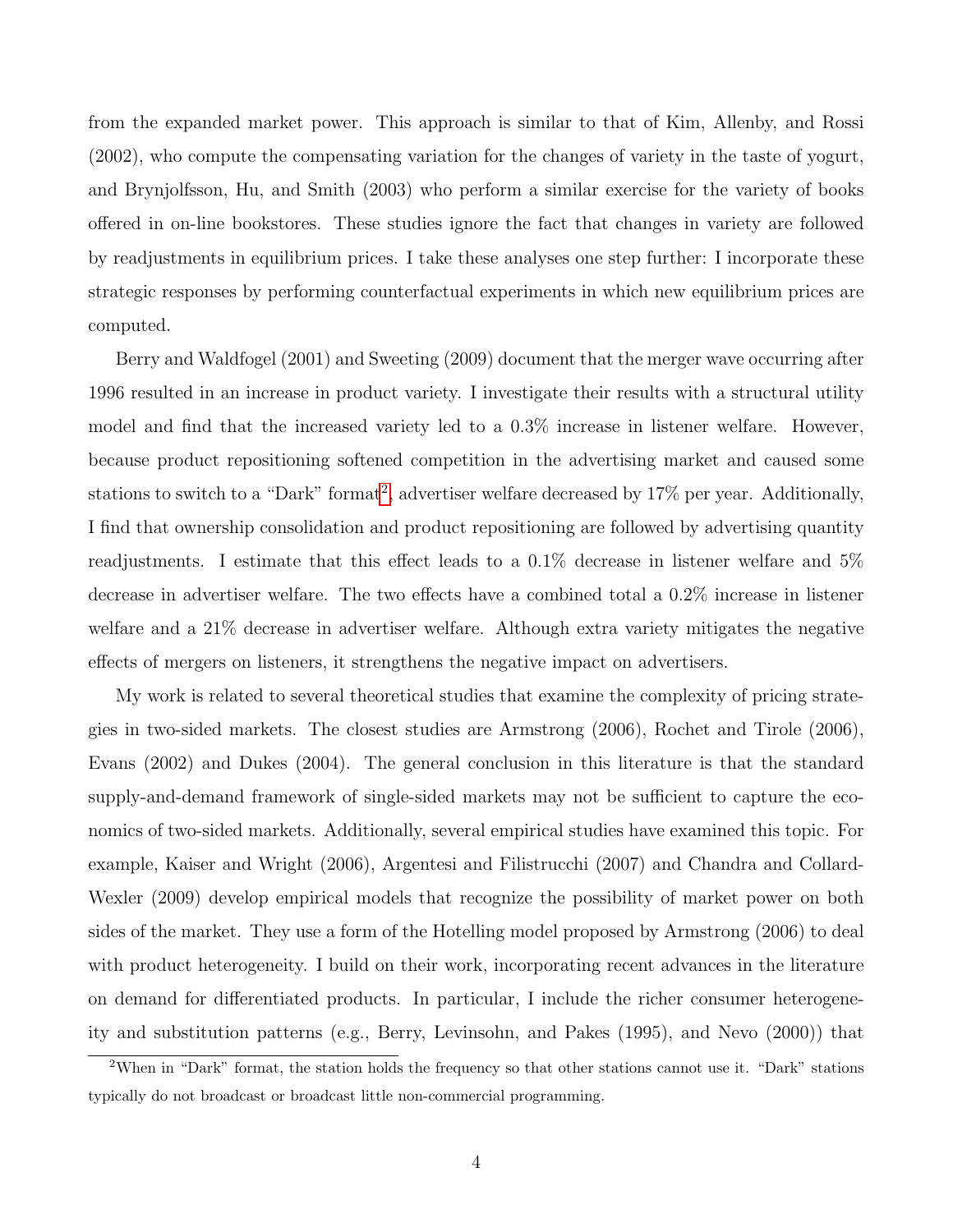from the expanded market power. This approach is similar to that of Kim, Allenby, and Rossi (2002), who compute the compensating variation for the changes of variety in the taste of yogurt, and Brynjolfsson, Hu, and Smith (2003) who perform a similar exercise for the variety of books offered in on-line bookstores. These studies ignore the fact that changes in variety are followed by readjustments in equilibrium prices. I take these analyses one step further: I incorporate these strategic responses by performing counterfactual experiments in which new equilibrium prices are computed.

Berry and Waldfogel (2001) and Sweeting (2009) document that the merger wave occurring after 1996 resulted in an increase in product variety. I investigate their results with a structural utility model and find that the increased variety led to a 0.3% increase in listener welfare. However, because product repositioning softened competition in the advertising market and caused some stations to switch to a "Dark" format[2], advertiser welfare decreased by 17% per year. Additionally, I find that ownership consolidation and product repositioning are followed by advertising quantity readjustments. I estimate that this effect leads to a 0.1% decrease in listener welfare and 5% decrease in advertiser welfare. The two effects have a combined total a 0.2% increase in listener welfare and a 21% decrease in advertiser welfare. Although extra variety mitigates the negative effects of mergers on listeners, it strengthens the negative impact on advertisers.

My work is related to several theoretical studies that examine the complexity of pricing strategies in two-sided markets. The closest studies are Armstrong (2006), Rochet and Tirole (2006), Evans (2002) and Dukes (2004). The general conclusion in this literature is that the standard supply-and-demand framework of single-sided markets may not be sufficient to capture the economics of two-sided markets. Additionally, several empirical studies have examined this topic. For example, Kaiser and Wright (2006), Argentesi and Filistrucchi (2007) and Chandra and Collard-Wexler (2009) develop empirical models that recognize the possibility of market power on both sides of the market. They use a form of the Hotelling model proposed by Armstrong (2006) to deal with product heterogeneity. I build on their work, incorporating recent advances in the literature on demand for differentiated products. In particular, I include the richer consumer heterogeneity and substitution patterns (e.g., Berry, Levinsohn, and Pakes (1995), and Nevo (2000)) that

[2] When in "Dark" format, the station holds the frequency so that other stations cannot use it. "Dark" stations typically do not broadcast or broadcast little non-commercial programming.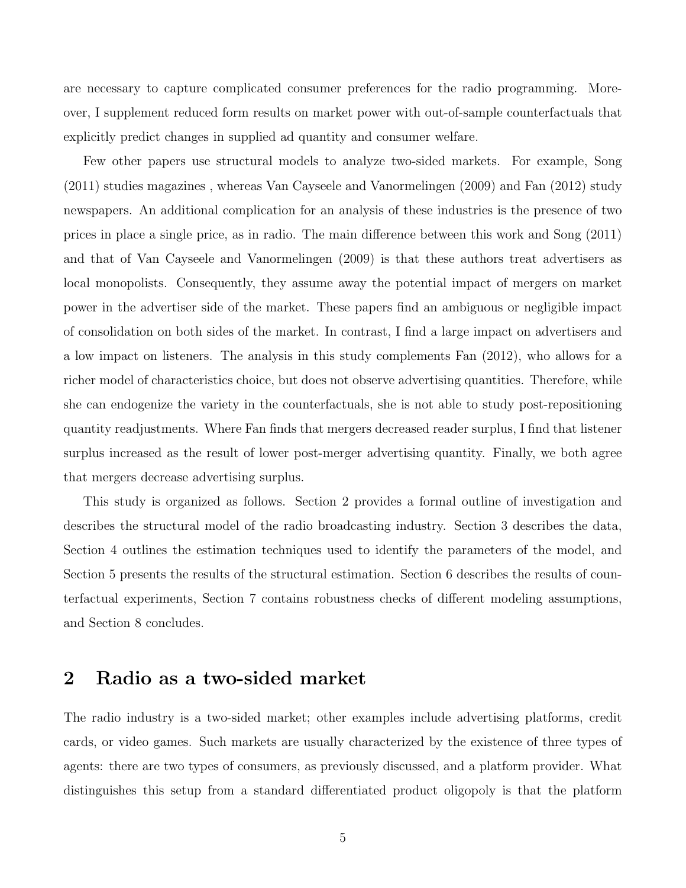are necessary to capture complicated consumer preferences for the radio programming. Moreover, I supplement reduced form results on market power with out-of-sample counterfactuals that explicitly predict changes in supplied ad quantity and consumer welfare.

Few other papers use structural models to analyze two-sided markets. For example, Song (2011) studies magazines , whereas Van Cayseele and Vanormelingen (2009) and Fan (2012) study newspapers. An additional complication for an analysis of these industries is the presence of two prices in place a single price, as in radio. The main difference between this work and Song (2011) and that of Van Cayseele and Vanormelingen (2009) is that these authors treat advertisers as local monopolists. Consequently, they assume away the potential impact of mergers on market power in the advertiser side of the market. These papers find an ambiguous or negligible impact of consolidation on both sides of the market. In contrast, I find a large impact on advertisers and a low impact on listeners. The analysis in this study complements Fan (2012), who allows for a richer model of characteristics choice, but does not observe advertising quantities. Therefore, while she can endogenize the variety in the counterfactuals, she is not able to study post-repositioning quantity readjustments. Where Fan finds that mergers decreased reader surplus, I find that listener surplus increased as the result of lower post-merger advertising quantity. Finally, we both agree that mergers decrease advertising surplus.

This study is organized as follows. Section 2 provides a formal outline of investigation and describes the structural model of the radio broadcasting industry. Section 3 describes the data, Section 4 outlines the estimation techniques used to identify the parameters of the model, and Section 5 presents the results of the structural estimation. Section 6 describes the results of counterfactual experiments, Section 7 contains robustness checks of different modeling assumptions, and Section 8 concludes.

## 2 Radio as a two-sided market

The radio industry is a two-sided market; other examples include advertising platforms, credit cards, or video games. Such markets are usually characterized by the existence of three types of agents: there are two types of consumers, as previously discussed, and a platform provider. What distinguishes this setup from a standard differentiated product oligopoly is that the platform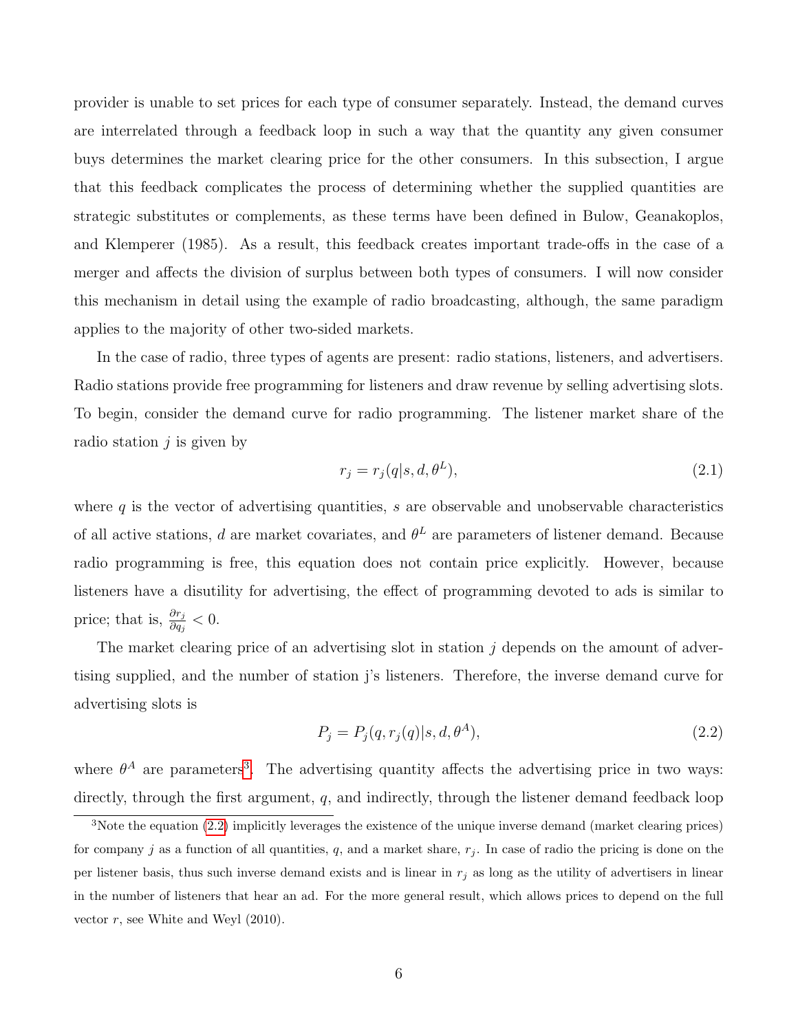provider is unable to set prices for each type of consumer separately. Instead, the demand curves are interrelated through a feedback loop in such a way that the quantity any given consumer buys determines the market clearing price for the other consumers. In this subsection, I argue that this feedback complicates the process of determining whether the supplied quantities are strategic substitutes or complements, as these terms have been defined in Bulow, Geanakoplos, and Klemperer (1985). As a result, this feedback creates important trade-offs in the case of a merger and affects the division of surplus between both types of consumers. I will now consider this mechanism in detail using the example of radio broadcasting, although, the same paradigm applies to the majority of other two-sided markets.

In the case of radio, three types of agents are present: radio stations, listeners, and advertisers. Radio stations provide free programming for listeners and draw revenue by selling advertising slots. To begin, consider the demand curve for radio programming. The listener market share of the radio station $j$ is given by

$$r_j = r_j(q|s, d, \theta^L), \tag{2.1}$$

where $q$ is the vector of advertising quantities, $s$ are observable and unobservable characteristics of all active stations, $d$ are market covariates, and $\theta^L$ are parameters of listener demand. Because radio programming is free, this equation does not contain price explicitly. However, because listeners have a disutility for advertising, the effect of programming devoted to ads is similar to price; that is, $\frac{\partial r_j}{\partial q_j} < 0$.

The market clearing price of an advertising slot in station $j$ depends on the amount of advertising supplied, and the number of station j's listeners. Therefore, the inverse demand curve for advertising slots is

$$P_j = P_j(q, r_j(q)|s, d, \theta^A), \tag{2.2}$$

where $\theta^A$ are parameters[3]. The advertising quantity affects the advertising price in two ways: directly, through the first argument, $q$, and indirectly, through the listener demand feedback loop

[3] Note the equation (2.2) implicitly leverages the existence of the unique inverse demand (market clearing prices) for company $j$ as a function of all quantities, $q$, and a market share, $r_j$. In case of radio the pricing is done on the per listener basis, thus such inverse demand exists and is linear in $r_j$ as long as the utility of advertisers in linear in the number of listeners that hear an ad. For the more general result, which allows prices to depend on the full vector $r$, see White and Weyl (2010).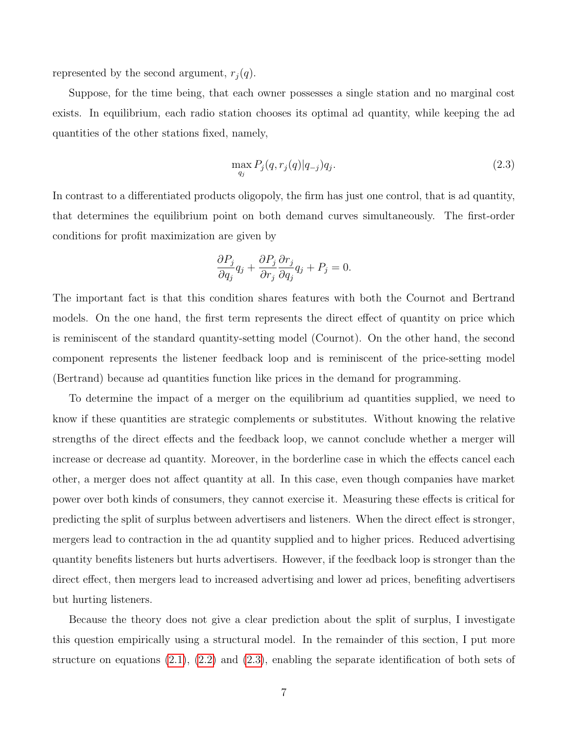represented by the second argument, $r_j(q)$.

Suppose, for the time being, that each owner possesses a single station and no marginal cost exists. In equilibrium, each radio station chooses its optimal ad quantity, while keeping the ad quantities of the other stations fixed, namely,

$$\max_{q_j} P_j(q, r_j(q)|q_{-j})q_j. \tag{2.3}$$

In contrast to a differentiated products oligopoly, the firm has just one control, that is ad quantity, that determines the equilibrium point on both demand curves simultaneously. The first-order conditions for profit maximization are given by

$$\frac{\partial P_j}{\partial q_j}q_j + \frac{\partial P_j}{\partial r_j}\frac{\partial r_j}{\partial q_j}q_j + P_j = 0.$$

The important fact is that this condition shares features with both the Cournot and Bertrand models. On the one hand, the first term represents the direct effect of quantity on price which is reminiscent of the standard quantity-setting model (Cournot). On the other hand, the second component represents the listener feedback loop and is reminiscent of the price-setting model (Bertrand) because ad quantities function like prices in the demand for programming.

To determine the impact of a merger on the equilibrium ad quantities supplied, we need to know if these quantities are strategic complements or substitutes. Without knowing the relative strengths of the direct effects and the feedback loop, we cannot conclude whether a merger will increase or decrease ad quantity. Moreover, in the borderline case in which the effects cancel each other, a merger does not affect quantity at all. In this case, even though companies have market power over both kinds of consumers, they cannot exercise it. Measuring these effects is critical for predicting the split of surplus between advertisers and listeners. When the direct effect is stronger, mergers lead to contraction in the ad quantity supplied and to higher prices. Reduced advertising quantity benefits listeners but hurts advertisers. However, if the feedback loop is stronger than the direct effect, then mergers lead to increased advertising and lower ad prices, benefiting advertisers but hurting listeners.

Because the theory does not give a clear prediction about the split of surplus, I investigate this question empirically using a structural model. In the remainder of this section, I put more structure on equations (2.1), (2.2) and (2.3), enabling the separate identification of both sets of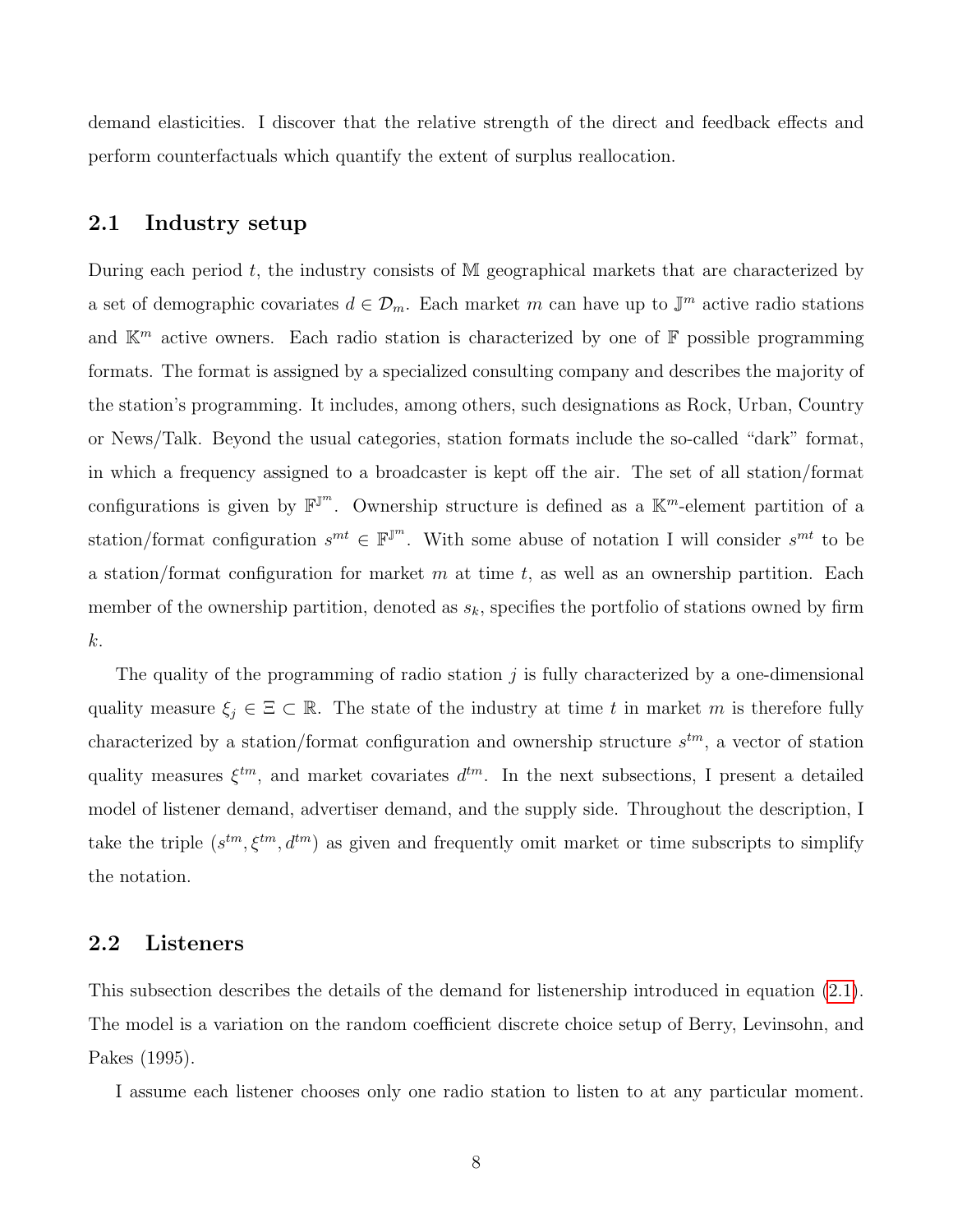demand elasticities. I discover that the relative strength of the direct and feedback effects and perform counterfactuals which quantify the extent of surplus reallocation.

## 2.1 Industry setup

During each period $t$, the industry consists of $\mathbb{M}$ geographical markets that are characterized by a set of demographic covariates $d \in \mathcal{D}_m$. Each market $m$ can have up to $\mathbb{J}^m$ active radio stations and $\mathbb{K}^m$ active owners. Each radio station is characterized by one of $\mathbb{F}$ possible programming formats. The format is assigned by a specialized consulting company and describes the majority of the station's programming. It includes, among others, such designations as Rock, Urban, Country or News/Talk. Beyond the usual categories, station formats include the so-called "dark" format, in which a frequency assigned to a broadcaster is kept off the air. The set of all station/format configurations is given by $\mathbb{F}^{\mathbb{J}^m}$. Ownership structure is defined as a $\mathbb{K}^m$-element partition of a station/format configuration $s^{mt} \in \mathbb{F}^{\mathbb{J}^m}$. With some abuse of notation I will consider $s^{mt}$ to be a station/format configuration for market $m$ at time $t$, as well as an ownership partition. Each member of the ownership partition, denoted as $s_k$, specifies the portfolio of stations owned by firm $k$.

The quality of the programming of radio station $j$ is fully characterized by a one-dimensional quality measure $\xi_j \in \Xi \subset \mathbb{R}$. The state of the industry at time $t$ in market $m$ is therefore fully characterized by a station/format configuration and ownership structure $s^{tm}$, a vector of station quality measures $\xi^{tm}$, and market covariates $d^{tm}$. In the next subsections, I present a detailed model of listener demand, advertiser demand, and the supply side. Throughout the description, I take the triple $(s^{tm}, \xi^{tm}, d^{tm})$ as given and frequently omit market or time subscripts to simplify the notation.

## 2.2 Listeners

This subsection describes the details of the demand for listenership introduced in equation (2.1). The model is a variation on the random coefficient discrete choice setup of Berry, Levinsohn, and Pakes (1995).

I assume each listener chooses only one radio station to listen to at any particular moment.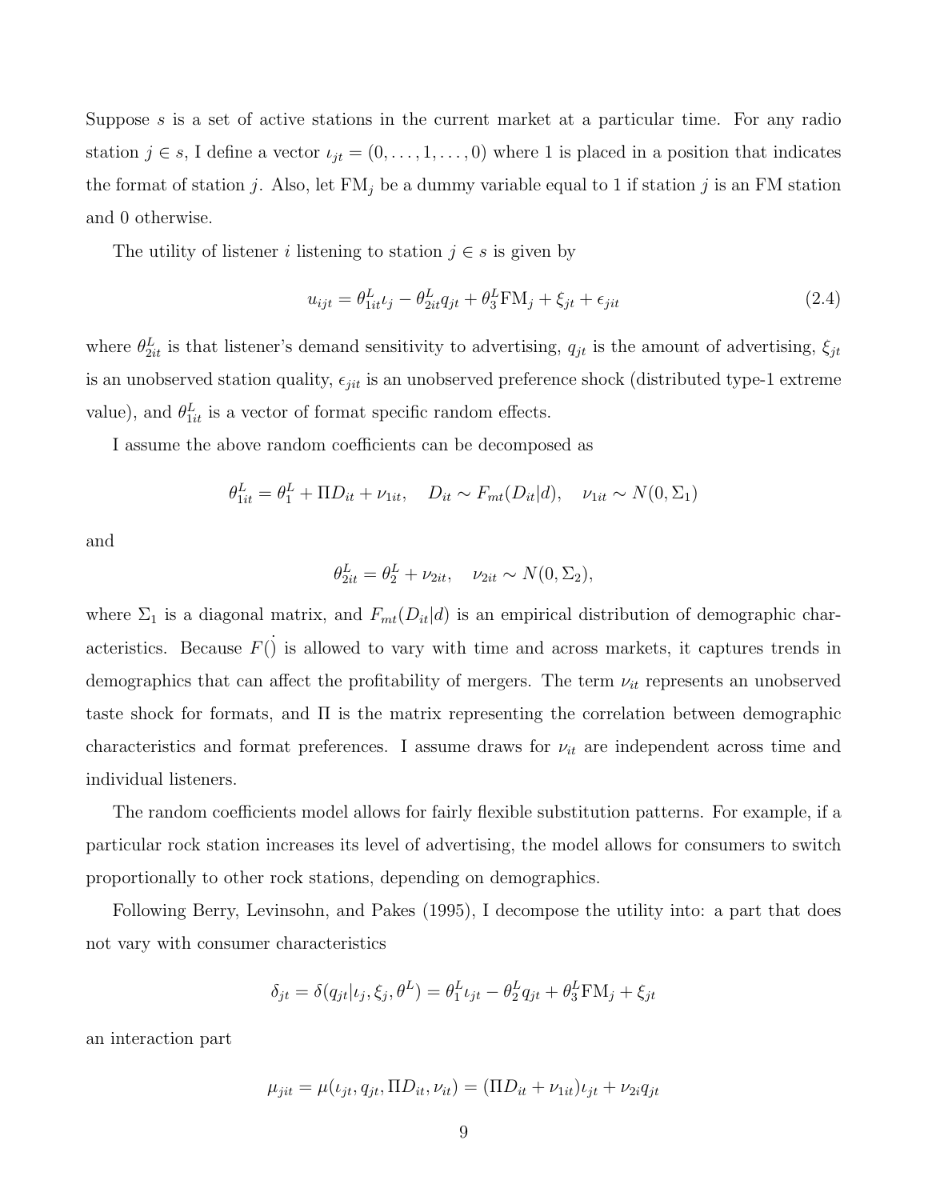Suppose $s$ is a set of active stations in the current market at a particular time. For any radio station $j \in s$, I define a vector $\iota_{jt} = (0, \ldots, 1, \ldots, 0)$ where 1 is placed in a position that indicates the format of station $j$. Also, let $\text{FM}_j$ be a dummy variable equal to 1 if station $j$ is an FM station and 0 otherwise.

The utility of listener $i$ listening to station $j \in s$ is given by

$$u_{ijt} = \theta^L_{1it}\iota_j - \theta^L_{2it}q_{jt} + \theta^L_3 \text{FM}_j + \xi_{jt} + \epsilon_{jit} \tag{2.4}$$

where $\theta^L_{2it}$ is that listener's demand sensitivity to advertising, $q_{jt}$ is the amount of advertising, $\xi_{jt}$ is an unobserved station quality, $\epsilon_{jit}$ is an unobserved preference shock (distributed type-1 extreme value), and $\theta^L_{1it}$ is a vector of format specific random effects.

I assume the above random coefficients can be decomposed as

$$\theta^L_{1it} = \theta^L_1 + \Pi D_{it} + \nu_{1it}, \quad D_{it} \sim F_{mt}(D_{it}|d), \quad \nu_{1it} \sim N(0, \Sigma_1)$$

and

$$\theta^L_{2it} = \theta^L_2 + \nu_{2it}, \quad \nu_{2it} \sim N(0, \Sigma_2),$$

where $\Sigma_1$ is a diagonal matrix, and $F_{mt}(D_{it}|d)$ is an empirical distribution of demographic characteristics. Because $F(\dot{)}$ is allowed to vary with time and across markets, it captures trends in demographics that can affect the profitability of mergers. The term $\nu_{it}$ represents an unobserved taste shock for formats, and $\Pi$ is the matrix representing the correlation between demographic characteristics and format preferences. I assume draws for $\nu_{it}$ are independent across time and individual listeners.

The random coefficients model allows for fairly flexible substitution patterns. For example, if a particular rock station increases its level of advertising, the model allows for consumers to switch proportionally to other rock stations, depending on demographics.

Following Berry, Levinsohn, and Pakes (1995), I decompose the utility into: a part that does not vary with consumer characteristics

$$\delta_{jt} = \delta(q_{jt}|\iota_j, \xi_j, \theta^L) = \theta^L_1 \iota_{jt} - \theta^L_2 q_{jt} + \theta^L_3 \text{FM}_j + \xi_{jt}$$

an interaction part

$$\mu_{jit} = \mu(\iota_{jt}, q_{jt}, \Pi D_{it}, \nu_{it}) = (\Pi D_{it} + \nu_{1it})\iota_{jt} + \nu_{2i}q_{jt}$$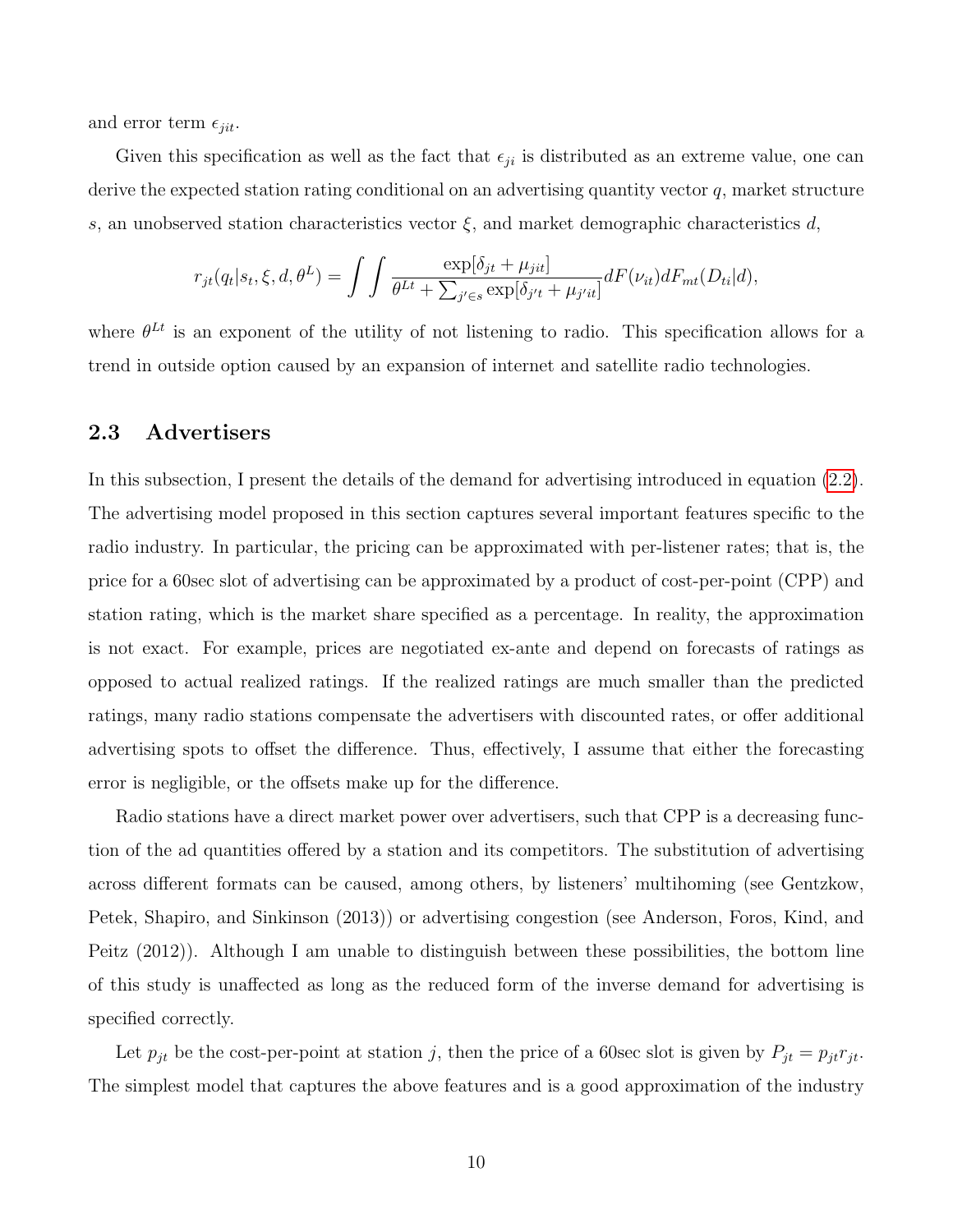and error term $\epsilon_{jit}$.

Given this specification as well as the fact that $\epsilon_{ji}$ is distributed as an extreme value, one can derive the expected station rating conditional on an advertising quantity vector $q$, market structure $s$, an unobserved station characteristics vector $\xi$, and market demographic characteristics $d$,

$$r_{jt}(q_t|s_t, \xi, d, \theta^L) = \int \int \frac{\exp[\delta_{jt} + \mu_{jit}]}{\theta^{Lt} + \sum_{j' \in s} \exp[\delta_{j't} + \mu_{j'it}]} dF(\nu_{it}) dF_{mt}(D_{ti}|d),$$

where $\theta^{Lt}$ is an exponent of the utility of not listening to radio. This specification allows for a trend in outside option caused by an expansion of internet and satellite radio technologies.

## 2.3 Advertisers

In this subsection, I present the details of the demand for advertising introduced in equation (2.2). The advertising model proposed in this section captures several important features specific to the radio industry. In particular, the pricing can be approximated with per-listener rates; that is, the price for a 60sec slot of advertising can be approximated by a product of cost-per-point (CPP) and station rating, which is the market share specified as a percentage. In reality, the approximation is not exact. For example, prices are negotiated ex-ante and depend on forecasts of ratings as opposed to actual realized ratings. If the realized ratings are much smaller than the predicted ratings, many radio stations compensate the advertisers with discounted rates, or offer additional advertising spots to offset the difference. Thus, effectively, I assume that either the forecasting error is negligible, or the offsets make up for the difference.

Radio stations have a direct market power over advertisers, such that CPP is a decreasing function of the ad quantities offered by a station and its competitors. The substitution of advertising across different formats can be caused, among others, by listeners' multihoming (see Gentzkow, Petek, Shapiro, and Sinkinson (2013)) or advertising congestion (see Anderson, Foros, Kind, and Peitz (2012)). Although I am unable to distinguish between these possibilities, the bottom line of this study is unaffected as long as the reduced form of the inverse demand for advertising is specified correctly.

Let $p_{jt}$ be the cost-per-point at station $j$, then the price of a 60sec slot is given by $P_{jt} = p_{jt} r_{jt}$. The simplest model that captures the above features and is a good approximation of the industry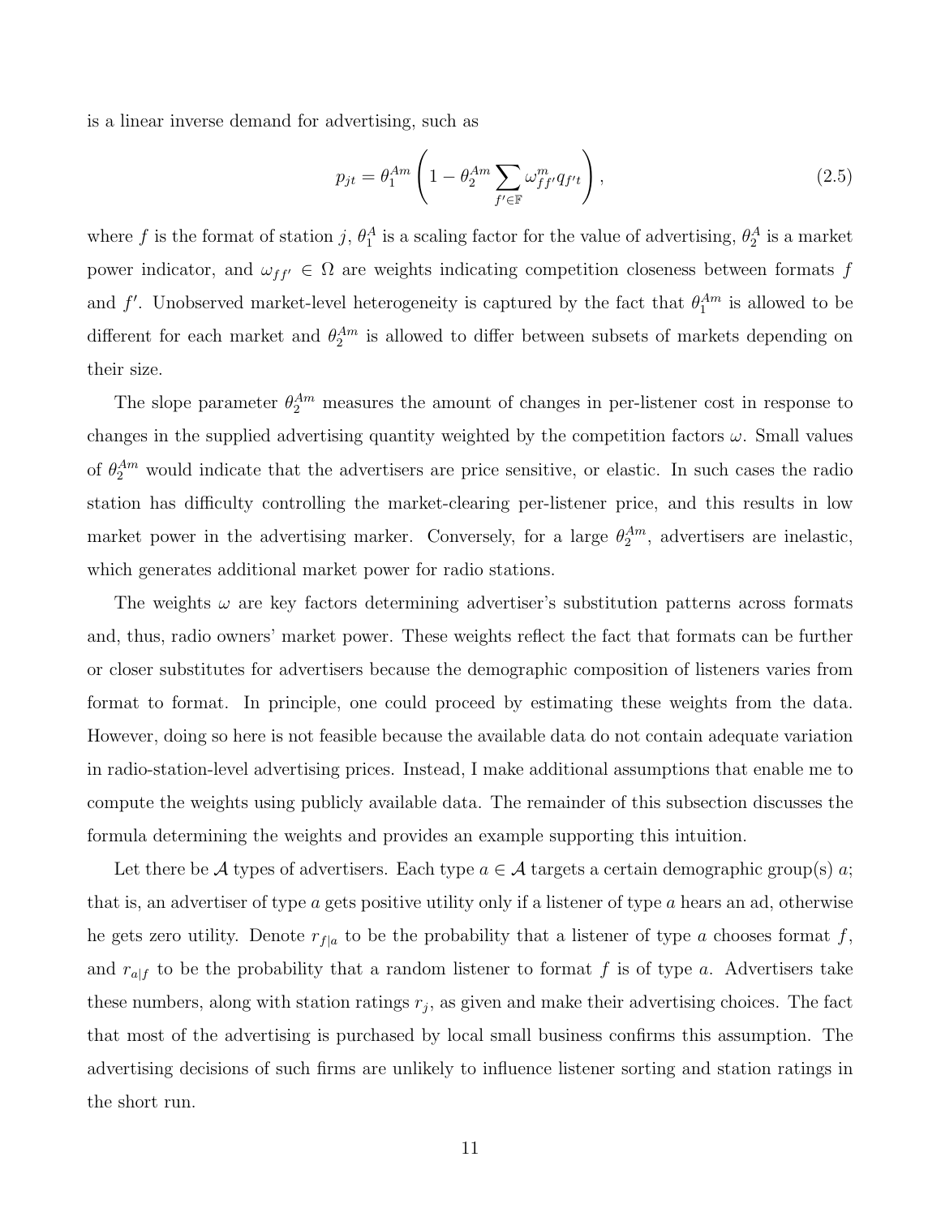is a linear inverse demand for advertising, such as

$$p_{jt} = \theta_1^{Am} \left( 1 - \theta_2^{Am} \sum_{f' \in \mathbb{F}} \omega_{ff'}^m q_{f't} \right), \tag{2.5}$$

where $f$ is the format of station $j$, $\theta_1^A$ is a scaling factor for the value of advertising, $\theta_2^A$ is a market power indicator, and $\omega_{ff'} \in \Omega$ are weights indicating competition closeness between formats $f$ and $f'$. Unobserved market-level heterogeneity is captured by the fact that $\theta_1^{Am}$ is allowed to be different for each market and $\theta_2^{Am}$ is allowed to differ between subsets of markets depending on their size.

The slope parameter $\theta_2^{Am}$ measures the amount of changes in per-listener cost in response to changes in the supplied advertising quantity weighted by the competition factors $\omega$. Small values of $\theta_2^{Am}$ would indicate that the advertisers are price sensitive, or elastic. In such cases the radio station has difficulty controlling the market-clearing per-listener price, and this results in low market power in the advertising marker. Conversely, for a large $\theta_2^{Am}$, advertisers are inelastic, which generates additional market power for radio stations.

The weights $\omega$ are key factors determining advertiser's substitution patterns across formats and, thus, radio owners' market power. These weights reflect the fact that formats can be further or closer substitutes for advertisers because the demographic composition of listeners varies from format to format. In principle, one could proceed by estimating these weights from the data. However, doing so here is not feasible because the available data do not contain adequate variation in radio-station-level advertising prices. Instead, I make additional assumptions that enable me to compute the weights using publicly available data. The remainder of this subsection discusses the formula determining the weights and provides an example supporting this intuition.

Let there be $\mathcal{A}$ types of advertisers. Each type $a \in \mathcal{A}$ targets a certain demographic group(s) $a$; that is, an advertiser of type $a$ gets positive utility only if a listener of type $a$ hears an ad, otherwise he gets zero utility. Denote $r_{f|a}$ to be the probability that a listener of type $a$ chooses format $f$, and $r_{a|f}$ to be the probability that a random listener to format $f$ is of type $a$. Advertisers take these numbers, along with station ratings $r_j$, as given and make their advertising choices. The fact that most of the advertising is purchased by local small business confirms this assumption. The advertising decisions of such firms are unlikely to influence listener sorting and station ratings in the short run.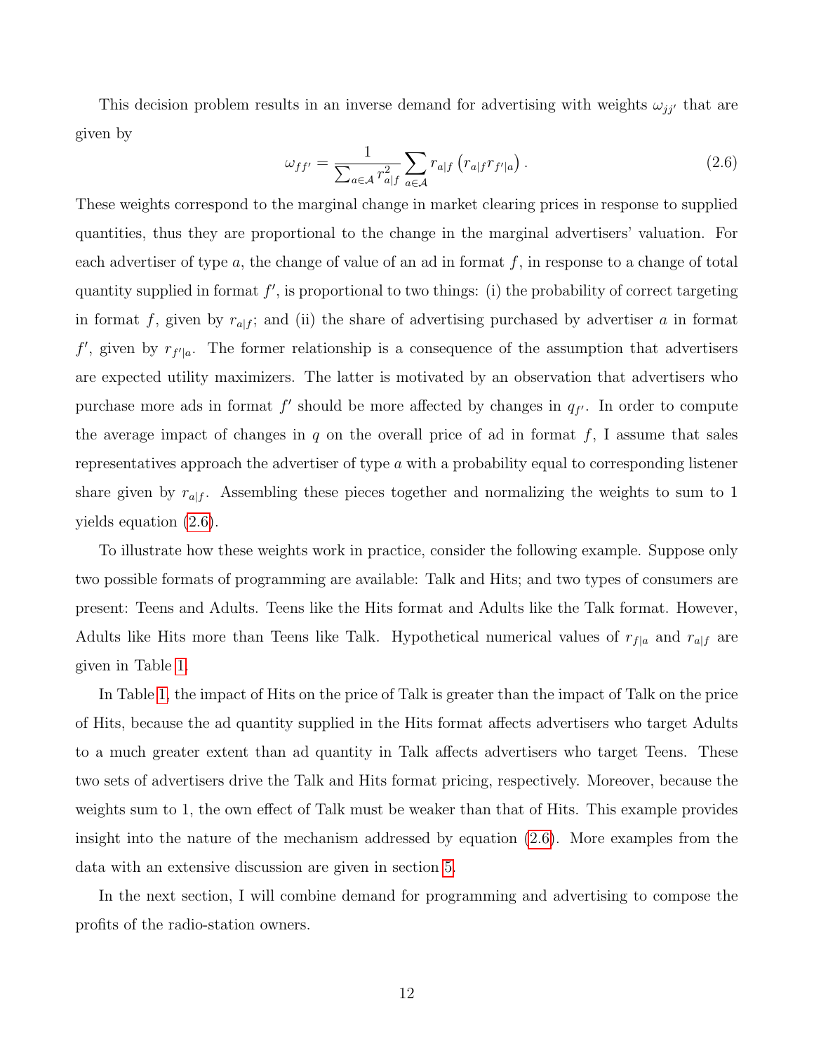This decision problem results in an inverse demand for advertising with weights $\omega_{jj'}$ that are given by

$$\omega_{ff'} = \frac{1}{\sum_{a \in \mathcal{A}} r_{a|f}^2} \sum_{a \in \mathcal{A}} r_{a|f} \left( r_{a|f} r_{f'|a} \right). \tag{2.6}$$

These weights correspond to the marginal change in market clearing prices in response to supplied quantities, thus they are proportional to the change in the marginal advertisers' valuation. For each advertiser of type $a$, the change of value of an ad in format $f$, in response to a change of total quantity supplied in format $f'$, is proportional to two things: (i) the probability of correct targeting in format $f$, given by $r_{a|f}$; and (ii) the share of advertising purchased by advertiser $a$ in format $f'$, given by $r_{f'|a}$. The former relationship is a consequence of the assumption that advertisers are expected utility maximizers. The latter is motivated by an observation that advertisers who purchase more ads in format $f'$ should be more affected by changes in $q_{f'}$. In order to compute the average impact of changes in $q$ on the overall price of ad in format $f$, I assume that sales representatives approach the advertiser of type $a$ with a probability equal to corresponding listener share given by $r_{a|f}$. Assembling these pieces together and normalizing the weights to sum to 1 yields equation (2.6).

To illustrate how these weights work in practice, consider the following example. Suppose only two possible formats of programming are available: Talk and Hits; and two types of consumers are present: Teens and Adults. Teens like the Hits format and Adults like the Talk format. However, Adults like Hits more than Teens like Talk. Hypothetical numerical values of $r_{f|a}$ and $r_{a|f}$ are given in Table 1.

In Table 1, the impact of Hits on the price of Talk is greater than the impact of Talk on the price of Hits, because the ad quantity supplied in the Hits format affects advertisers who target Adults to a much greater extent than ad quantity in Talk affects advertisers who target Teens. These two sets of advertisers drive the Talk and Hits format pricing, respectively. Moreover, because the weights sum to 1, the own effect of Talk must be weaker than that of Hits. This example provides insight into the nature of the mechanism addressed by equation (2.6). More examples from the data with an extensive discussion are given in section 5.

In the next section, I will combine demand for programming and advertising to compose the profits of the radio-station owners.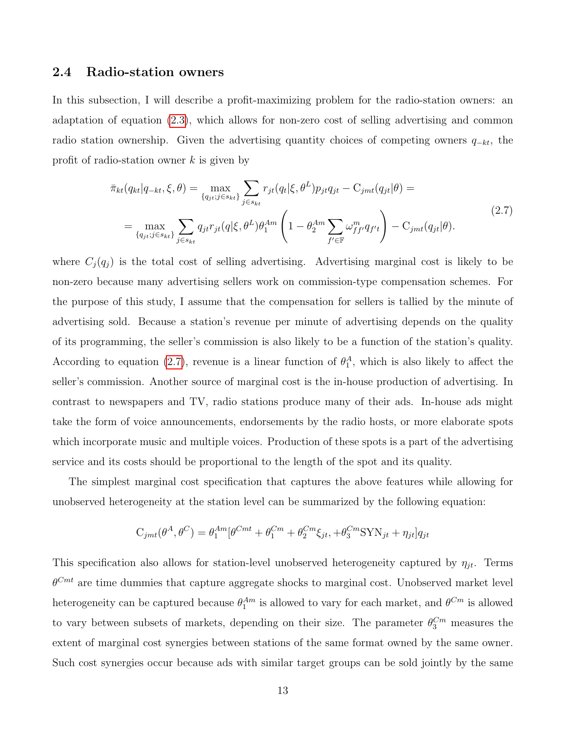### 2.4 Radio-station owners

In this subsection, I will describe a profit-maximizing problem for the radio-station owners: an adaptation of equation (2.3), which allows for non-zero cost of selling advertising and common radio station ownership. Given the advertising quantity choices of competing owners $q_{-kt}$, the profit of radio-station owner $k$ is given by

$$
\begin{aligned}
\bar{\pi}_{kt}(q_{kt}|q_{-kt}, \xi, \theta) &= \max_{\{q_{jt};j \in s_{kt}\}} \sum_{j \in s_{kt}} r_{jt}(q_t|\xi, \theta^L) p_{jt} q_{jt} - \mathrm{C}_{jmt}(q_{jt}|\theta) = \\
&= \max_{\{q_{jt};j \in s_{kt}\}} \sum_{j \in s_{kt}} q_{jt} r_{jt}(q|\xi, \theta^L) \theta_1^{Am} \left( 1 - \theta_2^{Am} \sum_{f' \in \mathbb{F}} \omega_{ff'}^m q_{f't} \right) - \mathrm{C}_{jmt}(q_{jt}|\theta).
\end{aligned}
\tag{2.7}
$$

where $C_j(q_j)$ is the total cost of selling advertising. Advertising marginal cost is likely to be non-zero because many advertising sellers work on commission-type compensation schemes. For the purpose of this study, I assume that the compensation for sellers is tallied by the minute of advertising sold. Because a station's revenue per minute of advertising depends on the quality of its programming, the seller's commission is also likely to be a function of the station's quality. According to equation (2.7), revenue is a linear function of $\theta_1^A$, which is also likely to affect the seller's commission. Another source of marginal cost is the in-house production of advertising. In contrast to newspapers and TV, radio stations produce many of their ads. In-house ads might take the form of voice announcements, endorsements by the radio hosts, or more elaborate spots which incorporate music and multiple voices. Production of these spots is a part of the advertising service and its costs should be proportional to the length of the spot and its quality.

The simplest marginal cost specification that captures the above features while allowing for unobserved heterogeneity at the station level can be summarized by the following equation:

$$
\mathrm{C}_{jmt}(\theta^A, \theta^C) = \theta_1^{Am}[\theta^{Cmt} + \theta_1^{Cm} + \theta_2^{Cm}\xi_{jt}, + \theta_3^{Cm}\mathrm{SYN}_{jt} + \eta_{jt}]q_{jt}
$$

This specification also allows for station-level unobserved heterogeneity captured by $\eta_{jt}$. Terms $\theta^{Cmt}$ are time dummies that capture aggregate shocks to marginal cost. Unobserved market level heterogeneity can be captured because $\theta_1^{Am}$ is allowed to vary for each market, and $\theta^{Cm}$ is allowed to vary between subsets of markets, depending on their size. The parameter $\theta_3^{Cm}$ measures the extent of marginal cost synergies between stations of the same format owned by the same owner. Such cost synergies occur because ads with similar target groups can be sold jointly by the same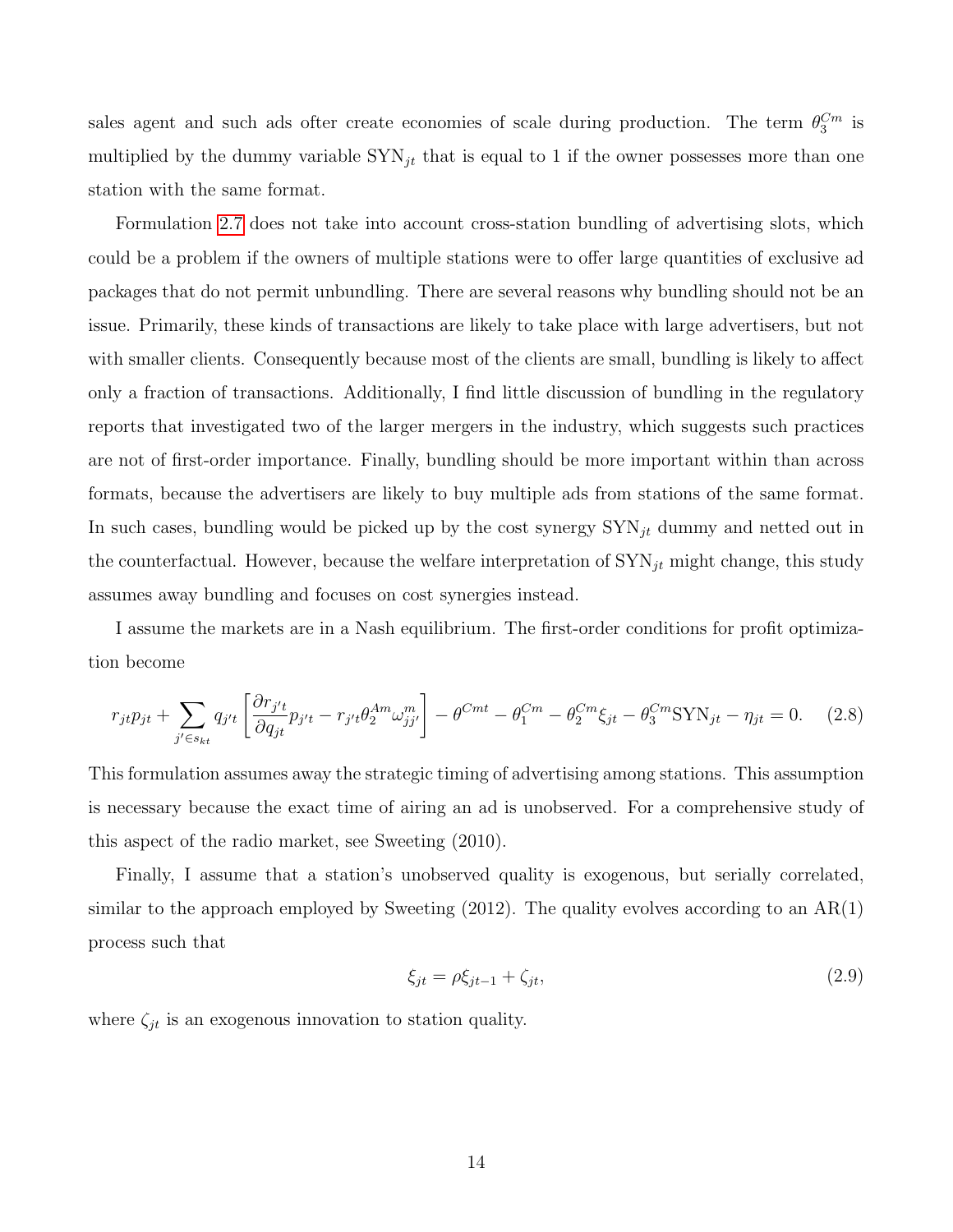sales agent and such ads ofter create economies of scale during production. The term $\theta_3^{Cm}$ is multiplied by the dummy variable $\text{SYN}_{jt}$ that is equal to 1 if the owner possesses more than one station with the same format.

Formulation 2.7 does not take into account cross-station bundling of advertising slots, which could be a problem if the owners of multiple stations were to offer large quantities of exclusive ad packages that do not permit unbundling. There are several reasons why bundling should not be an issue. Primarily, these kinds of transactions are likely to take place with large advertisers, but not with smaller clients. Consequently because most of the clients are small, bundling is likely to affect only a fraction of transactions. Additionally, I find little discussion of bundling in the regulatory reports that investigated two of the larger mergers in the industry, which suggests such practices are not of first-order importance. Finally, bundling should be more important within than across formats, because the advertisers are likely to buy multiple ads from stations of the same format. In such cases, bundling would be picked up by the cost synergy $\text{SYN}_{jt}$ dummy and netted out in the counterfactual. However, because the welfare interpretation of $\text{SYN}_{jt}$ might change, this study assumes away bundling and focuses on cost synergies instead.

I assume the markets are in a Nash equilibrium. The first-order conditions for profit optimization become

$$r_{jt}p_{jt} + \sum_{j' \in s_{kt}} q_{j't} \left[ \frac{\partial r_{j't}}{\partial q_{jt}} p_{j't} - r_{j't}\theta_2^{Am}\omega_{jj'}^m \right] - \theta^{Cmt} - \theta_1^{Cm} - \theta_2^{Cm}\xi_{jt} - \theta_3^{Cm}\text{SYN}_{jt} - \eta_{jt} = 0. \quad (2.8)$$

This formulation assumes away the strategic timing of advertising among stations. This assumption is necessary because the exact time of airing an ad is unobserved. For a comprehensive study of this aspect of the radio market, see Sweeting (2010).

Finally, I assume that a station's unobserved quality is exogenous, but serially correlated, similar to the approach employed by Sweeting (2012). The quality evolves according to an AR(1) process such that

$$\xi_{jt} = \rho\xi_{jt-1} + \zeta_{jt}, \quad (2.9)$$

where $\zeta_{jt}$ is an exogenous innovation to station quality.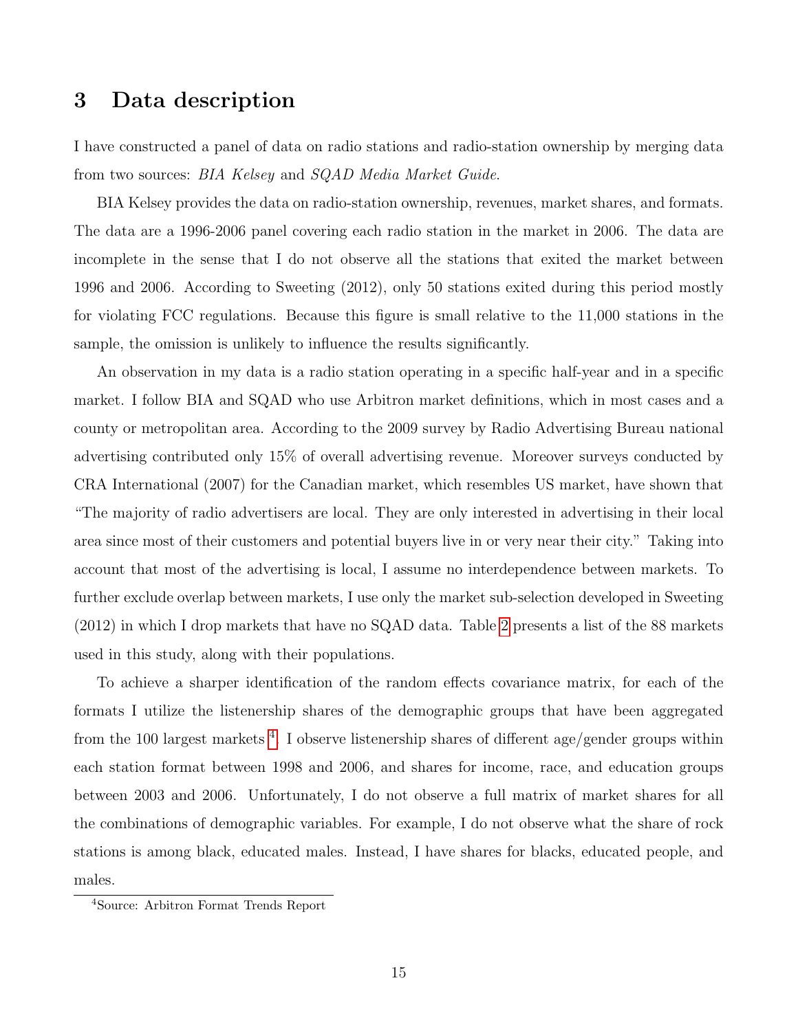# 3 Data description

I have constructed a panel of data on radio stations and radio-station ownership by merging data from two sources: *BIA Kelsey* and *SQAD Media Market Guide*.

BIA Kelsey provides the data on radio-station ownership, revenues, market shares, and formats. The data are a 1996-2006 panel covering each radio station in the market in 2006. The data are incomplete in the sense that I do not observe all the stations that exited the market between 1996 and 2006. According to Sweeting (2012), only 50 stations exited during this period mostly for violating FCC regulations. Because this figure is small relative to the 11,000 stations in the sample, the omission is unlikely to influence the results significantly.

An observation in my data is a radio station operating in a specific half-year and in a specific market. I follow BIA and SQAD who use Arbitron market definitions, which in most cases and a county or metropolitan area. According to the 2009 survey by Radio Advertising Bureau national advertising contributed only 15% of overall advertising revenue. Moreover surveys conducted by CRA International (2007) for the Canadian market, which resembles US market, have shown that "The majority of radio advertisers are local. They are only interested in advertising in their local area since most of their customers and potential buyers live in or very near their city." Taking into account that most of the advertising is local, I assume no interdependence between markets. To further exclude overlap between markets, I use only the market sub-selection developed in Sweeting (2012) in which I drop markets that have no SQAD data. Table 2 presents a list of the 88 markets used in this study, along with their populations.

To achieve a sharper identification of the random effects covariance matrix, for each of the formats I utilize the listenership shares of the demographic groups that have been aggregated from the 100 largest markets [4]. I observe listenership shares of different age/gender groups within each station format between 1998 and 2006, and shares for income, race, and education groups between 2003 and 2006. Unfortunately, I do not observe a full matrix of market shares for all the combinations of demographic variables. For example, I do not observe what the share of rock stations is among black, educated males. Instead, I have shares for blacks, educated people, and males.

[4] Source: Arbitron Format Trends Report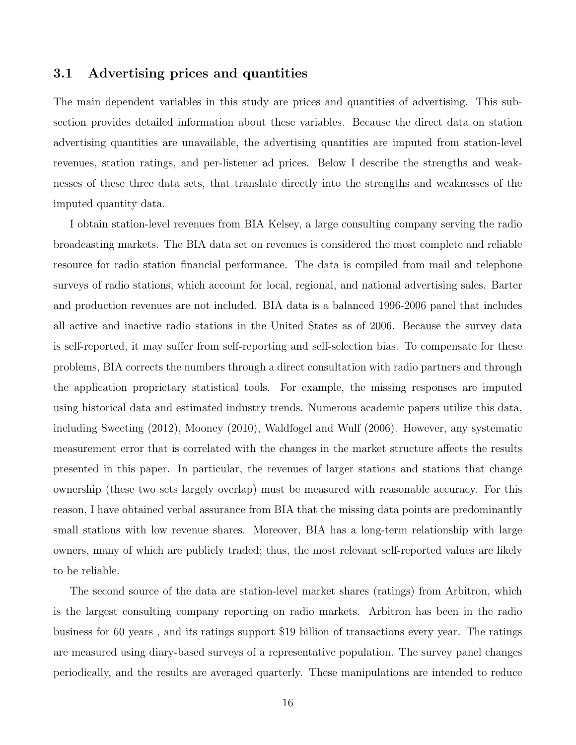### 3.1 Advertising prices and quantities

The main dependent variables in this study are prices and quantities of advertising. This subsection provides detailed information about these variables. Because the direct data on station advertising quantities are unavailable, the advertising quantities are imputed from station-level revenues, station ratings, and per-listener ad prices. Below I describe the strengths and weaknesses of these three data sets, that translate directly into the strengths and weaknesses of the imputed quantity data.

I obtain station-level revenues from BIA Kelsey, a large consulting company serving the radio broadcasting markets. The BIA data set on revenues is considered the most complete and reliable resource for radio station financial performance. The data is compiled from mail and telephone surveys of radio stations, which account for local, regional, and national advertising sales. Barter and production revenues are not included. BIA data is a balanced 1996-2006 panel that includes all active and inactive radio stations in the United States as of 2006. Because the survey data is self-reported, it may suffer from self-reporting and self-selection bias. To compensate for these problems, BIA corrects the numbers through a direct consultation with radio partners and through the application proprietary statistical tools. For example, the missing responses are imputed using historical data and estimated industry trends. Numerous academic papers utilize this data, including Sweeting (2012), Mooney (2010), Waldfogel and Wulf (2006). However, any systematic measurement error that is correlated with the changes in the market structure affects the results presented in this paper. In particular, the revenues of larger stations and stations that change ownership (these two sets largely overlap) must be measured with reasonable accuracy. For this reason, I have obtained verbal assurance from BIA that the missing data points are predominantly small stations with low revenue shares. Moreover, BIA has a long-term relationship with large owners, many of which are publicly traded; thus, the most relevant self-reported values are likely to be reliable.

The second source of the data are station-level market shares (ratings) from Arbitron, which is the largest consulting company reporting on radio markets. Arbitron has been in the radio business for 60 years , and its ratings support $19 billion of transactions every year. The ratings are measured using diary-based surveys of a representative population. The survey panel changes periodically, and the results are averaged quarterly. These manipulations are intended to reduce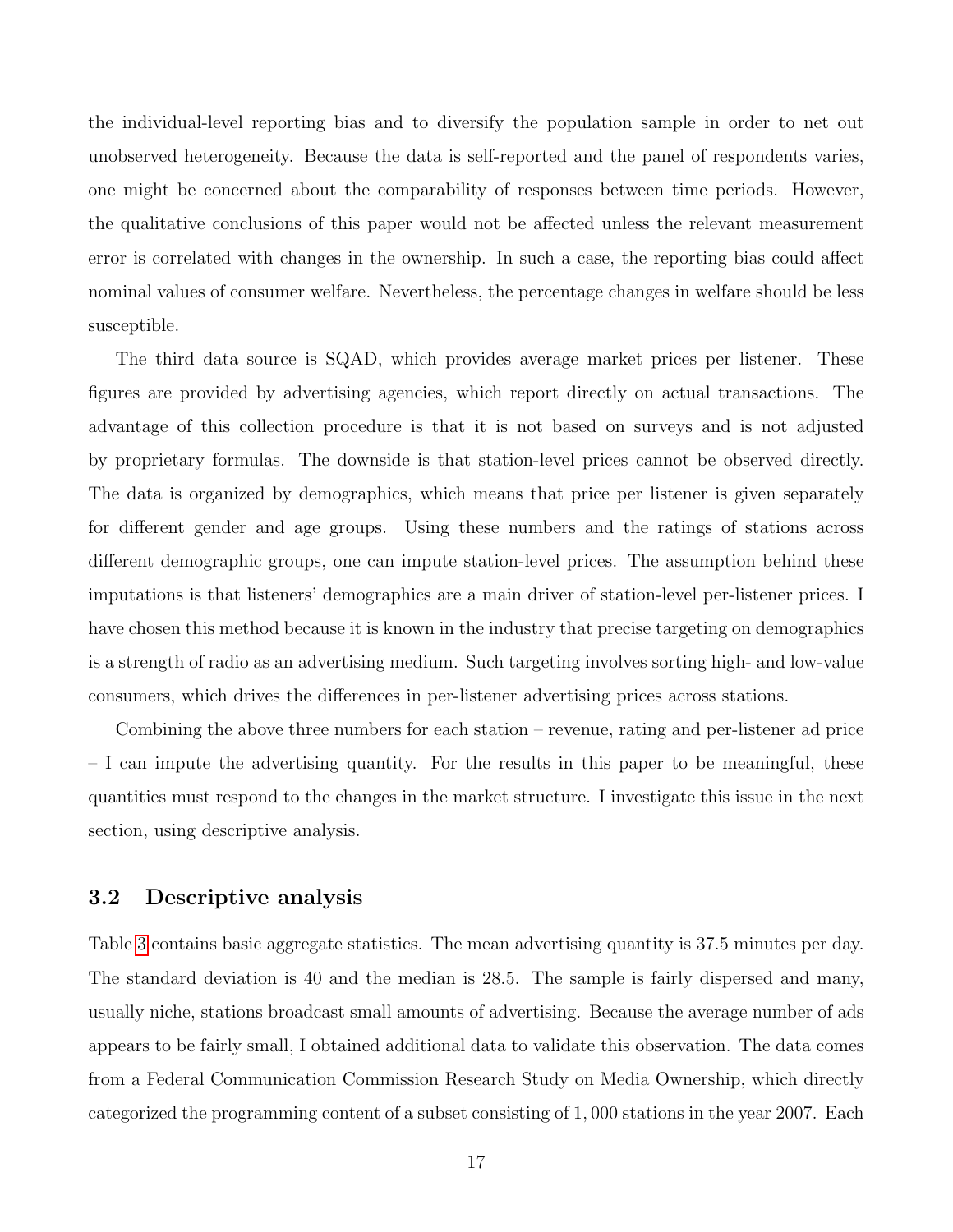the individual-level reporting bias and to diversify the population sample in order to net out unobserved heterogeneity. Because the data is self-reported and the panel of respondents varies, one might be concerned about the comparability of responses between time periods. However, the qualitative conclusions of this paper would not be affected unless the relevant measurement error is correlated with changes in the ownership. In such a case, the reporting bias could affect nominal values of consumer welfare. Nevertheless, the percentage changes in welfare should be less susceptible.

The third data source is SQAD, which provides average market prices per listener. These figures are provided by advertising agencies, which report directly on actual transactions. The advantage of this collection procedure is that it is not based on surveys and is not adjusted by proprietary formulas. The downside is that station-level prices cannot be observed directly. The data is organized by demographics, which means that price per listener is given separately for different gender and age groups. Using these numbers and the ratings of stations across different demographic groups, one can impute station-level prices. The assumption behind these imputations is that listeners' demographics are a main driver of station-level per-listener prices. I have chosen this method because it is known in the industry that precise targeting on demographics is a strength of radio as an advertising medium. Such targeting involves sorting high- and low-value consumers, which drives the differences in per-listener advertising prices across stations.

Combining the above three numbers for each station – revenue, rating and per-listener ad price – I can impute the advertising quantity. For the results in this paper to be meaningful, these quantities must respond to the changes in the market structure. I investigate this issue in the next section, using descriptive analysis.

## 3.2 Descriptive analysis

Table 3 contains basic aggregate statistics. The mean advertising quantity is 37.5 minutes per day. The standard deviation is 40 and the median is 28.5. The sample is fairly dispersed and many, usually niche, stations broadcast small amounts of advertising. Because the average number of ads appears to be fairly small, I obtained additional data to validate this observation. The data comes from a Federal Communication Commission Research Study on Media Ownership, which directly categorized the programming content of a subset consisting of 1,000 stations in the year 2007. Each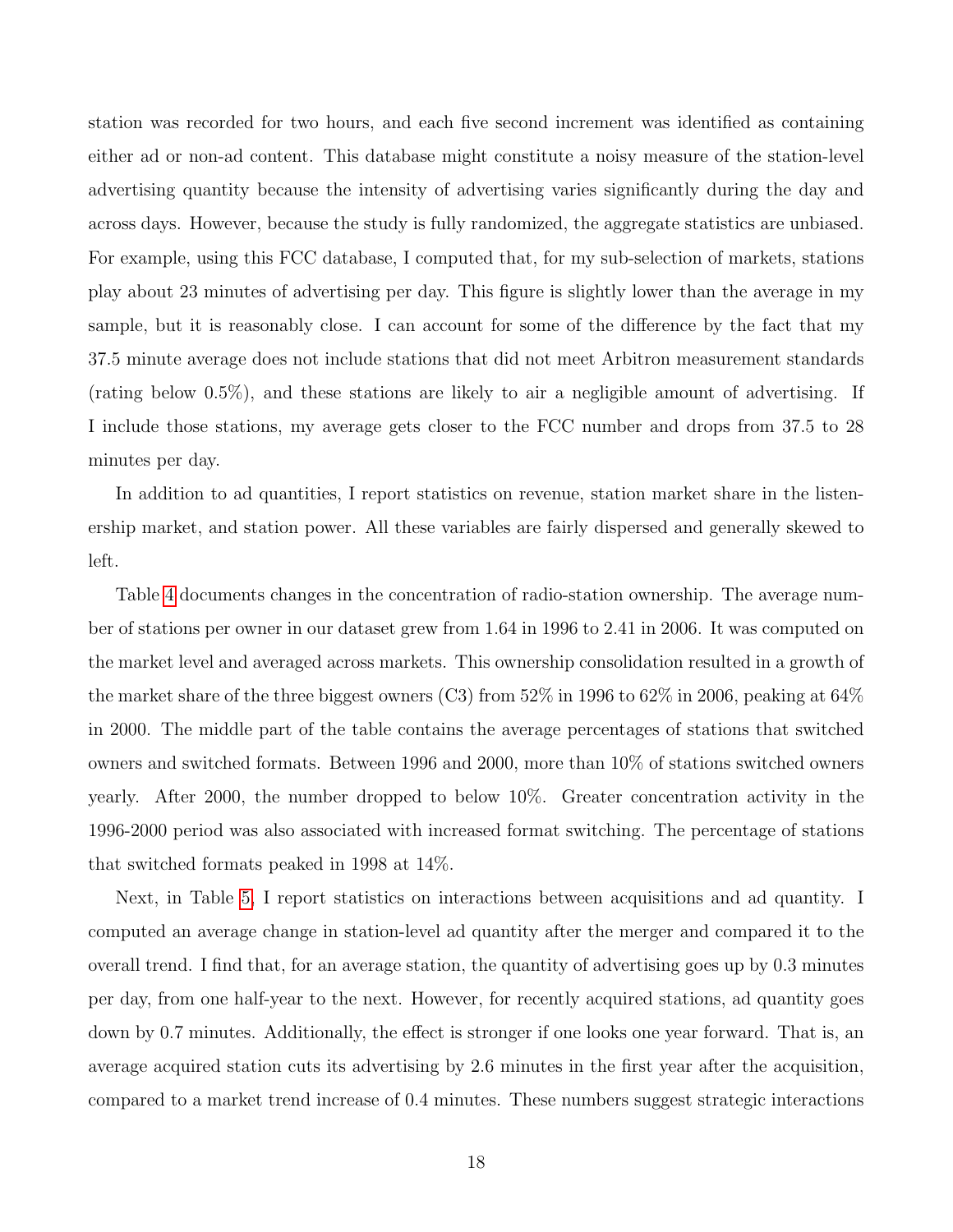station was recorded for two hours, and each five second increment was identified as containing either ad or non-ad content. This database might constitute a noisy measure of the station-level advertising quantity because the intensity of advertising varies significantly during the day and across days. However, because the study is fully randomized, the aggregate statistics are unbiased. For example, using this FCC database, I computed that, for my sub-selection of markets, stations play about 23 minutes of advertising per day. This figure is slightly lower than the average in my sample, but it is reasonably close. I can account for some of the difference by the fact that my 37.5 minute average does not include stations that did not meet Arbitron measurement standards (rating below 0.5%), and these stations are likely to air a negligible amount of advertising. If I include those stations, my average gets closer to the FCC number and drops from 37.5 to 28 minutes per day.

In addition to ad quantities, I report statistics on revenue, station market share in the listenership market, and station power. All these variables are fairly dispersed and generally skewed to left.

Table 4 documents changes in the concentration of radio-station ownership. The average number of stations per owner in our dataset grew from 1.64 in 1996 to 2.41 in 2006. It was computed on the market level and averaged across markets. This ownership consolidation resulted in a growth of the market share of the three biggest owners (C3) from 52% in 1996 to 62% in 2006, peaking at 64% in 2000. The middle part of the table contains the average percentages of stations that switched owners and switched formats. Between 1996 and 2000, more than 10% of stations switched owners yearly. After 2000, the number dropped to below 10%. Greater concentration activity in the 1996-2000 period was also associated with increased format switching. The percentage of stations that switched formats peaked in 1998 at 14%.

Next, in Table 5, I report statistics on interactions between acquisitions and ad quantity. I computed an average change in station-level ad quantity after the merger and compared it to the overall trend. I find that, for an average station, the quantity of advertising goes up by 0.3 minutes per day, from one half-year to the next. However, for recently acquired stations, ad quantity goes down by 0.7 minutes. Additionally, the effect is stronger if one looks one year forward. That is, an average acquired station cuts its advertising by 2.6 minutes in the first year after the acquisition, compared to a market trend increase of 0.4 minutes. These numbers suggest strategic interactions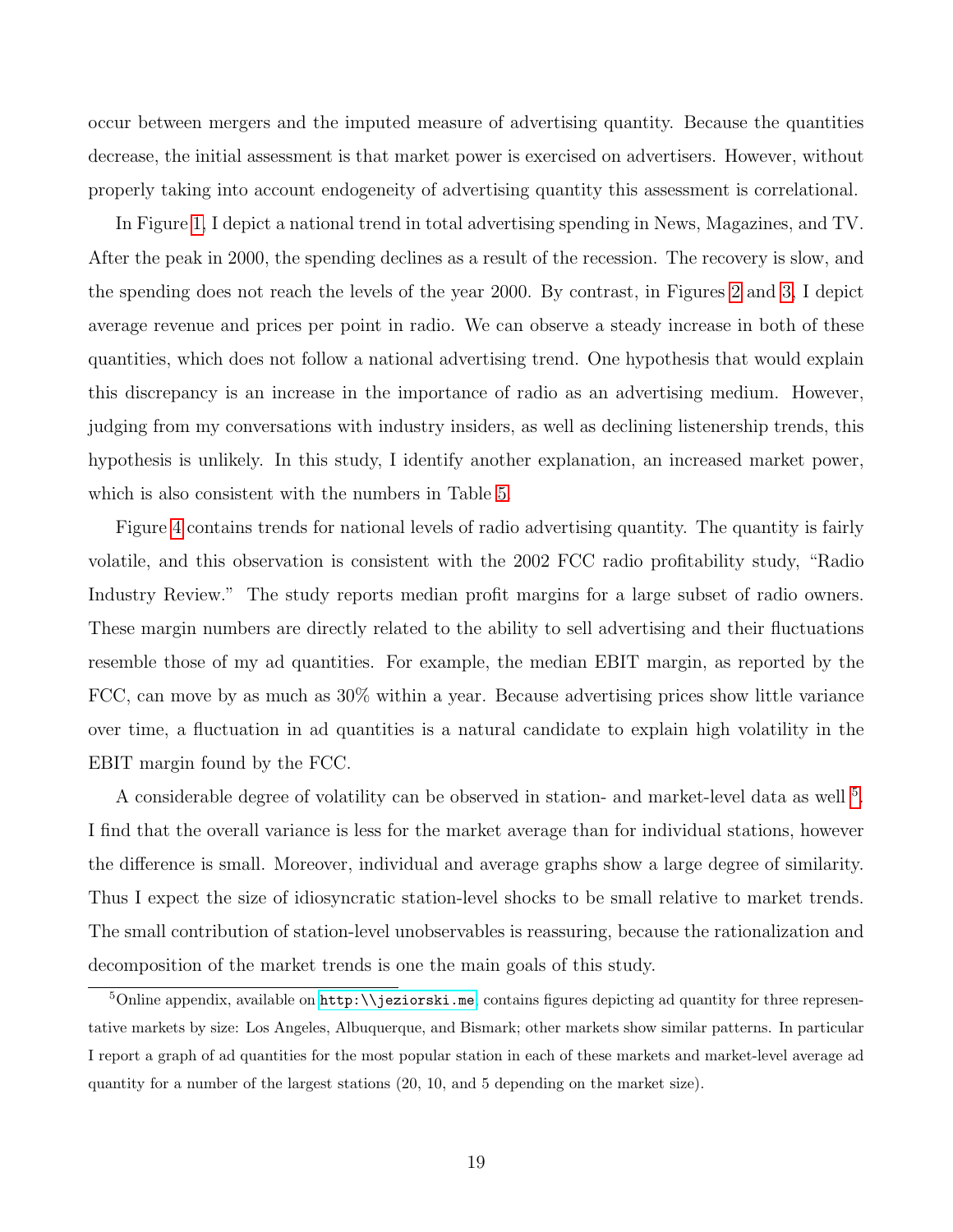occur between mergers and the imputed measure of advertising quantity. Because the quantities decrease, the initial assessment is that market power is exercised on advertisers. However, without properly taking into account endogeneity of advertising quantity this assessment is correlational.

In Figure 1, I depict a national trend in total advertising spending in News, Magazines, and TV. After the peak in 2000, the spending declines as a result of the recession. The recovery is slow, and the spending does not reach the levels of the year 2000. By contrast, in Figures 2 and 3, I depict average revenue and prices per point in radio. We can observe a steady increase in both of these quantities, which does not follow a national advertising trend. One hypothesis that would explain this discrepancy is an increase in the importance of radio as an advertising medium. However, judging from my conversations with industry insiders, as well as declining listenership trends, this hypothesis is unlikely. In this study, I identify another explanation, an increased market power, which is also consistent with the numbers in Table 5.

Figure 4 contains trends for national levels of radio advertising quantity. The quantity is fairly volatile, and this observation is consistent with the 2002 FCC radio profitability study, "Radio Industry Review." The study reports median profit margins for a large subset of radio owners. These margin numbers are directly related to the ability to sell advertising and their fluctuations resemble those of my ad quantities. For example, the median EBIT margin, as reported by the FCC, can move by as much as 30% within a year. Because advertising prices show little variance over time, a fluctuation in ad quantities is a natural candidate to explain high volatility in the EBIT margin found by the FCC.

A considerable degree of volatility can be observed in station- and market-level data as well [5]. I find that the overall variance is less for the market average than for individual stations, however the difference is small. Moreover, individual and average graphs show a large degree of similarity. Thus I expect the size of idiosyncratic station-level shocks to be small relative to market trends. The small contribution of station-level unobservables is reassuring, because the rationalization and decomposition of the market trends is one the main goals of this study.

[5] Online appendix, available on http:\\jeziorski.me, contains figures depicting ad quantity for three representative markets by size: Los Angeles, Albuquerque, and Bismark; other markets show similar patterns. In particular I report a graph of ad quantities for the most popular station in each of these markets and market-level average ad quantity for a number of the largest stations (20, 10, and 5 depending on the market size).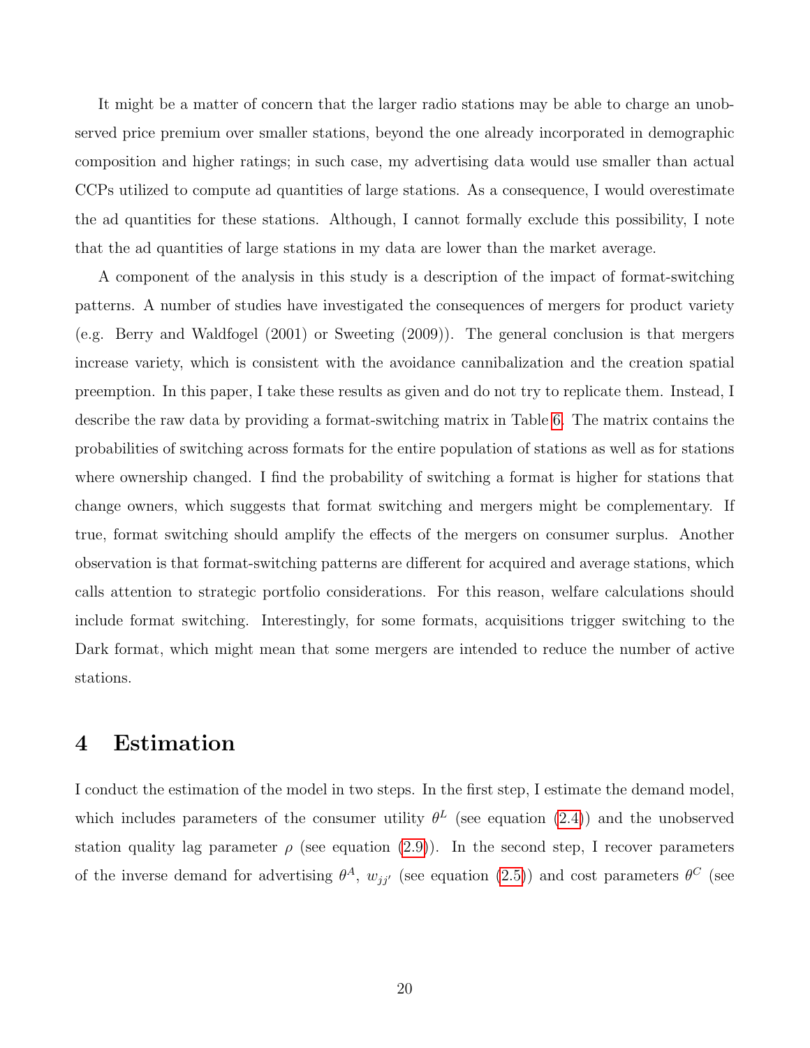It might be a matter of concern that the larger radio stations may be able to charge an unobserved price premium over smaller stations, beyond the one already incorporated in demographic composition and higher ratings; in such case, my advertising data would use smaller than actual CCPs utilized to compute ad quantities of large stations. As a consequence, I would overestimate the ad quantities for these stations. Although, I cannot formally exclude this possibility, I note that the ad quantities of large stations in my data are lower than the market average.

A component of the analysis in this study is a description of the impact of format-switching patterns. A number of studies have investigated the consequences of mergers for product variety (e.g. Berry and Waldfogel (2001) or Sweeting (2009)). The general conclusion is that mergers increase variety, which is consistent with the avoidance cannibalization and the creation spatial preemption. In this paper, I take these results as given and do not try to replicate them. Instead, I describe the raw data by providing a format-switching matrix in Table 6. The matrix contains the probabilities of switching across formats for the entire population of stations as well as for stations where ownership changed. I find the probability of switching a format is higher for stations that change owners, which suggests that format switching and mergers might be complementary. If true, format switching should amplify the effects of the mergers on consumer surplus. Another observation is that format-switching patterns are different for acquired and average stations, which calls attention to strategic portfolio considerations. For this reason, welfare calculations should include format switching. Interestingly, for some formats, acquisitions trigger switching to the Dark format, which might mean that some mergers are intended to reduce the number of active stations.

# 4 Estimation

I conduct the estimation of the model in two steps. In the first step, I estimate the demand model, which includes parameters of the consumer utility $\theta^L$ (see equation (2.4)) and the unobserved station quality lag parameter $\rho$ (see equation (2.9)). In the second step, I recover parameters of the inverse demand for advertising $\theta^A$, $w_{jj'}$ (see equation (2.5)) and cost parameters $\theta^C$ (see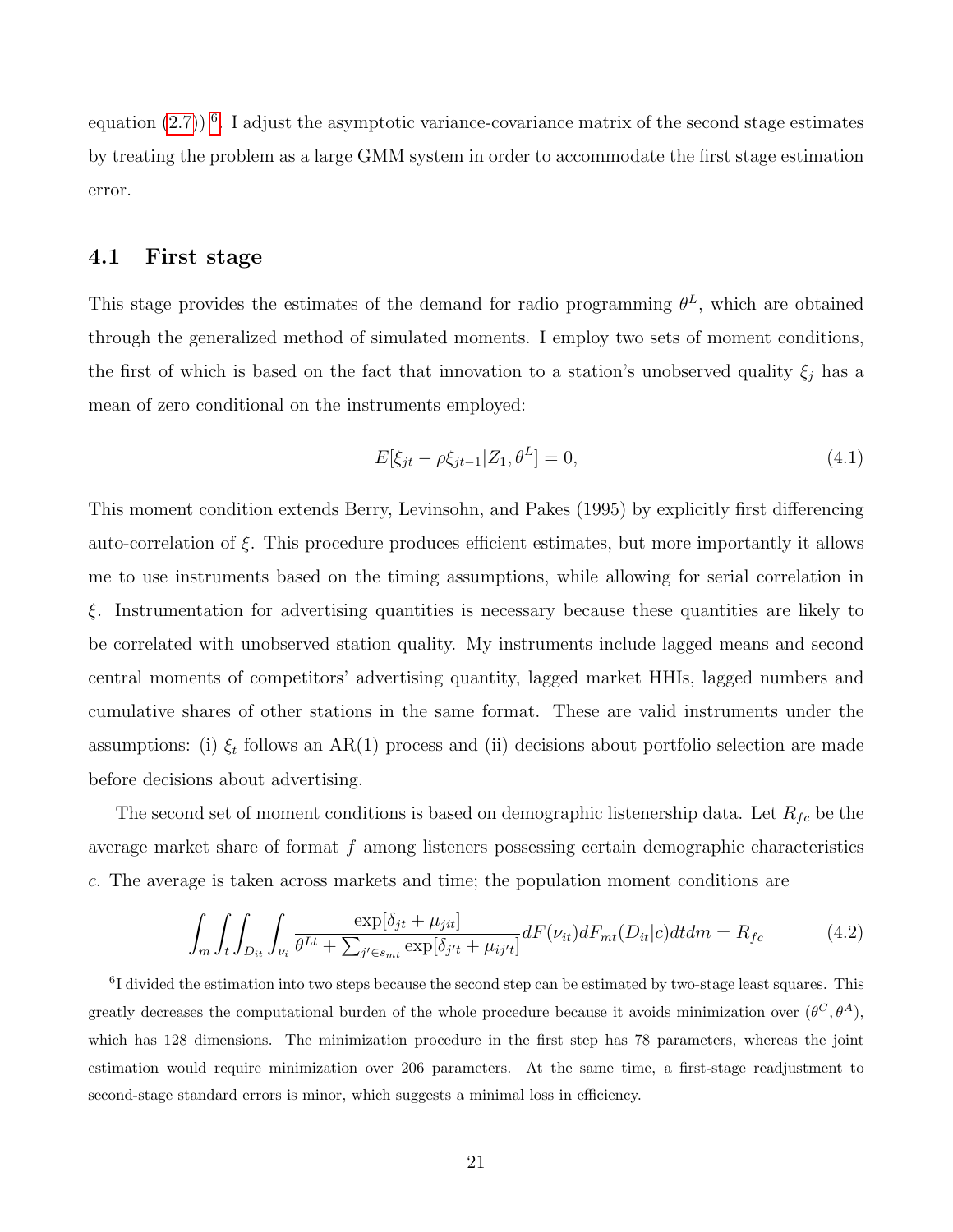equation (2.7)) [6]. I adjust the asymptotic variance-covariance matrix of the second stage estimates by treating the problem as a large GMM system in order to accommodate the first stage estimation error.

## 4.1 First stage

This stage provides the estimates of the demand for radio programming $\theta^L$, which are obtained through the generalized method of simulated moments. I employ two sets of moment conditions, the first of which is based on the fact that innovation to a station's unobserved quality $\xi_j$ has a mean of zero conditional on the instruments employed:

$$E[\xi_{jt} - \rho\xi_{jt-1}|Z_1, \theta^L] = 0, \tag{4.1}$$

This moment condition extends Berry, Levinsohn, and Pakes (1995) by explicitly first differencing auto-correlation of $\xi$. This procedure produces efficient estimates, but more importantly it allows me to use instruments based on the timing assumptions, while allowing for serial correlation in $\xi$. Instrumentation for advertising quantities is necessary because these quantities are likely to be correlated with unobserved station quality. My instruments include lagged means and second central moments of competitors' advertising quantity, lagged market HHIs, lagged numbers and cumulative shares of other stations in the same format. These are valid instruments under the assumptions: (i) $\xi_t$ follows an AR(1) process and (ii) decisions about portfolio selection are made before decisions about advertising.

The second set of moment conditions is based on demographic listenership data. Let $R_{fc}$ be the average market share of format $f$ among listeners possessing certain demographic characteristics $c$. The average is taken across markets and time; the population moment conditions are

$$\int_m \int_t \int_{D_{it}} \int_{\nu_i} \frac{\exp[\delta_{jt} + \mu_{jit}]}{\theta^{Lt} + \sum_{j' \in s_{mt}} \exp[\delta_{j't} + \mu_{ij't}]} dF(\nu_{it}) dF_{mt}(D_{it}|c) dt dm = R_{fc} \tag{4.2}$$

[6] I divided the estimation into two steps because the second step can be estimated by two-stage least squares. This greatly decreases the computational burden of the whole procedure because it avoids minimization over $(\theta^C, \theta^A)$, which has 128 dimensions. The minimization procedure in the first step has 78 parameters, whereas the joint estimation would require minimization over 206 parameters. At the same time, a first-stage readjustment to second-stage standard errors is minor, which suggests a minimal loss in efficiency.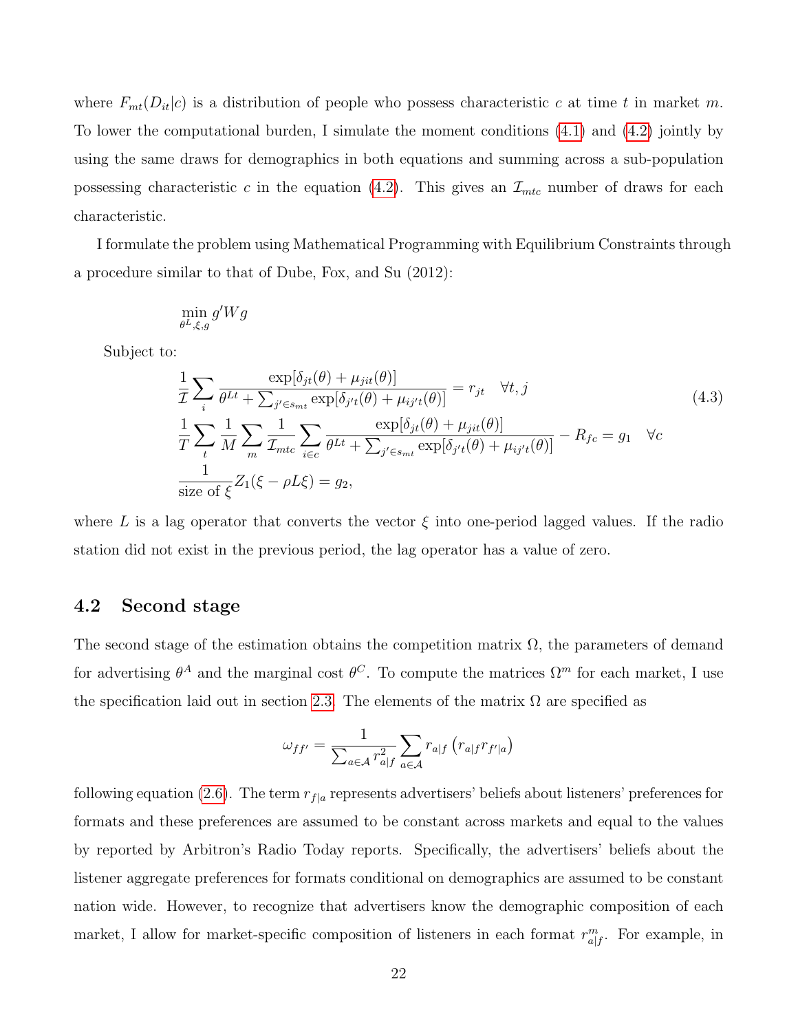where $F_{mt}(D_{it}|c)$ is a distribution of people who possess characteristic $c$ at time $t$ in market $m$. To lower the computational burden, I simulate the moment conditions (4.1) and (4.2) jointly by using the same draws for demographics in both equations and summing across a sub-population possessing characteristic $c$ in the equation (4.2). This gives an $\mathcal{I}_{mtc}$ number of draws for each characteristic.

I formulate the problem using Mathematical Programming with Equilibrium Constraints through a procedure similar to that of Dube, Fox, and Su (2012):

$$\min_{\theta^L,\xi,g} g'Wg$$

Subject to:

$$\begin{aligned}
&\frac{1}{\mathcal{I}}\sum_i \frac{\exp[\delta_{jt}(\theta)+\mu_{jit}(\theta)]}{\theta^{Lt}+\sum_{j'\in s_{mt}}\exp[\delta_{j't}(\theta)+\mu_{ij't}(\theta)]} = r_{jt} \quad \forall t,j \\
&\frac{1}{T}\sum_t \frac{1}{M}\sum_m \frac{1}{\mathcal{I}_{mtc}}\sum_{i\in c}\frac{\exp[\delta_{jt}(\theta)+\mu_{jit}(\theta)]}{\theta^{Lt}+\sum_{j'\in s_{mt}}\exp[\delta_{j't}(\theta)+\mu_{ij't}(\theta)]} - R_{fc} = g_1 \quad \forall c \\
&\frac{1}{\text{size of }\xi}Z_1(\xi-\rho L\xi) = g_2,
\end{aligned} \tag{4.3}$$

where $L$ is a lag operator that converts the vector $\xi$ into one-period lagged values. If the radio station did not exist in the previous period, the lag operator has a value of zero.

## 4.2 Second stage

The second stage of the estimation obtains the competition matrix $\Omega$, the parameters of demand for advertising $\theta^A$ and the marginal cost $\theta^C$. To compute the matrices $\Omega^m$ for each market, I use the specification laid out in section 2.3. The elements of the matrix $\Omega$ are specified as

$$\omega_{ff'} = \frac{1}{\sum_{a\in\mathcal{A}} r_{a|f}^2}\sum_{a\in\mathcal{A}} r_{a|f}\left(r_{a|f}r_{f'|a}\right)$$

following equation (2.6). The term $r_{f|a}$ represents advertisers' beliefs about listeners' preferences for formats and these preferences are assumed to be constant across markets and equal to the values by reported by Arbitron's Radio Today reports. Specifically, the advertisers' beliefs about the listener aggregate preferences for formats conditional on demographics are assumed to be constant nation wide. However, to recognize that advertisers know the demographic composition of each market, I allow for market-specific composition of listeners in each format $r_{a|f}^m$. For example, in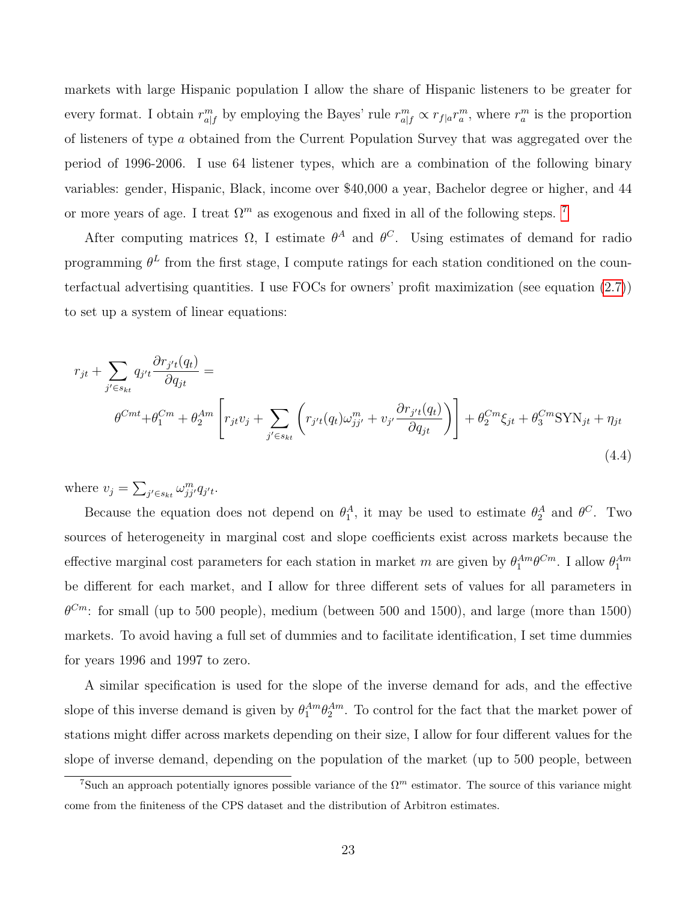markets with large Hispanic population I allow the share of Hispanic listeners to be greater for every format. I obtain $r^m_{a|f}$ by employing the Bayes' rule $r^m_{a|f} \propto r_{f|a} r^m_a$, where $r^m_a$ is the proportion of listeners of type $a$ obtained from the Current Population Survey that was aggregated over the period of 1996-2006. I use 64 listener types, which are a combination of the following binary variables: gender, Hispanic, Black, income over \$40,000 a year, Bachelor degree or higher, and 44 or more years of age. I treat $\Omega^m$ as exogenous and fixed in all of the following steps. [7]

After computing matrices $\Omega$, I estimate $\theta^A$ and $\theta^C$. Using estimates of demand for radio programming $\theta^L$ from the first stage, I compute ratings for each station conditioned on the counterfactual advertising quantities. I use FOCs for owners' profit maximization (see equation (2.7)) to set up a system of linear equations:

$$
\begin{aligned}
r_{jt} + \sum_{j' \in s_{kt}} q_{j't} \frac{\partial r_{j't}(q_t)}{\partial q_{jt}} = \\
\theta^{Cmt} + \theta_1^{Cm} + \theta_2^{Am} \left[ r_{jt} v_j + \sum_{j' \in s_{kt}} \left( r_{j't}(q_t) \omega^m_{jj'} + v_{j'} \frac{\partial r_{j't}(q_t)}{\partial q_{jt}} \right) \right] + \theta_2^{Cm} \xi_{jt} + \theta_3^{Cm} \text{SYN}_{jt} + \eta_{jt}
\end{aligned}
\tag{4.4}
$$

where $v_j = \sum_{j' \in s_{kt}} \omega^m_{jj'} q_{j't}$.

Because the equation does not depend on $\theta_1^A$, it may be used to estimate $\theta_2^A$ and $\theta^C$. Two sources of heterogeneity in marginal cost and slope coefficients exist across markets because the effective marginal cost parameters for each station in market $m$ are given by $\theta_1^{Am} \theta^{Cm}$. I allow $\theta_1^{Am}$ be different for each market, and I allow for three different sets of values for all parameters in $\theta^{Cm}$: for small (up to 500 people), medium (between 500 and 1500), and large (more than 1500) markets. To avoid having a full set of dummies and to facilitate identification, I set time dummies for years 1996 and 1997 to zero.

A similar specification is used for the slope of the inverse demand for ads, and the effective slope of this inverse demand is given by $\theta_1^{Am} \theta_2^{Am}$. To control for the fact that the market power of stations might differ across markets depending on their size, I allow for four different values for the slope of inverse demand, depending on the population of the market (up to 500 people, between

[7] Such an approach potentially ignores possible variance of the $\Omega^m$ estimator. The source of this variance might come from the finiteness of the CPS dataset and the distribution of Arbitron estimates.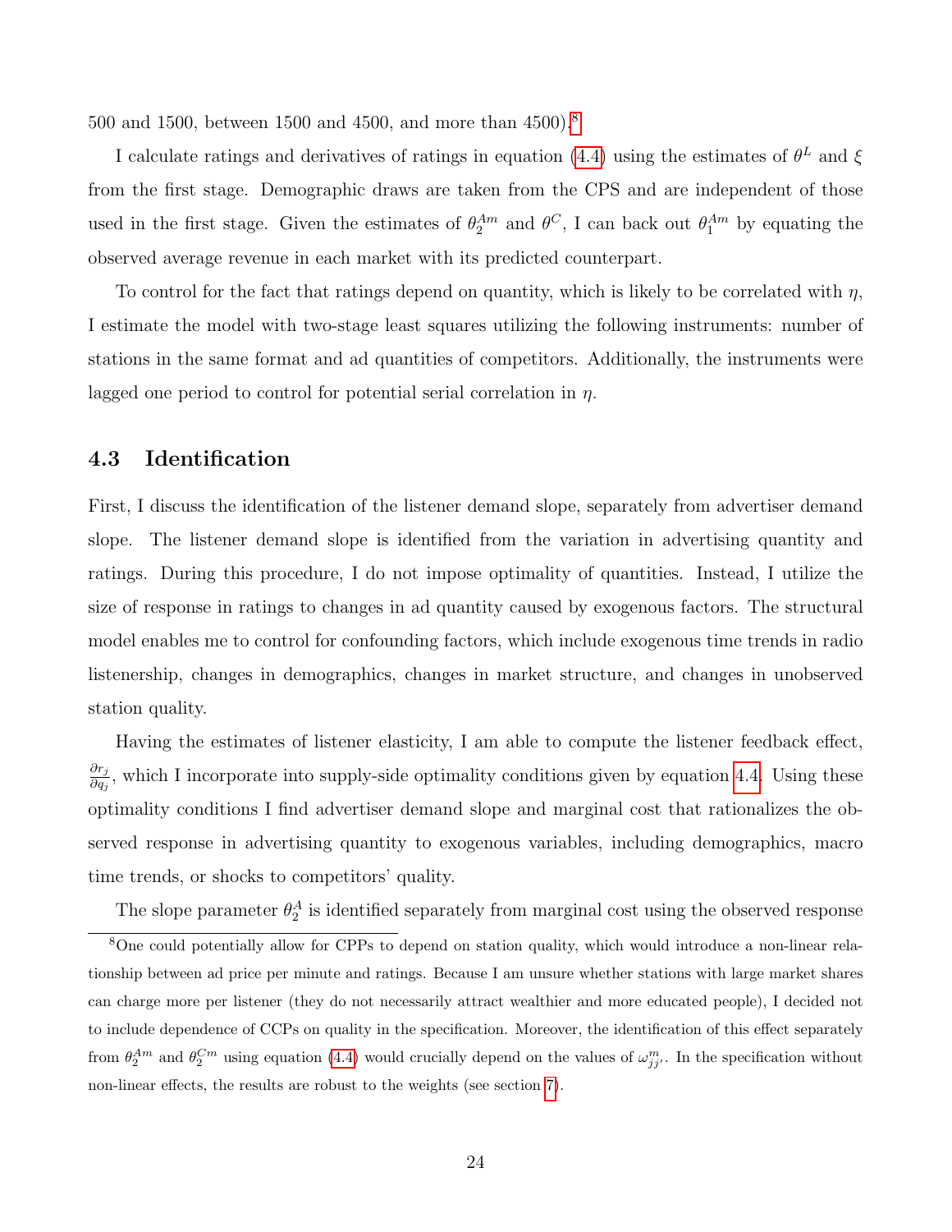500 and 1500, between 1500 and 4500, and more than 4500).[8]

I calculate ratings and derivatives of ratings in equation (4.4) using the estimates of $\theta^L$ and $\xi$ from the first stage. Demographic draws are taken from the CPS and are independent of those used in the first stage. Given the estimates of $\theta_2^{Am}$ and $\theta^C$, I can back out $\theta_1^{Am}$ by equating the observed average revenue in each market with its predicted counterpart.

To control for the fact that ratings depend on quantity, which is likely to be correlated with $\eta$, I estimate the model with two-stage least squares utilizing the following instruments: number of stations in the same format and ad quantities of competitors. Additionally, the instruments were lagged one period to control for potential serial correlation in $\eta$.

### 4.3 Identification

First, I discuss the identification of the listener demand slope, separately from advertiser demand slope. The listener demand slope is identified from the variation in advertising quantity and ratings. During this procedure, I do not impose optimality of quantities. Instead, I utilize the size of response in ratings to changes in ad quantity caused by exogenous factors. The structural model enables me to control for confounding factors, which include exogenous time trends in radio listenership, changes in demographics, changes in market structure, and changes in unobserved station quality.

Having the estimates of listener elasticity, I am able to compute the listener feedback effect, $\frac{\partial r_j}{\partial q_j}$, which I incorporate into supply-side optimality conditions given by equation 4.4. Using these optimality conditions I find advertiser demand slope and marginal cost that rationalizes the observed response in advertising quantity to exogenous variables, including demographics, macro time trends, or shocks to competitors' quality.

The slope parameter $\theta_2^A$ is identified separately from marginal cost using the observed response

[8] One could potentially allow for CPPs to depend on station quality, which would introduce a non-linear relationship between ad price per minute and ratings. Because I am unsure whether stations with large market shares can charge more per listener (they do not necessarily attract wealthier and more educated people), I decided not to include dependence of CCPs on quality in the specification. Moreover, the identification of this effect separately from $\theta_2^{Am}$ and $\theta_2^{Cm}$ using equation (4.4) would crucially depend on the values of $\omega_{jj'}^m$. In the specification without non-linear effects, the results are robust to the weights (see section 7).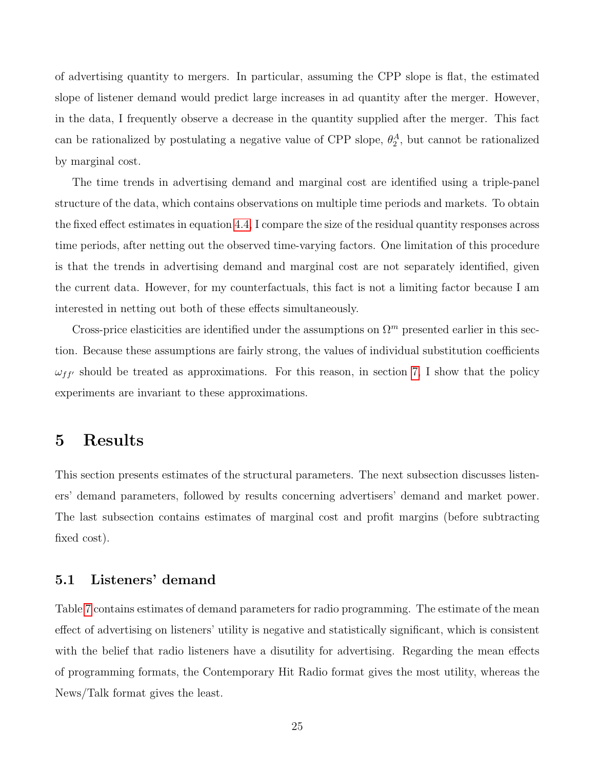of advertising quantity to mergers. In particular, assuming the CPP slope is flat, the estimated slope of listener demand would predict large increases in ad quantity after the merger. However, in the data, I frequently observe a decrease in the quantity supplied after the merger. This fact can be rationalized by postulating a negative value of CPP slope, $\theta_2^A$, but cannot be rationalized by marginal cost.

The time trends in advertising demand and marginal cost are identified using a triple-panel structure of the data, which contains observations on multiple time periods and markets. To obtain the fixed effect estimates in equation 4.4, I compare the size of the residual quantity responses across time periods, after netting out the observed time-varying factors. One limitation of this procedure is that the trends in advertising demand and marginal cost are not separately identified, given the current data. However, for my counterfactuals, this fact is not a limiting factor because I am interested in netting out both of these effects simultaneously.

Cross-price elasticities are identified under the assumptions on $\Omega^m$ presented earlier in this section. Because these assumptions are fairly strong, the values of individual substitution coefficients $\omega_{ff'}$ should be treated as approximations. For this reason, in section 7, I show that the policy experiments are invariant to these approximations.

# 5 Results

This section presents estimates of the structural parameters. The next subsection discusses listeners' demand parameters, followed by results concerning advertisers' demand and market power. The last subsection contains estimates of marginal cost and profit margins (before subtracting fixed cost).

## 5.1 Listeners' demand

Table 7 contains estimates of demand parameters for radio programming. The estimate of the mean effect of advertising on listeners' utility is negative and statistically significant, which is consistent with the belief that radio listeners have a disutility for advertising. Regarding the mean effects of programming formats, the Contemporary Hit Radio format gives the most utility, whereas the News/Talk format gives the least.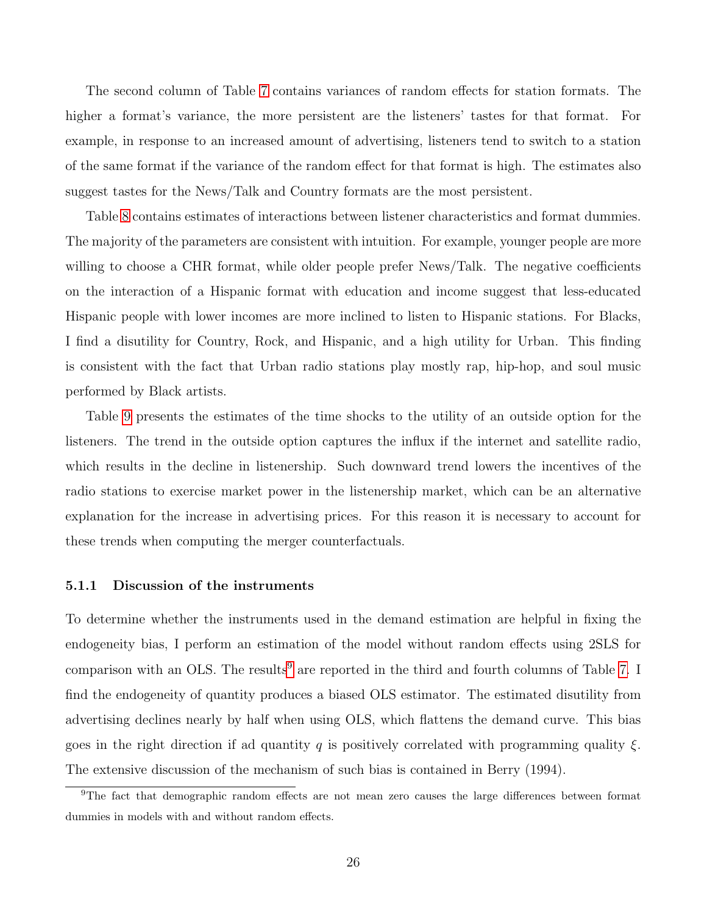The second column of Table 7 contains variances of random effects for station formats. The higher a format's variance, the more persistent are the listeners' tastes for that format. For example, in response to an increased amount of advertising, listeners tend to switch to a station of the same format if the variance of the random effect for that format is high. The estimates also suggest tastes for the News/Talk and Country formats are the most persistent.

Table 8 contains estimates of interactions between listener characteristics and format dummies. The majority of the parameters are consistent with intuition. For example, younger people are more willing to choose a CHR format, while older people prefer News/Talk. The negative coefficients on the interaction of a Hispanic format with education and income suggest that less-educated Hispanic people with lower incomes are more inclined to listen to Hispanic stations. For Blacks, I find a disutility for Country, Rock, and Hispanic, and a high utility for Urban. This finding is consistent with the fact that Urban radio stations play mostly rap, hip-hop, and soul music performed by Black artists.

Table 9 presents the estimates of the time shocks to the utility of an outside option for the listeners. The trend in the outside option captures the influx if the internet and satellite radio, which results in the decline in listenership. Such downward trend lowers the incentives of the radio stations to exercise market power in the listenership market, which can be an alternative explanation for the increase in advertising prices. For this reason it is necessary to account for these trends when computing the merger counterfactuals.

### 5.1.1 Discussion of the instruments

To determine whether the instruments used in the demand estimation are helpful in fixing the endogeneity bias, I perform an estimation of the model without random effects using 2SLS for comparison with an OLS. The results[9] are reported in the third and fourth columns of Table 7. I find the endogeneity of quantity produces a biased OLS estimator. The estimated disutility from advertising declines nearly by half when using OLS, which flattens the demand curve. This bias goes in the right direction if ad quantity $q$ is positively correlated with programming quality $\xi$. The extensive discussion of the mechanism of such bias is contained in Berry (1994).

[9] The fact that demographic random effects are not mean zero causes the large differences between format dummies in models with and without random effects.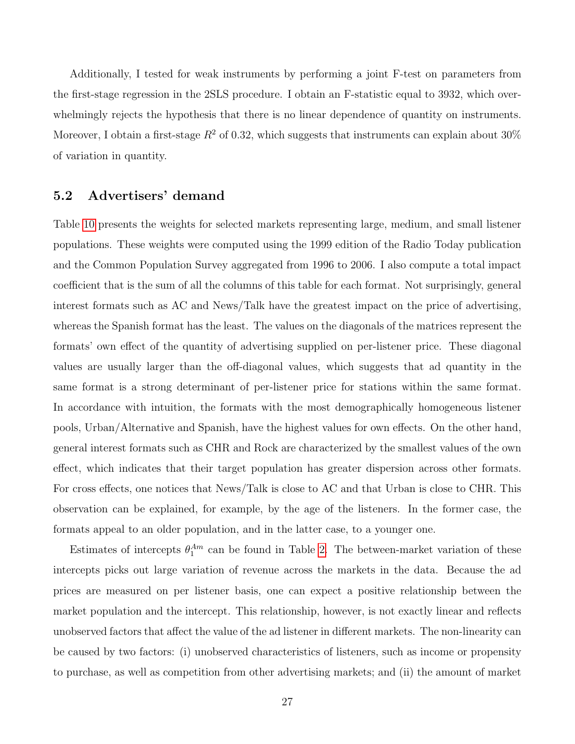Additionally, I tested for weak instruments by performing a joint F-test on parameters from the first-stage regression in the 2SLS procedure. I obtain an F-statistic equal to 3932, which overwhelmingly rejects the hypothesis that there is no linear dependence of quantity on instruments. Moreover, I obtain a first-stage $R^2$ of 0.32, which suggests that instruments can explain about 30% of variation in quantity.

## 5.2 Advertisers' demand

Table 10 presents the weights for selected markets representing large, medium, and small listener populations. These weights were computed using the 1999 edition of the Radio Today publication and the Common Population Survey aggregated from 1996 to 2006. I also compute a total impact coefficient that is the sum of all the columns of this table for each format. Not surprisingly, general interest formats such as AC and News/Talk have the greatest impact on the price of advertising, whereas the Spanish format has the least. The values on the diagonals of the matrices represent the formats' own effect of the quantity of advertising supplied on per-listener price. These diagonal values are usually larger than the off-diagonal values, which suggests that ad quantity in the same format is a strong determinant of per-listener price for stations within the same format. In accordance with intuition, the formats with the most demographically homogeneous listener pools, Urban/Alternative and Spanish, have the highest values for own effects. On the other hand, general interest formats such as CHR and Rock are characterized by the smallest values of the own effect, which indicates that their target population has greater dispersion across other formats. For cross effects, one notices that News/Talk is close to AC and that Urban is close to CHR. This observation can be explained, for example, by the age of the listeners. In the former case, the formats appeal to an older population, and in the latter case, to a younger one.

Estimates of intercepts $\theta_1^{Am}$ can be found in Table 2. The between-market variation of these intercepts picks out large variation of revenue across the markets in the data. Because the ad prices are measured on per listener basis, one can expect a positive relationship between the market population and the intercept. This relationship, however, is not exactly linear and reflects unobserved factors that affect the value of the ad listener in different markets. The non-linearity can be caused by two factors: (i) unobserved characteristics of listeners, such as income or propensity to purchase, as well as competition from other advertising markets; and (ii) the amount of market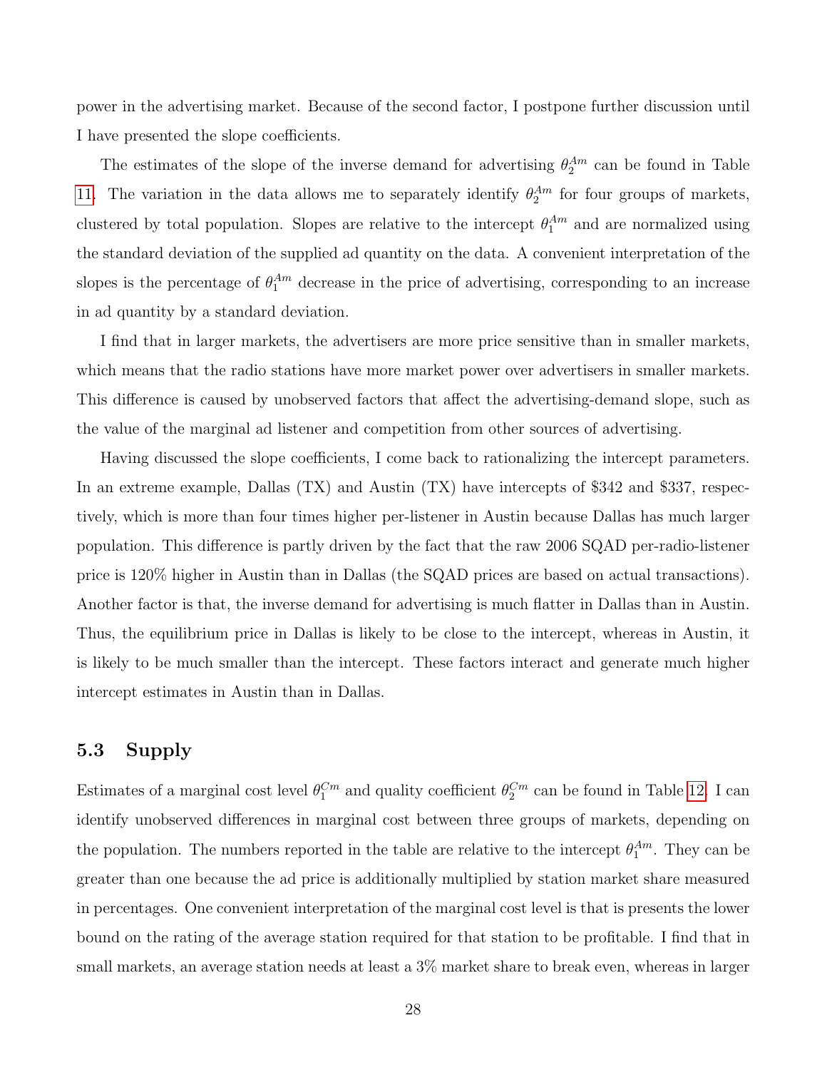power in the advertising market. Because of the second factor, I postpone further discussion until I have presented the slope coefficients.

The estimates of the slope of the inverse demand for advertising $\theta_2^{Am}$ can be found in Table 11. The variation in the data allows me to separately identify $\theta_2^{Am}$ for four groups of markets, clustered by total population. Slopes are relative to the intercept $\theta_1^{Am}$ and are normalized using the standard deviation of the supplied ad quantity on the data. A convenient interpretation of the slopes is the percentage of $\theta_1^{Am}$ decrease in the price of advertising, corresponding to an increase in ad quantity by a standard deviation.

I find that in larger markets, the advertisers are more price sensitive than in smaller markets, which means that the radio stations have more market power over advertisers in smaller markets. This difference is caused by unobserved factors that affect the advertising-demand slope, such as the value of the marginal ad listener and competition from other sources of advertising.

Having discussed the slope coefficients, I come back to rationalizing the intercept parameters. In an extreme example, Dallas (TX) and Austin (TX) have intercepts of \$342 and \$337, respectively, which is more than four times higher per-listener in Austin because Dallas has much larger population. This difference is partly driven by the fact that the raw 2006 SQAD per-radio-listener price is 120% higher in Austin than in Dallas (the SQAD prices are based on actual transactions). Another factor is that, the inverse demand for advertising is much flatter in Dallas than in Austin. Thus, the equilibrium price in Dallas is likely to be close to the intercept, whereas in Austin, it is likely to be much smaller than the intercept. These factors interact and generate much higher intercept estimates in Austin than in Dallas.

### 5.3 Supply

Estimates of a marginal cost level $\theta_1^{Cm}$ and quality coefficient $\theta_2^{Cm}$ can be found in Table 12. I can identify unobserved differences in marginal cost between three groups of markets, depending on the population. The numbers reported in the table are relative to the intercept $\theta_1^{Am}$. They can be greater than one because the ad price is additionally multiplied by station market share measured in percentages. One convenient interpretation of the marginal cost level is that is presents the lower bound on the rating of the average station required for that station to be profitable. I find that in small markets, an average station needs at least a 3% market share to break even, whereas in larger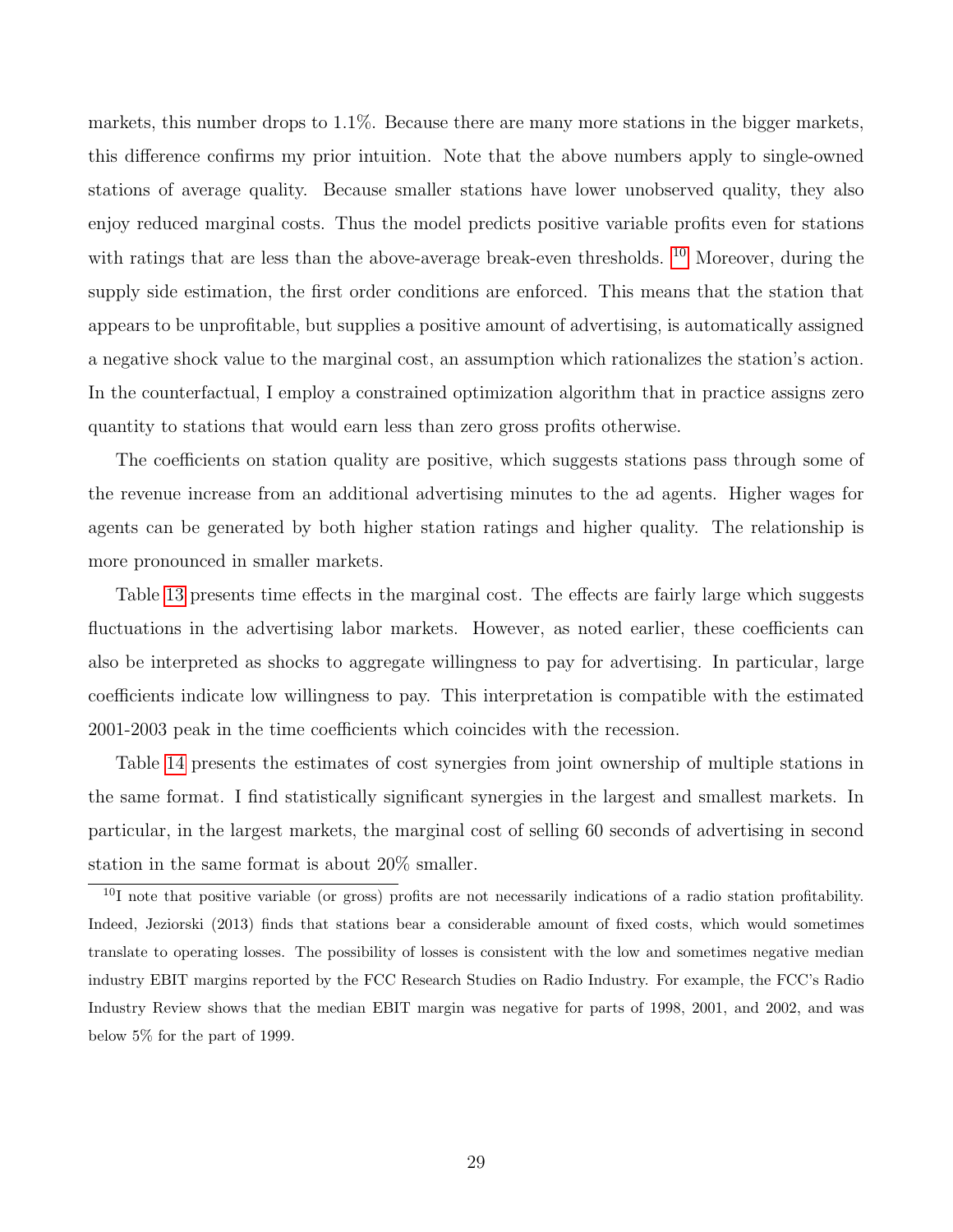markets, this number drops to 1.1%. Because there are many more stations in the bigger markets, this difference confirms my prior intuition. Note that the above numbers apply to single-owned stations of average quality. Because smaller stations have lower unobserved quality, they also enjoy reduced marginal costs. Thus the model predicts positive variable profits even for stations with ratings that are less than the above-average break-even thresholds. [10] Moreover, during the supply side estimation, the first order conditions are enforced. This means that the station that appears to be unprofitable, but supplies a positive amount of advertising, is automatically assigned a negative shock value to the marginal cost, an assumption which rationalizes the station's action. In the counterfactual, I employ a constrained optimization algorithm that in practice assigns zero quantity to stations that would earn less than zero gross profits otherwise.

The coefficients on station quality are positive, which suggests stations pass through some of the revenue increase from an additional advertising minutes to the ad agents. Higher wages for agents can be generated by both higher station ratings and higher quality. The relationship is more pronounced in smaller markets.

Table 13 presents time effects in the marginal cost. The effects are fairly large which suggests fluctuations in the advertising labor markets. However, as noted earlier, these coefficients can also be interpreted as shocks to aggregate willingness to pay for advertising. In particular, large coefficients indicate low willingness to pay. This interpretation is compatible with the estimated 2001-2003 peak in the time coefficients which coincides with the recession.

Table 14 presents the estimates of cost synergies from joint ownership of multiple stations in the same format. I find statistically significant synergies in the largest and smallest markets. In particular, in the largest markets, the marginal cost of selling 60 seconds of advertising in second station in the same format is about 20% smaller.

[10] I note that positive variable (or gross) profits are not necessarily indications of a radio station profitability. Indeed, Jeziorski (2013) finds that stations bear a considerable amount of fixed costs, which would sometimes translate to operating losses. The possibility of losses is consistent with the low and sometimes negative median industry EBIT margins reported by the FCC Research Studies on Radio Industry. For example, the FCC's Radio Industry Review shows that the median EBIT margin was negative for parts of 1998, 2001, and 2002, and was below 5% for the part of 1999.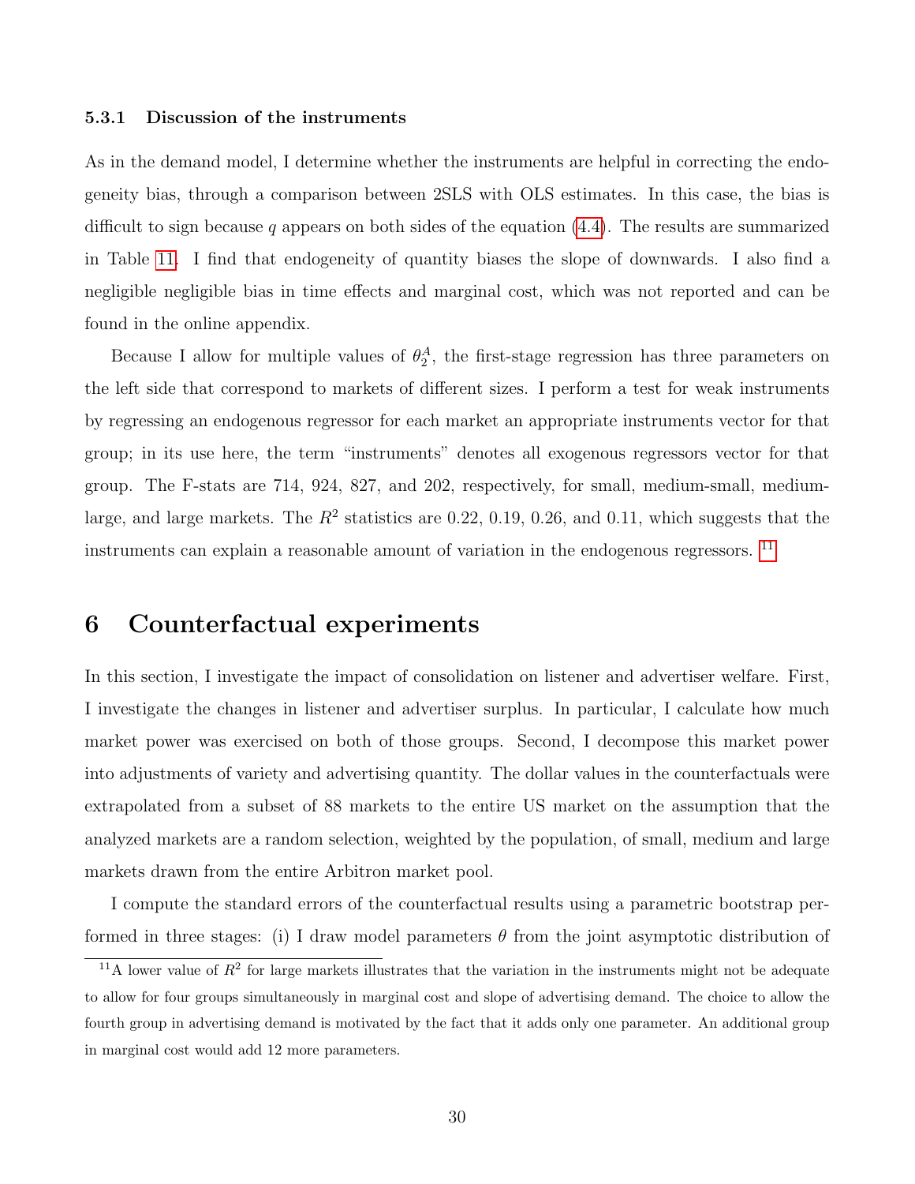### 5.3.1 Discussion of the instruments

As in the demand model, I determine whether the instruments are helpful in correcting the endogeneity bias, through a comparison between 2SLS with OLS estimates. In this case, the bias is difficult to sign because $q$ appears on both sides of the equation (4.4). The results are summarized in Table 11. I find that endogeneity of quantity biases the slope of downwards. I also find a negligible negligible bias in time effects and marginal cost, which was not reported and can be found in the online appendix.

Because I allow for multiple values of $\theta_2^A$, the first-stage regression has three parameters on the left side that correspond to markets of different sizes. I perform a test for weak instruments by regressing an endogenous regressor for each market an appropriate instruments vector for that group; in its use here, the term "instruments" denotes all exogenous regressors vector for that group. The F-stats are 714, 924, 827, and 202, respectively, for small, medium-small, medium-large, and large markets. The $R^2$ statistics are 0.22, 0.19, 0.26, and 0.11, which suggests that the instruments can explain a reasonable amount of variation in the endogenous regressors. [11]

# 6 Counterfactual experiments

In this section, I investigate the impact of consolidation on listener and advertiser welfare. First, I investigate the changes in listener and advertiser surplus. In particular, I calculate how much market power was exercised on both of those groups. Second, I decompose this market power into adjustments of variety and advertising quantity. The dollar values in the counterfactuals were extrapolated from a subset of 88 markets to the entire US market on the assumption that the analyzed markets are a random selection, weighted by the population, of small, medium and large markets drawn from the entire Arbitron market pool.

I compute the standard errors of the counterfactual results using a parametric bootstrap performed in three stages: (i) I draw model parameters $\theta$ from the joint asymptotic distribution of

[11] A lower value of $R^2$ for large markets illustrates that the variation in the instruments might not be adequate to allow for four groups simultaneously in marginal cost and slope of advertising demand. The choice to allow the fourth group in advertising demand is motivated by the fact that it adds only one parameter. An additional group in marginal cost would add 12 more parameters.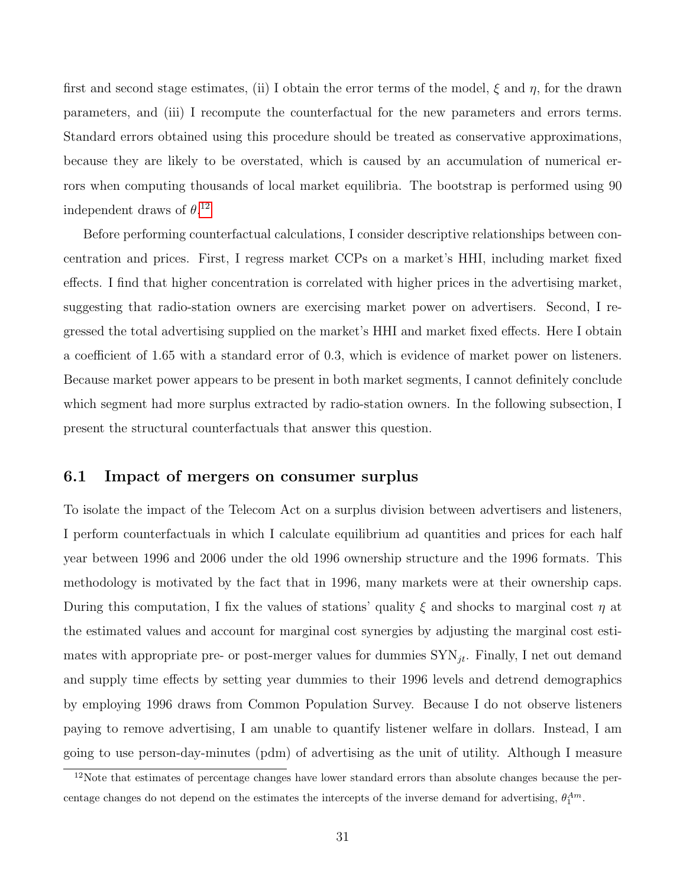first and second stage estimates, (ii) I obtain the error terms of the model, $\xi$ and $\eta$, for the drawn parameters, and (iii) I recompute the counterfactual for the new parameters and errors terms. Standard errors obtained using this procedure should be treated as conservative approximations, because they are likely to be overstated, which is caused by an accumulation of numerical errors when computing thousands of local market equilibria. The bootstrap is performed using 90 independent draws of $\theta$.[12]

Before performing counterfactual calculations, I consider descriptive relationships between concentration and prices. First, I regress market CCPs on a market's HHI, including market fixed effects. I find that higher concentration is correlated with higher prices in the advertising market, suggesting that radio-station owners are exercising market power on advertisers. Second, I regressed the total advertising supplied on the market's HHI and market fixed effects. Here I obtain a coefficient of 1.65 with a standard error of 0.3, which is evidence of market power on listeners. Because market power appears to be present in both market segments, I cannot definitely conclude which segment had more surplus extracted by radio-station owners. In the following subsection, I present the structural counterfactuals that answer this question.

## 6.1 Impact of mergers on consumer surplus

To isolate the impact of the Telecom Act on a surplus division between advertisers and listeners, I perform counterfactuals in which I calculate equilibrium ad quantities and prices for each half year between 1996 and 2006 under the old 1996 ownership structure and the 1996 formats. This methodology is motivated by the fact that in 1996, many markets were at their ownership caps. During this computation, I fix the values of stations' quality $\xi$ and shocks to marginal cost $\eta$ at the estimated values and account for marginal cost synergies by adjusting the marginal cost estimates with appropriate pre- or post-merger values for dummies $\text{SYN}_{jt}$. Finally, I net out demand and supply time effects by setting year dummies to their 1996 levels and detrend demographics by employing 1996 draws from Common Population Survey. Because I do not observe listeners paying to remove advertising, I am unable to quantify listener welfare in dollars. Instead, I am going to use person-day-minutes (pdm) of advertising as the unit of utility. Although I measure

[12] Note that estimates of percentage changes have lower standard errors than absolute changes because the percentage changes do not depend on the estimates the intercepts of the inverse demand for advertising, $\theta_1^{Am}$.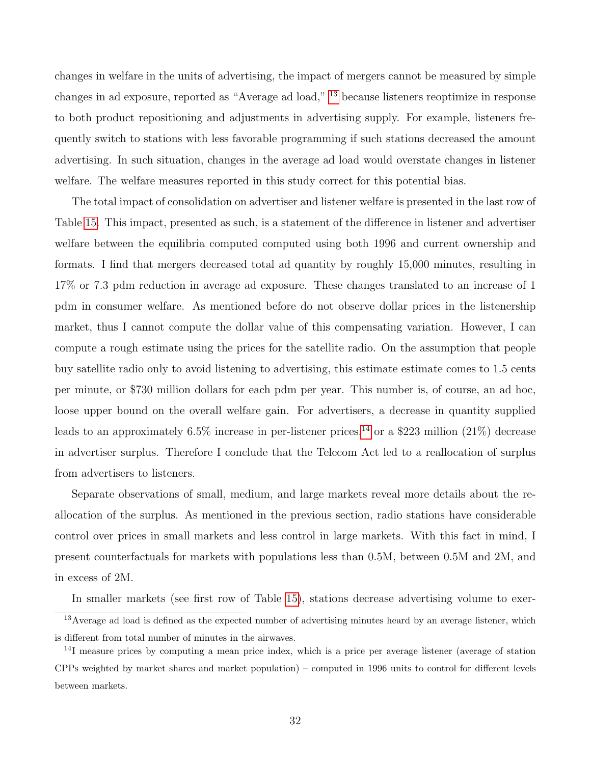changes in welfare in the units of advertising, the impact of mergers cannot be measured by simple changes in ad exposure, reported as "Average ad load," [13] because listeners reoptimize in response to both product repositioning and adjustments in advertising supply. For example, listeners frequently switch to stations with less favorable programming if such stations decreased the amount advertising. In such situation, changes in the average ad load would overstate changes in listener welfare. The welfare measures reported in this study correct for this potential bias.

The total impact of consolidation on advertiser and listener welfare is presented in the last row of Table 15. This impact, presented as such, is a statement of the difference in listener and advertiser welfare between the equilibria computed computed using both 1996 and current ownership and formats. I find that mergers decreased total ad quantity by roughly 15,000 minutes, resulting in 17% or 7.3 pdm reduction in average ad exposure. These changes translated to an increase of 1 pdm in consumer welfare. As mentioned before do not observe dollar prices in the listenership market, thus I cannot compute the dollar value of this compensating variation. However, I can compute a rough estimate using the prices for the satellite radio. On the assumption that people buy satellite radio only to avoid listening to advertising, this estimate estimate comes to 1.5 cents per minute, or $730 million dollars for each pdm per year. This number is, of course, an ad hoc, loose upper bound on the overall welfare gain. For advertisers, a decrease in quantity supplied leads to an approximately 6.5% increase in per-listener prices,[14] or a $223 million (21%) decrease in advertiser surplus. Therefore I conclude that the Telecom Act led to a reallocation of surplus from advertisers to listeners.

Separate observations of small, medium, and large markets reveal more details about the reallocation of the surplus. As mentioned in the previous section, radio stations have considerable control over prices in small markets and less control in large markets. With this fact in mind, I present counterfactuals for markets with populations less than 0.5M, between 0.5M and 2M, and in excess of 2M.

In smaller markets (see first row of Table 15), stations decrease advertising volume to exer-

[13] Average ad load is defined as the expected number of advertising minutes heard by an average listener, which is different from total number of minutes in the airwaves.

[14] I measure prices by computing a mean price index, which is a price per average listener (average of station CPPs weighted by market shares and market population) – computed in 1996 units to control for different levels between markets.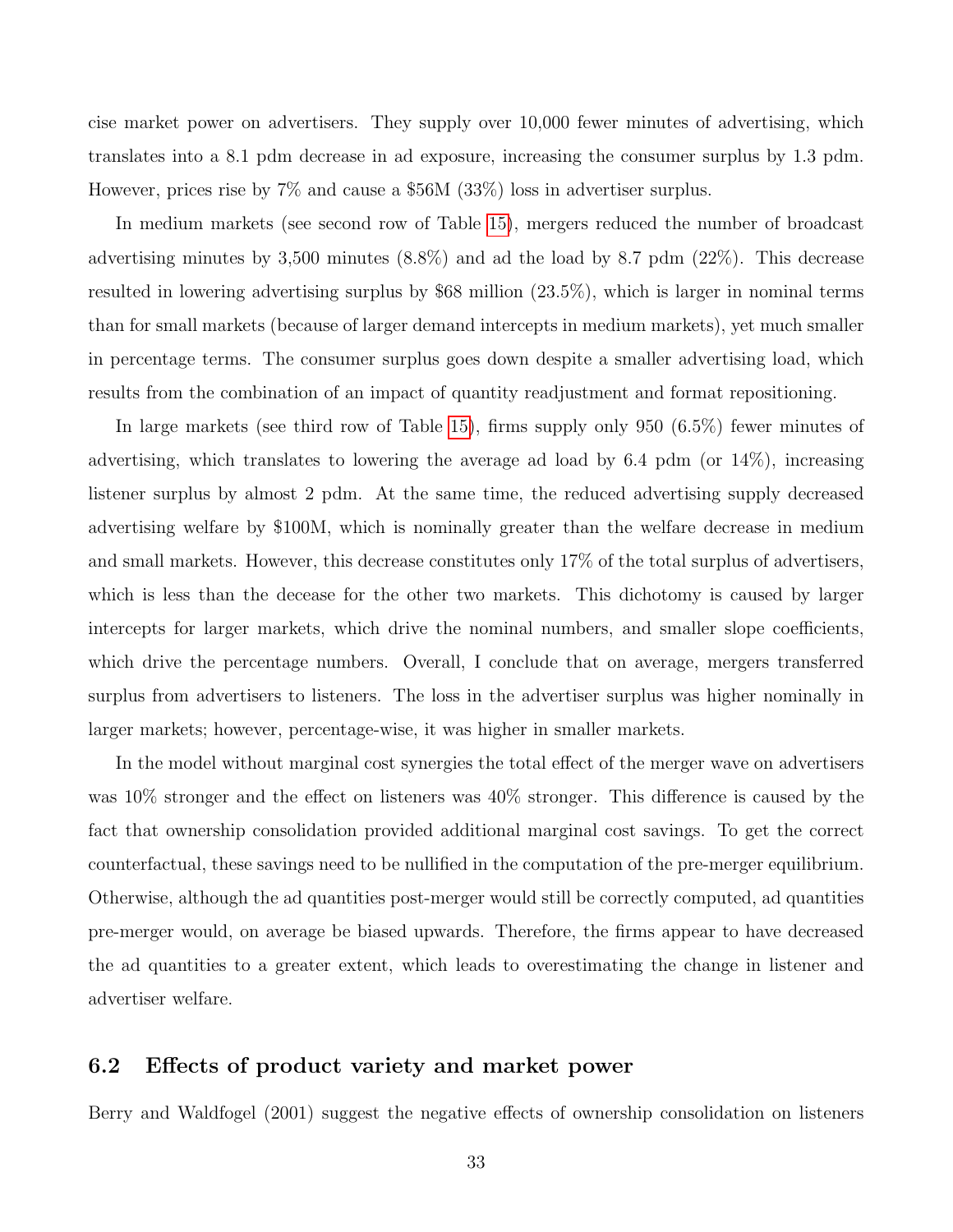cise market power on advertisers. They supply over 10,000 fewer minutes of advertising, which translates into a 8.1 pdm decrease in ad exposure, increasing the consumer surplus by 1.3 pdm. However, prices rise by 7% and cause a $56M (33%) loss in advertiser surplus.

In medium markets (see second row of Table 15), mergers reduced the number of broadcast advertising minutes by 3,500 minutes (8.8%) and ad the load by 8.7 pdm (22%). This decrease resulted in lowering advertising surplus by $68 million (23.5%), which is larger in nominal terms than for small markets (because of larger demand intercepts in medium markets), yet much smaller in percentage terms. The consumer surplus goes down despite a smaller advertising load, which results from the combination of an impact of quantity readjustment and format repositioning.

In large markets (see third row of Table 15), firms supply only 950 (6.5%) fewer minutes of advertising, which translates to lowering the average ad load by 6.4 pdm (or 14%), increasing listener surplus by almost 2 pdm. At the same time, the reduced advertising supply decreased advertising welfare by $100M, which is nominally greater than the welfare decrease in medium and small markets. However, this decrease constitutes only 17% of the total surplus of advertisers, which is less than the decease for the other two markets. This dichotomy is caused by larger intercepts for larger markets, which drive the nominal numbers, and smaller slope coefficients, which drive the percentage numbers. Overall, I conclude that on average, mergers transferred surplus from advertisers to listeners. The loss in the advertiser surplus was higher nominally in larger markets; however, percentage-wise, it was higher in smaller markets.

In the model without marginal cost synergies the total effect of the merger wave on advertisers was 10% stronger and the effect on listeners was 40% stronger. This difference is caused by the fact that ownership consolidation provided additional marginal cost savings. To get the correct counterfactual, these savings need to be nullified in the computation of the pre-merger equilibrium. Otherwise, although the ad quantities post-merger would still be correctly computed, ad quantities pre-merger would, on average be biased upwards. Therefore, the firms appear to have decreased the ad quantities to a greater extent, which leads to overestimating the change in listener and advertiser welfare.

## 6.2 Effects of product variety and market power

Berry and Waldfogel (2001) suggest the negative effects of ownership consolidation on listeners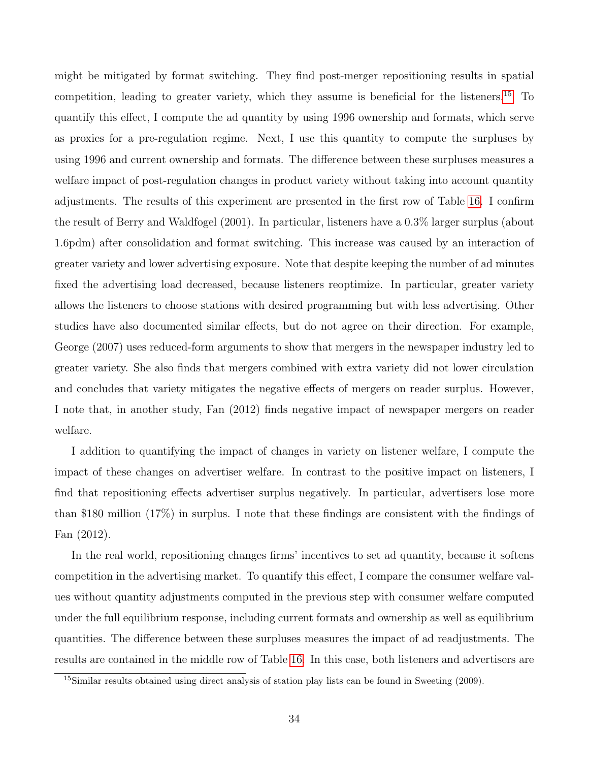might be mitigated by format switching. They find post-merger repositioning results in spatial competition, leading to greater variety, which they assume is beneficial for the listeners.[15] To quantify this effect, I compute the ad quantity by using 1996 ownership and formats, which serve as proxies for a pre-regulation regime. Next, I use this quantity to compute the surpluses by using 1996 and current ownership and formats. The difference between these surpluses measures a welfare impact of post-regulation changes in product variety without taking into account quantity adjustments. The results of this experiment are presented in the first row of Table 16. I confirm the result of Berry and Waldfogel (2001). In particular, listeners have a 0.3% larger surplus (about 1.6pdm) after consolidation and format switching. This increase was caused by an interaction of greater variety and lower advertising exposure. Note that despite keeping the number of ad minutes fixed the advertising load decreased, because listeners reoptimize. In particular, greater variety allows the listeners to choose stations with desired programming but with less advertising. Other studies have also documented similar effects, but do not agree on their direction. For example, George (2007) uses reduced-form arguments to show that mergers in the newspaper industry led to greater variety. She also finds that mergers combined with extra variety did not lower circulation and concludes that variety mitigates the negative effects of mergers on reader surplus. However, I note that, in another study, Fan (2012) finds negative impact of newspaper mergers on reader welfare.

I addition to quantifying the impact of changes in variety on listener welfare, I compute the impact of these changes on advertiser welfare. In contrast to the positive impact on listeners, I find that repositioning effects advertiser surplus negatively. In particular, advertisers lose more than $180 million (17%) in surplus. I note that these findings are consistent with the findings of Fan (2012).

In the real world, repositioning changes firms' incentives to set ad quantity, because it softens competition in the advertising market. To quantify this effect, I compare the consumer welfare values without quantity adjustments computed in the previous step with consumer welfare computed under the full equilibrium response, including current formats and ownership as well as equilibrium quantities. The difference between these surpluses measures the impact of ad readjustments. The results are contained in the middle row of Table 16. In this case, both listeners and advertisers are

[15] Similar results obtained using direct analysis of station play lists can be found in Sweeting (2009).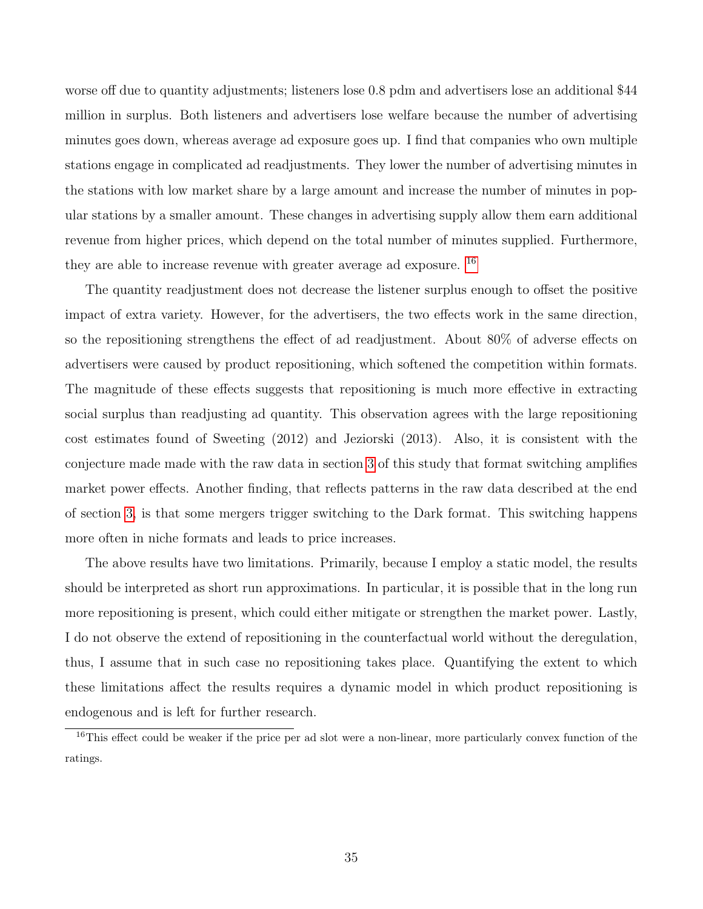worse off due to quantity adjustments; listeners lose 0.8 pdm and advertisers lose an additional $44 million in surplus. Both listeners and advertisers lose welfare because the number of advertising minutes goes down, whereas average ad exposure goes up. I find that companies who own multiple stations engage in complicated ad readjustments. They lower the number of advertising minutes in the stations with low market share by a large amount and increase the number of minutes in popular stations by a smaller amount. These changes in advertising supply allow them earn additional revenue from higher prices, which depend on the total number of minutes supplied. Furthermore, they are able to increase revenue with greater average ad exposure. [16]

The quantity readjustment does not decrease the listener surplus enough to offset the positive impact of extra variety. However, for the advertisers, the two effects work in the same direction, so the repositioning strengthens the effect of ad readjustment. About 80% of adverse effects on advertisers were caused by product repositioning, which softened the competition within formats. The magnitude of these effects suggests that repositioning is much more effective in extracting social surplus than readjusting ad quantity. This observation agrees with the large repositioning cost estimates found of Sweeting (2012) and Jeziorski (2013). Also, it is consistent with the conjecture made made with the raw data in section 3 of this study that format switching amplifies market power effects. Another finding, that reflects patterns in the raw data described at the end of section 3, is that some mergers trigger switching to the Dark format. This switching happens more often in niche formats and leads to price increases.

The above results have two limitations. Primarily, because I employ a static model, the results should be interpreted as short run approximations. In particular, it is possible that in the long run more repositioning is present, which could either mitigate or strengthen the market power. Lastly, I do not observe the extend of repositioning in the counterfactual world without the deregulation, thus, I assume that in such case no repositioning takes place. Quantifying the extent to which these limitations affect the results requires a dynamic model in which product repositioning is endogenous and is left for further research.

[16] This effect could be weaker if the price per ad slot were a non-linear, more particularly convex function of the ratings.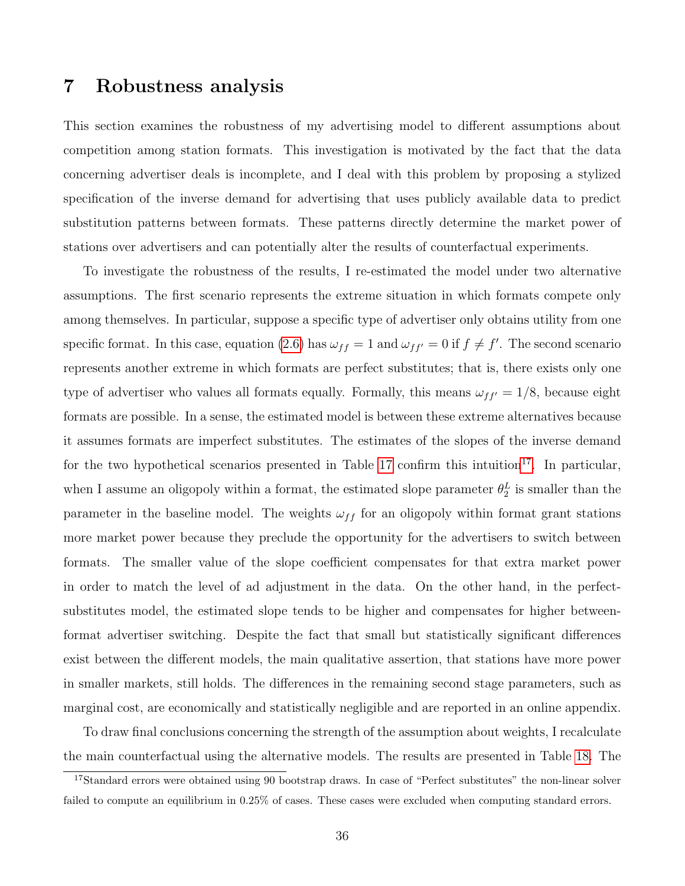# 7 Robustness analysis

This section examines the robustness of my advertising model to different assumptions about competition among station formats. This investigation is motivated by the fact that the data concerning advertiser deals is incomplete, and I deal with this problem by proposing a stylized specification of the inverse demand for advertising that uses publicly available data to predict substitution patterns between formats. These patterns directly determine the market power of stations over advertisers and can potentially alter the results of counterfactual experiments.

To investigate the robustness of the results, I re-estimated the model under two alternative assumptions. The first scenario represents the extreme situation in which formats compete only among themselves. In particular, suppose a specific type of advertiser only obtains utility from one specific format. In this case, equation (2.6) has $\omega_{ff} = 1$ and $\omega_{ff'} = 0$ if $f \neq f'$. The second scenario represents another extreme in which formats are perfect substitutes; that is, there exists only one type of advertiser who values all formats equally. Formally, this means $\omega_{ff'} = 1/8$, because eight formats are possible. In a sense, the estimated model is between these extreme alternatives because it assumes formats are imperfect substitutes. The estimates of the slopes of the inverse demand for the two hypothetical scenarios presented in Table 17 confirm this intuition[17]. In particular, when I assume an oligopoly within a format, the estimated slope parameter $\theta_2^L$ is smaller than the parameter in the baseline model. The weights $\omega_{ff}$ for an oligopoly within format grant stations more market power because they preclude the opportunity for the advertisers to switch between formats. The smaller value of the slope coefficient compensates for that extra market power in order to match the level of ad adjustment in the data. On the other hand, in the perfect-substitutes model, the estimated slope tends to be higher and compensates for higher between-format advertiser switching. Despite the fact that small but statistically significant differences exist between the different models, the main qualitative assertion, that stations have more power in smaller markets, still holds. The differences in the remaining second stage parameters, such as marginal cost, are economically and statistically negligible and are reported in an online appendix.

To draw final conclusions concerning the strength of the assumption about weights, I recalculate the main counterfactual using the alternative models. The results are presented in Table 18. The

[17] Standard errors were obtained using 90 bootstrap draws. In case of "Perfect substitutes" the non-linear solver failed to compute an equilibrium in 0.25% of cases. These cases were excluded when computing standard errors.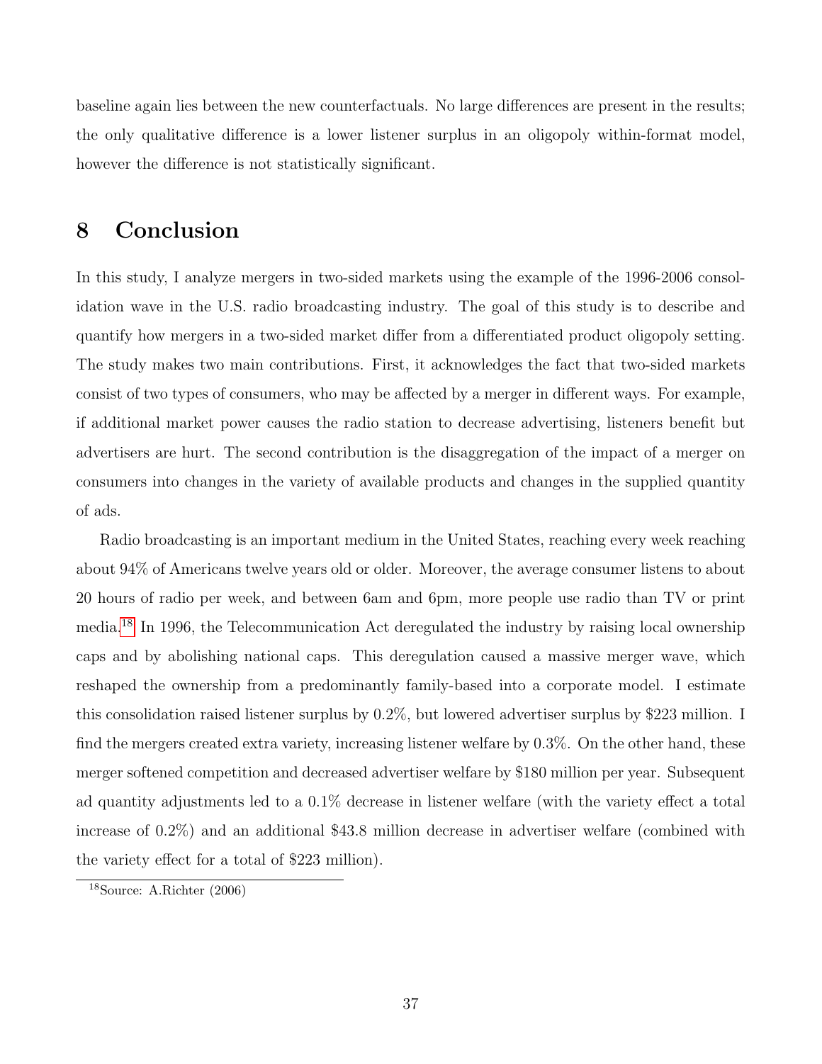baseline again lies between the new counterfactuals. No large differences are present in the results; the only qualitative difference is a lower listener surplus in an oligopoly within-format model, however the difference is not statistically significant.

# 8 Conclusion

In this study, I analyze mergers in two-sided markets using the example of the 1996-2006 consolidation wave in the U.S. radio broadcasting industry. The goal of this study is to describe and quantify how mergers in a two-sided market differ from a differentiated product oligopoly setting. The study makes two main contributions. First, it acknowledges the fact that two-sided markets consist of two types of consumers, who may be affected by a merger in different ways. For example, if additional market power causes the radio station to decrease advertising, listeners benefit but advertisers are hurt. The second contribution is the disaggregation of the impact of a merger on consumers into changes in the variety of available products and changes in the supplied quantity of ads.

Radio broadcasting is an important medium in the United States, reaching every week reaching about 94% of Americans twelve years old or older. Moreover, the average consumer listens to about 20 hours of radio per week, and between 6am and 6pm, more people use radio than TV or print media.[18] In 1996, the Telecommunication Act deregulated the industry by raising local ownership caps and by abolishing national caps. This deregulation caused a massive merger wave, which reshaped the ownership from a predominantly family-based into a corporate model. I estimate this consolidation raised listener surplus by 0.2%, but lowered advertiser surplus by $223 million. I find the mergers created extra variety, increasing listener welfare by 0.3%. On the other hand, these merger softened competition and decreased advertiser welfare by $180 million per year. Subsequent ad quantity adjustments led to a 0.1% decrease in listener welfare (with the variety effect a total increase of 0.2%) and an additional $43.8 million decrease in advertiser welfare (combined with the variety effect for a total of $223 million).

[18] Source: A.Richter (2006)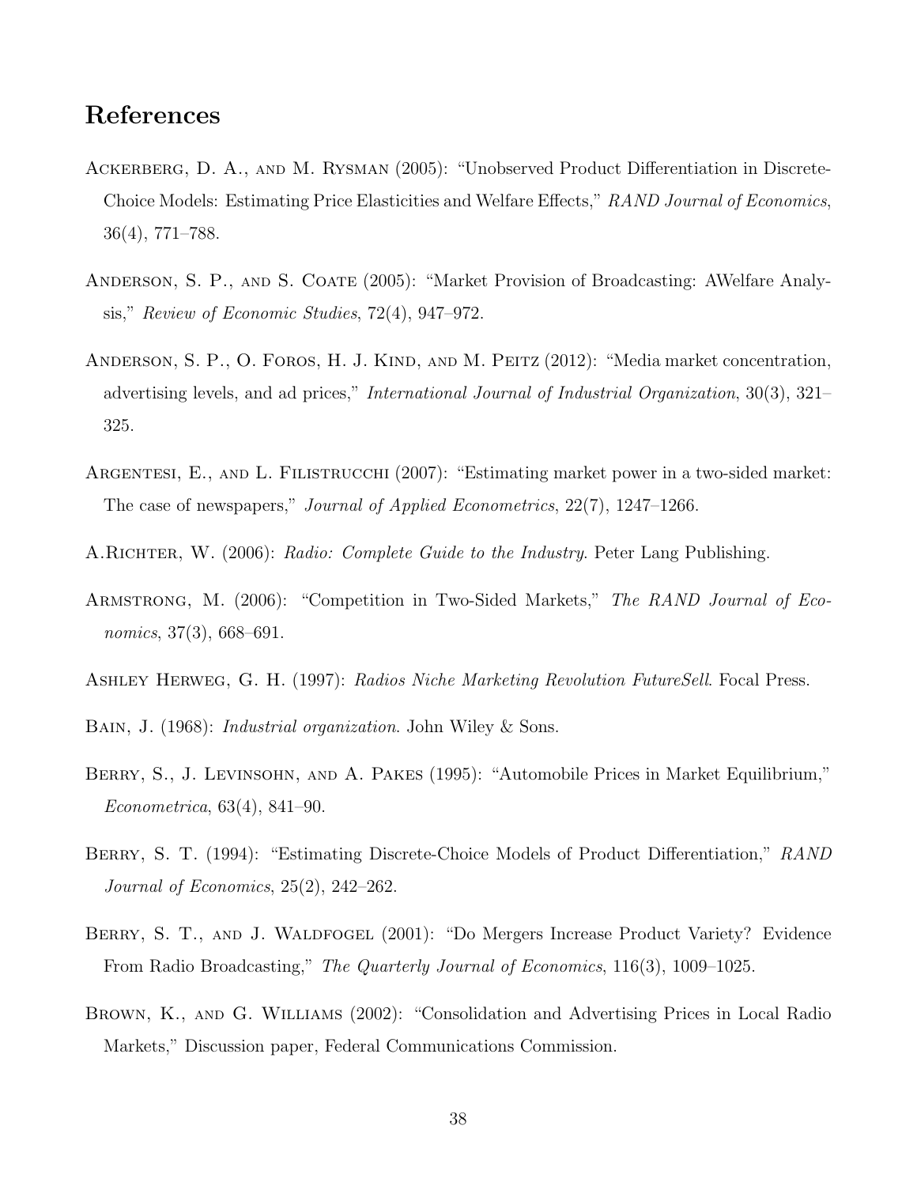## References

Ackerberg, D. A., and M. Rysman (2005): "Unobserved Product Differentiation in Discrete-Choice Models: Estimating Price Elasticities and Welfare Effects," *RAND Journal of Economics*, 36(4), 771–788.

Anderson, S. P., and S. Coate (2005): "Market Provision of Broadcasting: AWelfare Analysis," *Review of Economic Studies*, 72(4), 947–972.

Anderson, S. P., O. Foros, H. J. Kind, and M. Peitz (2012): "Media market concentration, advertising levels, and ad prices," *International Journal of Industrial Organization*, 30(3), 321–325.

Argentesi, E., and L. Filistrucchi (2007): "Estimating market power in a two-sided market: The case of newspapers," *Journal of Applied Econometrics*, 22(7), 1247–1266.

A.Richter, W. (2006): *Radio: Complete Guide to the Industry*. Peter Lang Publishing.

Armstrong, M. (2006): "Competition in Two-Sided Markets," *The RAND Journal of Economics*, 37(3), 668–691.

Ashley Herweg, G. H. (1997): *Radios Niche Marketing Revolution FutureSell*. Focal Press.

Bain, J. (1968): *Industrial organization*. John Wiley & Sons.

Berry, S., J. Levinsohn, and A. Pakes (1995): "Automobile Prices in Market Equilibrium," *Econometrica*, 63(4), 841–90.

Berry, S. T. (1994): "Estimating Discrete-Choice Models of Product Differentiation," *RAND Journal of Economics*, 25(2), 242–262.

Berry, S. T., and J. Waldfogel (2001): "Do Mergers Increase Product Variety? Evidence From Radio Broadcasting," *The Quarterly Journal of Economics*, 116(3), 1009–1025.

Brown, K., and G. Williams (2002): "Consolidation and Advertising Prices in Local Radio Markets," Discussion paper, Federal Communications Commission.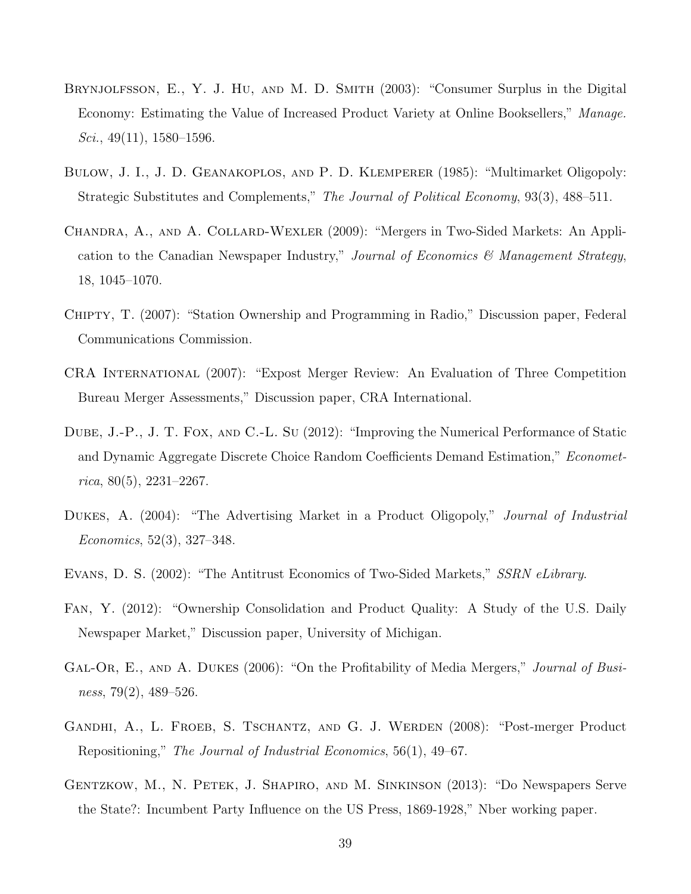Brynjolfsson, E., Y. J. Hu, and M. D. Smith (2003): "Consumer Surplus in the Digital Economy: Estimating the Value of Increased Product Variety at Online Booksellers," *Manage. Sci.*, 49(11), 1580–1596.

Bulow, J. I., J. D. Geanakoplos, and P. D. Klemperer (1985): "Multimarket Oligopoly: Strategic Substitutes and Complements," *The Journal of Political Economy*, 93(3), 488–511.

Chandra, A., and A. Collard-Wexler (2009): "Mergers in Two-Sided Markets: An Application to the Canadian Newspaper Industry," *Journal of Economics & Management Strategy*, 18, 1045–1070.

Chipty, T. (2007): "Station Ownership and Programming in Radio," Discussion paper, Federal Communications Commission.

CRA International (2007): "Expost Merger Review: An Evaluation of Three Competition Bureau Merger Assessments," Discussion paper, CRA International.

Dube, J.-P., J. T. Fox, and C.-L. Su (2012): "Improving the Numerical Performance of Static and Dynamic Aggregate Discrete Choice Random Coefficients Demand Estimation," *Econometrica*, 80(5), 2231–2267.

Dukes, A. (2004): "The Advertising Market in a Product Oligopoly," *Journal of Industrial Economics*, 52(3), 327–348.

Evans, D. S. (2002): "The Antitrust Economics of Two-Sided Markets," *SSRN eLibrary*.

Fan, Y. (2012): "Ownership Consolidation and Product Quality: A Study of the U.S. Daily Newspaper Market," Discussion paper, University of Michigan.

Gal-Or, E., and A. Dukes (2006): "On the Profitability of Media Mergers," *Journal of Business*, 79(2), 489–526.

Gandhi, A., L. Froeb, S. Tschantz, and G. J. Werden (2008): "Post-merger Product Repositioning," *The Journal of Industrial Economics*, 56(1), 49–67.

Gentzkow, M., N. Petek, J. Shapiro, and M. Sinkinson (2013): "Do Newspapers Serve the State?: Incumbent Party Influence on the US Press, 1869-1928," Nber working paper.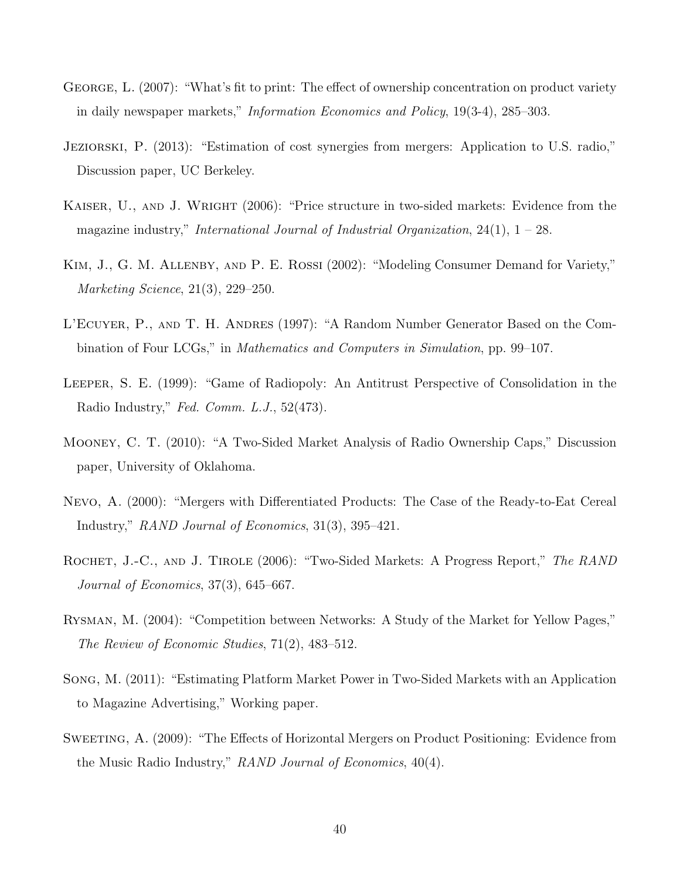George, L. (2007): "What's fit to print: The effect of ownership concentration on product variety in daily newspaper markets," *Information Economics and Policy*, 19(3-4), 285–303.

Jeziorski, P. (2013): "Estimation of cost synergies from mergers: Application to U.S. radio," Discussion paper, UC Berkeley.

Kaiser, U., and J. Wright (2006): "Price structure in two-sided markets: Evidence from the magazine industry," *International Journal of Industrial Organization*, 24(1), 1 – 28.

Kim, J., G. M. Allenby, and P. E. Rossi (2002): "Modeling Consumer Demand for Variety," *Marketing Science*, 21(3), 229–250.

L'Ecuyer, P., and T. H. Andres (1997): "A Random Number Generator Based on the Combination of Four LCGs," in *Mathematics and Computers in Simulation*, pp. 99–107.

Leeper, S. E. (1999): "Game of Radiopoly: An Antitrust Perspective of Consolidation in the Radio Industry," *Fed. Comm. L.J.*, 52(473).

Mooney, C. T. (2010): "A Two-Sided Market Analysis of Radio Ownership Caps," Discussion paper, University of Oklahoma.

Nevo, A. (2000): "Mergers with Differentiated Products: The Case of the Ready-to-Eat Cereal Industry," *RAND Journal of Economics*, 31(3), 395–421.

Rochet, J.-C., and J. Tirole (2006): "Two-Sided Markets: A Progress Report," *The RAND Journal of Economics*, 37(3), 645–667.

Rysman, M. (2004): "Competition between Networks: A Study of the Market for Yellow Pages," *The Review of Economic Studies*, 71(2), 483–512.

Song, M. (2011): "Estimating Platform Market Power in Two-Sided Markets with an Application to Magazine Advertising," Working paper.

Sweeting, A. (2009): "The Effects of Horizontal Mergers on Product Positioning: Evidence from the Music Radio Industry," *RAND Journal of Economics*, 40(4).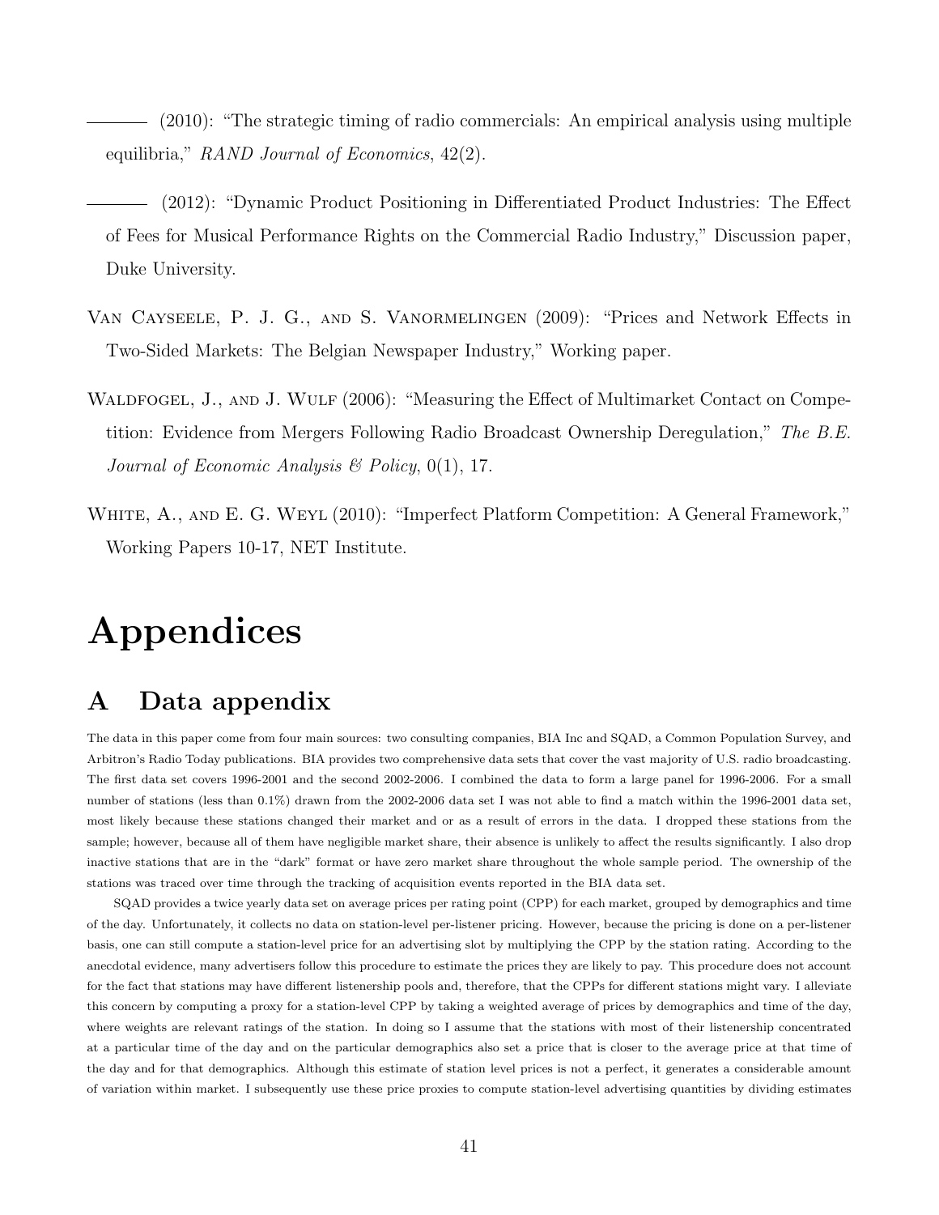——— (2010): "The strategic timing of radio commercials: An empirical analysis using multiple equilibria," *RAND Journal of Economics*, 42(2).

——— (2012): "Dynamic Product Positioning in Differentiated Product Industries: The Effect of Fees for Musical Performance Rights on the Commercial Radio Industry," Discussion paper, Duke University.

Van Cayseele, P. J. G., and S. Vanormelingen (2009): "Prices and Network Effects in Two-Sided Markets: The Belgian Newspaper Industry," Working paper.

Waldfogel, J., and J. Wulf (2006): "Measuring the Effect of Multimarket Contact on Competition: Evidence from Mergers Following Radio Broadcast Ownership Deregulation," *The B.E. Journal of Economic Analysis & Policy*, 0(1), 17.

White, A., and E. G. Weyl (2010): "Imperfect Platform Competition: A General Framework," Working Papers 10-17, NET Institute.

# Appendices

## A Data appendix

The data in this paper come from four main sources: two consulting companies, BIA Inc and SQAD, a Common Population Survey, and Arbitron's Radio Today publications. BIA provides two comprehensive data sets that cover the vast majority of U.S. radio broadcasting. The first data set covers 1996-2001 and the second 2002-2006. I combined the data to form a large panel for 1996-2006. For a small number of stations (less than 0.1%) drawn from the 2002-2006 data set I was not able to find a match within the 1996-2001 data set, most likely because these stations changed their market and or as a result of errors in the data. I dropped these stations from the sample; however, because all of them have negligible market share, their absence is unlikely to affect the results significantly. I also drop inactive stations that are in the "dark" format or have zero market share throughout the whole sample period. The ownership of the stations was traced over time through the tracking of acquisition events reported in the BIA data set.

SQAD provides a twice yearly data set on average prices per rating point (CPP) for each market, grouped by demographics and time of the day. Unfortunately, it collects no data on station-level per-listener pricing. However, because the pricing is done on a per-listener basis, one can still compute a station-level price for an advertising slot by multiplying the CPP by the station rating. According to the anecdotal evidence, many advertisers follow this procedure to estimate the prices they are likely to pay. This procedure does not account for the fact that stations may have different listenership pools and, therefore, that the CPPs for different stations might vary. I alleviate this concern by computing a proxy for a station-level CPP by taking a weighted average of prices by demographics and time of the day, where weights are relevant ratings of the station. In doing so I assume that the stations with most of their listenership concentrated at a particular time of the day and on the particular demographics also set a price that is closer to the average price at that time of the day and for that demographics. Although this estimate of station level prices is not a perfect, it generates a considerable amount of variation within market. I subsequently use these price proxies to compute station-level advertising quantities by dividing estimates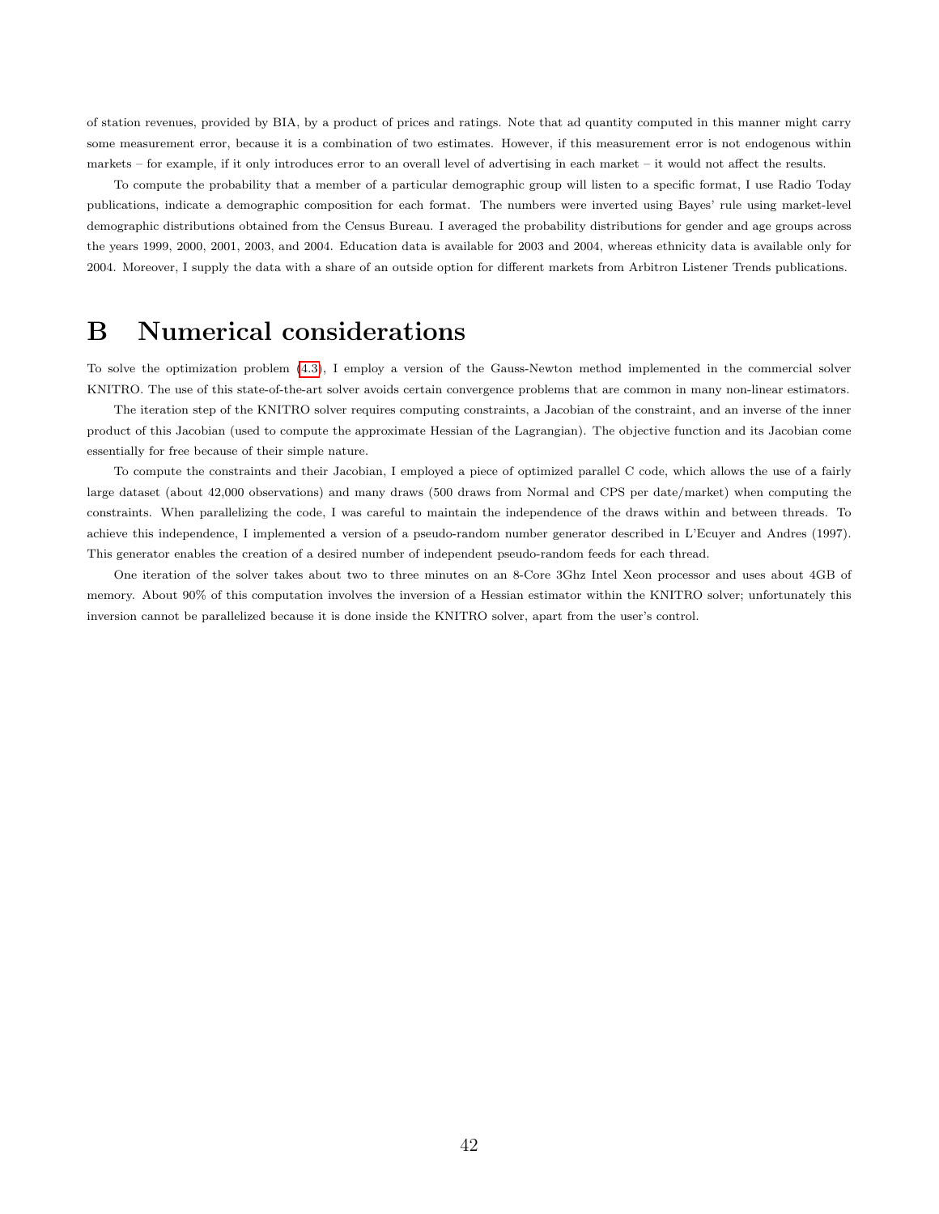of station revenues, provided by BIA, by a product of prices and ratings. Note that ad quantity computed in this manner might carry some measurement error, because it is a combination of two estimates. However, if this measurement error is not endogenous within markets – for example, if it only introduces error to an overall level of advertising in each market – it would not affect the results.

To compute the probability that a member of a particular demographic group will listen to a specific format, I use Radio Today publications, indicate a demographic composition for each format. The numbers were inverted using Bayes' rule using market-level demographic distributions obtained from the Census Bureau. I averaged the probability distributions for gender and age groups across the years 1999, 2000, 2001, 2003, and 2004. Education data is available for 2003 and 2004, whereas ethnicity data is available only for 2004. Moreover, I supply the data with a share of an outside option for different markets from Arbitron Listener Trends publications.

# B Numerical considerations

To solve the optimization problem (4.3), I employ a version of the Gauss-Newton method implemented in the commercial solver KNITRO. The use of this state-of-the-art solver avoids certain convergence problems that are common in many non-linear estimators.

The iteration step of the KNITRO solver requires computing constraints, a Jacobian of the constraint, and an inverse of the inner product of this Jacobian (used to compute the approximate Hessian of the Lagrangian). The objective function and its Jacobian come essentially for free because of their simple nature.

To compute the constraints and their Jacobian, I employed a piece of optimized parallel C code, which allows the use of a fairly large dataset (about 42,000 observations) and many draws (500 draws from Normal and CPS per date/market) when computing the constraints. When parallelizing the code, I was careful to maintain the independence of the draws within and between threads. To achieve this independence, I implemented a version of a pseudo-random number generator described in L'Ecuyer and Andres (1997). This generator enables the creation of a desired number of independent pseudo-random feeds for each thread.

One iteration of the solver takes about two to three minutes on an 8-Core 3Ghz Intel Xeon processor and uses about 4GB of memory. About 90% of this computation involves the inversion of a Hessian estimator within the KNITRO solver; unfortunately this inversion cannot be parallelized because it is done inside the KNITRO solver, apart from the user's control.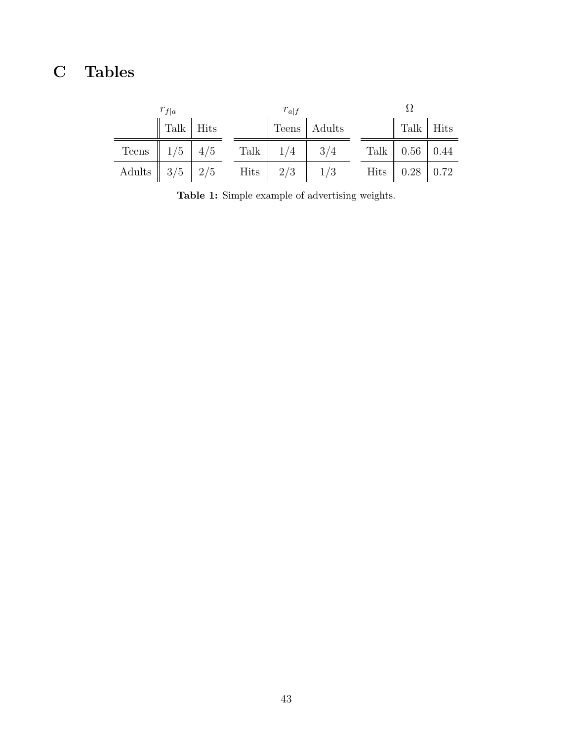# C Tables

$r_{f|a}$

| | Talk | Hits |
|---|---|---|
| Teens | 1/5 | 4/5 |
| Adults | 3/5 | 2/5 |

$r_{a|f}$

| | Teens | Adults |
|---|---|---|
| Talk | 1/4 | 3/4 |
| Hits | 2/3 | 1/3 |

$\Omega$

| | Talk | Hits |
|---|---|---|
| Talk | 0.56 | 0.44 |
| Hits | 0.28 | 0.72 |

**Table 1:** Simple example of advertising weights.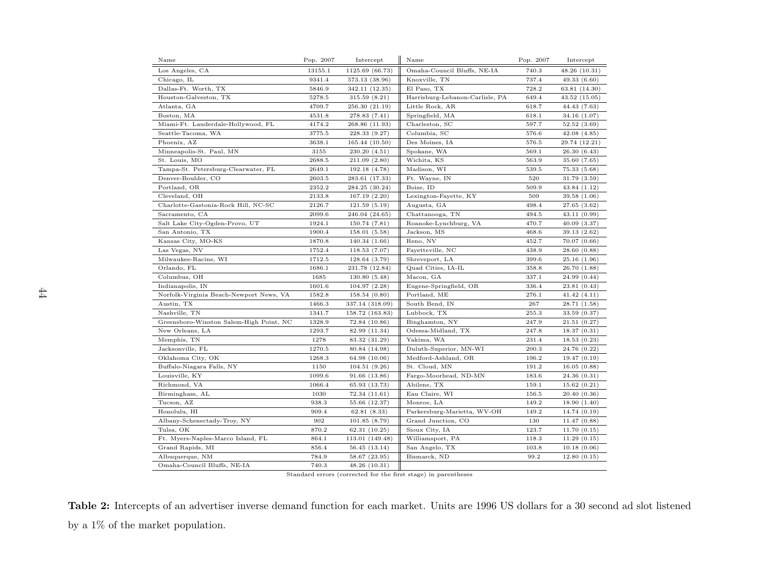| Name | Pop. 2007 | Intercept | Name | Pop. 2007 | Intercept |
|---|---|---|---|---|---|
| Los Angeles, CA | 13155.1 | 1125.69 (66.73) | Omaha-Council Bluffs, NE-IA | 740.3 | 48.26 (10.31) |
| Chicago, IL | 9341.4 | 573.13 (38.96) | Knoxville, TN | 737.4 | 49.33 (6.60) |
| Dallas-Ft. Worth, TX | 5846.9 | 342.11 (12.35) | El Paso, TX | 728.2 | 63.81 (14.30) |
| Houston-Galveston, TX | 5278.5 | 315.59 (8.21) | Harrisburg-Lebanon-Carlisle, PA | 649.4 | 43.52 (15.05) |
| Atlanta, GA | 4709.7 | 256.30 (21.19) | Little Rock, AR | 618.7 | 44.43 (7.63) |
| Boston, MA | 4531.8 | 278.83 (7.41) | Springfield, MA | 618.1 | 34.16 (1.07) |
| Miami-Ft. Lauderdale-Hollywood, FL | 4174.2 | 268.86 (11.93) | Charleston, SC | 597.7 | 52.52 (3.69) |
| Seattle-Tacoma, WA | 3775.5 | 228.33 (9.27) | Columbia, SC | 576.6 | 42.08 (4.85) |
| Phoenix, AZ | 3638.1 | 165.44 (10.50) | Des Moines, IA | 576.5 | 29.74 (12.21) |
| Minneapolis-St. Paul, MN | 3155 | 230.20 (4.51) | Spokane, WA | 569.1 | 26.30 (6.43) |
| St. Louis, MO | 2688.5 | 211.09 (2.80) | Wichita, KS | 563.9 | 35.60 (7.65) |
| Tampa-St. Petersburg-Clearwater, FL | 2649.1 | 192.18 (4.78) | Madison, WI | 539.5 | 75.33 (5.68) |
| Denver-Boulder, CO | 2603.5 | 283.61 (17.33) | Ft. Wayne, IN | 520 | 31.79 (3.59) |
| Portland, OR | 2352.2 | 284.25 (30.24) | Boise, ID | 509.9 | 43.84 (1.12) |
| Cleveland, OH | 2133.8 | 167.19 (2.20) | Lexington-Fayette, KY | 509 | 39.58 (1.06) |
| Charlotte-Gastonia-Rock Hill, NC-SC | 2126.7 | 121.59 (5.19) | Augusta, GA | 498.4 | 27.65 (3.62) |
| Sacramento, CA | 2099.6 | 246.04 (24.65) | Chattanooga, TN | 494.5 | 43.11 (0.99) |
| Salt Lake City-Ogden-Provo, UT | 1924.1 | 150.74 (7.81) | Roanoke-Lynchburg, VA | 470.7 | 40.09 (3.37) |
| San Antonio, TX | 1900.4 | 158.01 (5.58) | Jackson, MS | 468.6 | 39.13 (2.62) |
| Kansas City, MO-KS | 1870.8 | 140.34 (1.66) | Reno, NV | 452.7 | 70.07 (0.66) |
| Las Vegas, NV | 1752.4 | 118.53 (7.07) | Fayetteville, NC | 438.9 | 28.60 (0.88) |
| Milwaukee-Racine, WI | 1712.5 | 128.64 (3.79) | Shreveport, LA | 399.6 | 25.16 (1.96) |
| Orlando, FL | 1686.1 | 231.78 (12.84) | Quad Cities, IA-IL | 358.8 | 26.70 (1.88) |
| Columbus, OH | 1685 | 130.80 (5.48) | Macon, GA | 337.1 | 24.99 (0.44) |
| Indianapolis, IN | 1601.6 | 104.97 (2.28) | Eugene-Springfield, OR | 336.4 | 23.81 (0.43) |
| Norfolk-Virginia Beach-Newport News, VA | 1582.8 | 158.54 (0.80) | Portland, ME | 276.1 | 41.42 (4.11) |
| Austin, TX | 1466.3 | 337.14 (318.09) | South Bend, IN | 267 | 28.71 (1.58) |
| Nashville, TN | 1341.7 | 158.72 (163.83) | Lubbock, TX | 255.3 | 33.59 (0.37) |
| Greensboro-Winston Salem-High Point, NC | 1328.9 | 72.84 (10.86) | Binghamton, NY | 247.9 | 21.51 (0.27) |
| New Orleans, LA | 1293.7 | 82.99 (11.34) | Odessa-Midland, TX | 247.8 | 18.37 (0.31) |
| Memphis, TN | 1278 | 83.32 (31.29) | Yakima, WA | 231.4 | 18.53 (0.23) |
| Jacksonville, FL | 1270.5 | 80.84 (14.98) | Duluth-Superior, MN-WI | 200.3 | 24.76 (0.22) |
| Oklahoma City, OK | 1268.3 | 64.98 (10.06) | Medford-Ashland, OR | 196.2 | 19.47 (0.19) |
| Buffalo-Niagara Falls, NY | 1150 | 104.51 (9.26) | St. Cloud, MN | 191.2 | 16.05 (0.88) |
| Louisville, KY | 1099.6 | 91.66 (13.86) | Fargo-Moorhead, ND-MN | 183.6 | 24.36 (0.31) |
| Richmond, VA | 1066.4 | 65.93 (13.73) | Abilene, TX | 159.1 | 15.62 (0.21) |
| Birmingham, AL | 1030 | 72.34 (11.61) | Eau Claire, WI | 156.5 | 20.40 (0.36) |
| Tucson, AZ | 938.3 | 55.66 (12.37) | Monroe, LA | 149.2 | 18.90 (1.40) |
| Honolulu, HI | 909.4 | 62.81 (8.33) | Parkersburg-Marietta, WV-OH | 149.2 | 14.74 (0.19) |
| Albany-Schenectady-Troy, NY | 902 | 101.85 (8.79) | Grand Junction, CO | 130 | 11.47 (0.88) |
| Tulsa, OK | 870.2 | 62.31 (10.25) | Sioux City, IA | 123.7 | 11.70 (0.15) |
| Ft. Myers-Naples-Marco Island, FL | 864.1 | 113.01 (149.48) | Williamsport, PA | 118.3 | 11.29 (0.15) |
| Grand Rapids, MI | 856.4 | 56.45 (13.14) | San Angelo, TX | 103.8 | 10.18 (0.06) |
| Albuquerque, NM | 784.9 | 58.67 (23.95) | Bismarck, ND | 99.2 | 12.80 (0.15) |
| Omaha-Council Bluffs, NE-IA | 740.3 | 48.26 (10.31) | | | |

Standard errors (corrected for the first stage) in parentheses

**Table 2:** Intercepts of an advertiser inverse demand function for each market. Units are 1996 US dollars for a 30 second ad slot listened by a 1% of the market population.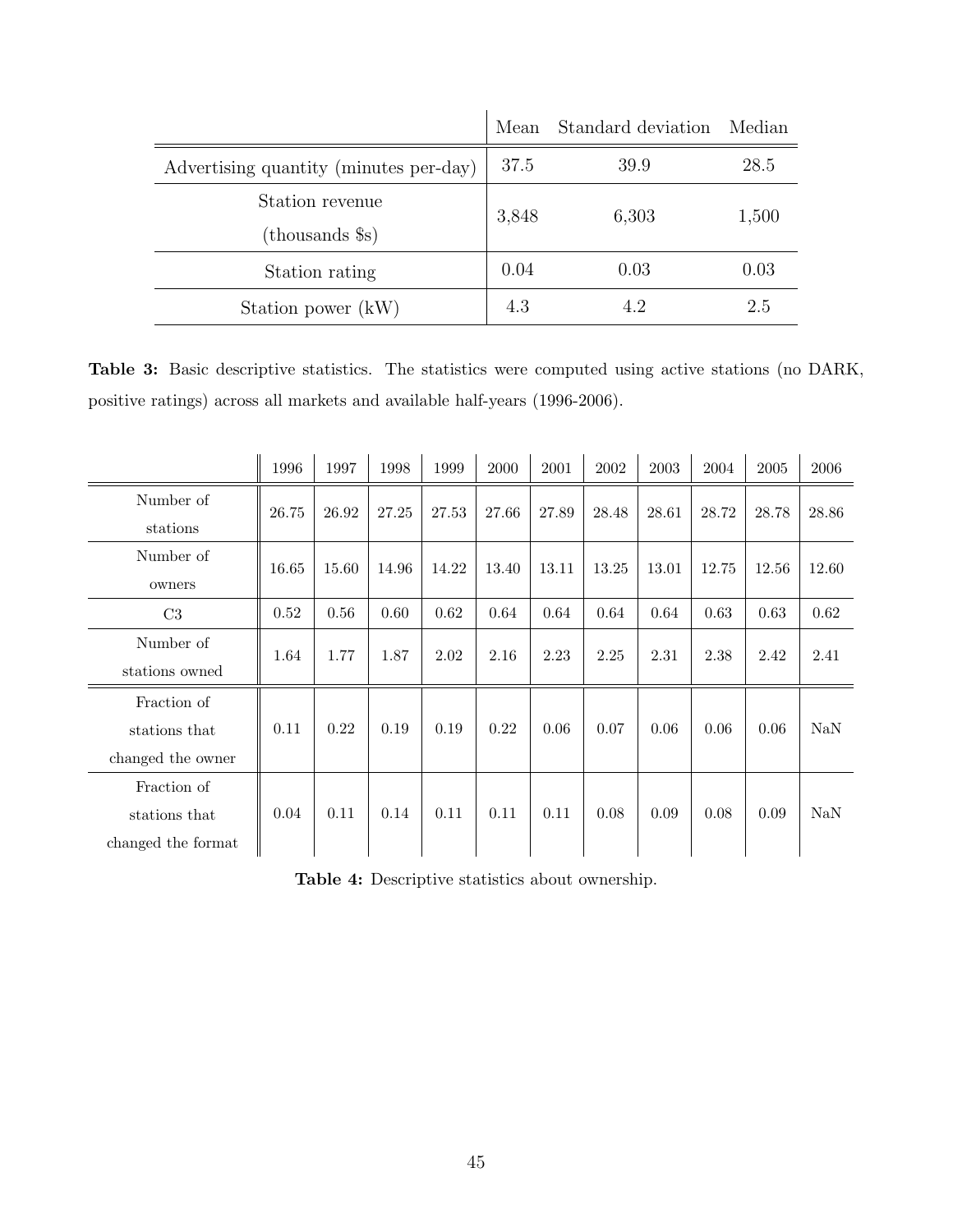| | Mean | Standard deviation | Median |
|---|---|---|---|
| Advertising quantity (minutes per-day) | 37.5 | 39.9 | 28.5 |
| Station revenue (thousands $s) | 3,848 | 6,303 | 1,500 |
| Station rating | 0.04 | 0.03 | 0.03 |
| Station power (kW) | 4.3 | 4.2 | 2.5 |

**Table 3:** Basic descriptive statistics. The statistics were computed using active stations (no DARK, positive ratings) across all markets and available half-years (1996-2006).

| | 1996 | 1997 | 1998 | 1999 | 2000 | 2001 | 2002 | 2003 | 2004 | 2005 | 2006 |
|---|---|---|---|---|---|---|---|---|---|---|---|
| Number of stations | 26.75 | 26.92 | 27.25 | 27.53 | 27.66 | 27.89 | 28.48 | 28.61 | 28.72 | 28.78 | 28.86 |
| Number of owners | 16.65 | 15.60 | 14.96 | 14.22 | 13.40 | 13.11 | 13.25 | 13.01 | 12.75 | 12.56 | 12.60 |
| C3 | 0.52 | 0.56 | 0.60 | 0.62 | 0.64 | 0.64 | 0.64 | 0.64 | 0.63 | 0.63 | 0.62 |
| Number of stations owned | 1.64 | 1.77 | 1.87 | 2.02 | 2.16 | 2.23 | 2.25 | 2.31 | 2.38 | 2.42 | 2.41 |
| Fraction of stations that changed the owner | 0.11 | 0.22 | 0.19 | 0.19 | 0.22 | 0.06 | 0.07 | 0.06 | 0.06 | 0.06 | NaN |
| Fraction of stations that changed the format | 0.04 | 0.11 | 0.14 | 0.11 | 0.11 | 0.11 | 0.08 | 0.09 | 0.08 | 0.09 | NaN |

**Table 4:** Descriptive statistics about ownership.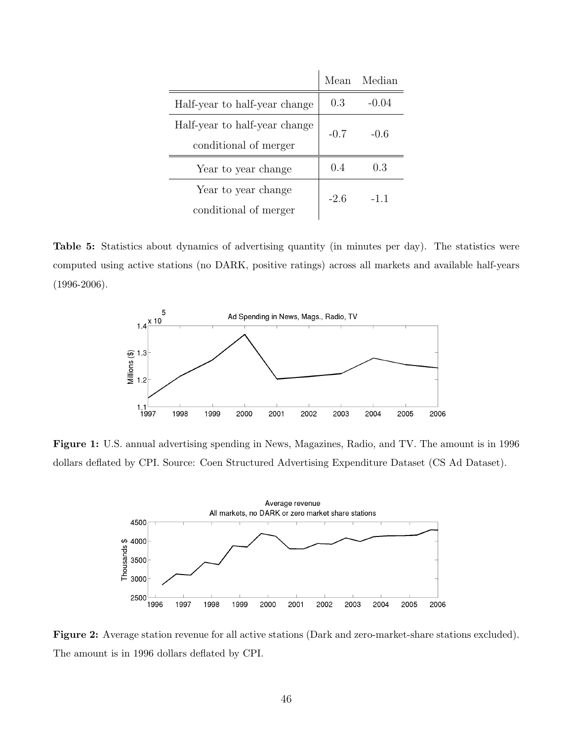| | Mean | Median |
|---|---|---|
| Half-year to half-year change | 0.3 | -0.04 |
| Half-year to half-year change conditional of merger | -0.7 | -0.6 |
| Year to year change | 0.4 | 0.3 |
| Year to year change conditional of merger | -2.6 | -1.1 |

**Table 5:** Statistics about dynamics of advertising quantity (in minutes per day). The statistics were computed using active stations (no DARK, positive ratings) across all markets and available half-years (1996-2006).

**Figure 1:** U.S. annual advertising spending in News, Magazines, Radio, and TV. The amount is in 1996 dollars deflated by CPI. Source: Coen Structured Advertising Expenditure Dataset (CS Ad Dataset).

**Figure 2:** Average station revenue for all active stations (Dark and zero-market-share stations excluded). The amount is in 1996 dollars deflated by CPI.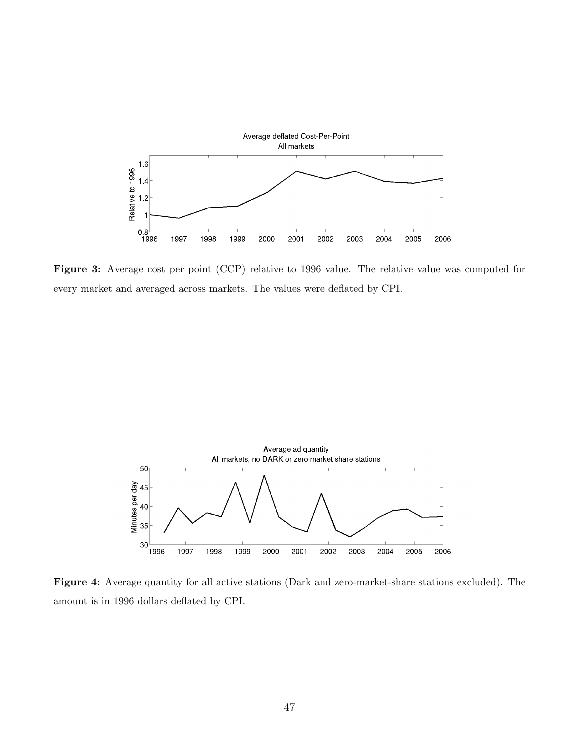**Figure 3:** Average cost per point (CCP) relative to 1996 value. The relative value was computed for every market and averaged across markets. The values were deflated by CPI.

**Figure 4:** Average quantity for all active stations (Dark and zero-market-share stations excluded). The amount is in 1996 dollars deflated by CPI.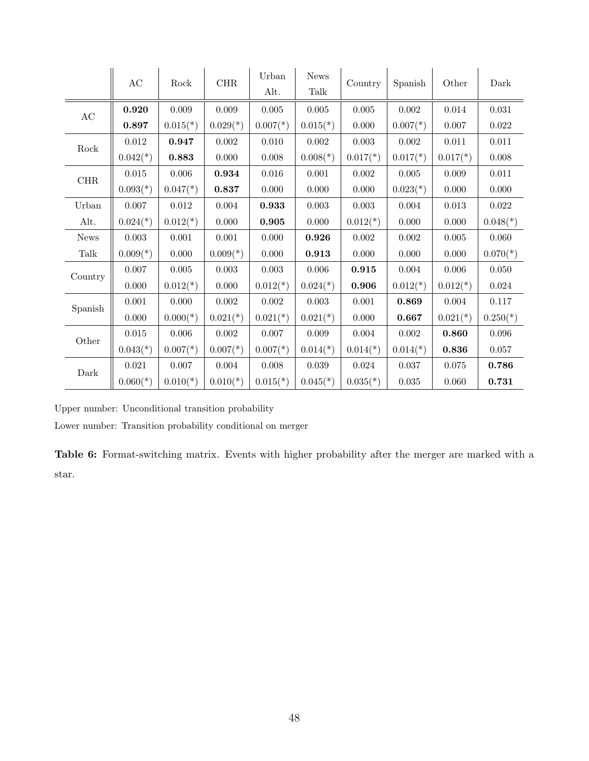| | AC | Rock | CHR | Urban Alt. | News Talk | Country | Spanish | Other | Dark |
|---|---|---|---|---|---|---|---|---|---|
| AC | **0.920** | 0.009 | 0.009 | 0.005 | 0.005 | 0.005 | 0.002 | 0.014 | 0.031 |
| | **0.897** | 0.015(*) | 0.029(*) | 0.007(*) | 0.015(*) | 0.000 | 0.007(*) | 0.007 | 0.022 |
| Rock | 0.012 | **0.947** | 0.002 | 0.010 | 0.002 | 0.003 | 0.002 | 0.011 | 0.011 |
| | 0.042(*) | **0.883** | 0.000 | 0.008 | 0.008(*) | 0.017(*) | 0.017(*) | 0.017(*) | 0.008 |
| CHR | 0.015 | 0.006 | **0.934** | 0.016 | 0.001 | 0.002 | 0.005 | 0.009 | 0.011 |
| | 0.093(*) | 0.047(*) | **0.837** | 0.000 | 0.000 | 0.000 | 0.023(*) | 0.000 | 0.000 |
| Urban Alt. | 0.007 | 0.012 | 0.004 | **0.933** | 0.003 | 0.003 | 0.004 | 0.013 | 0.022 |
| | 0.024(*) | 0.012(*) | 0.000 | **0.905** | 0.000 | 0.012(*) | 0.000 | 0.000 | 0.048(*) |
| News Talk | 0.003 | 0.001 | 0.001 | 0.000 | **0.926** | 0.002 | 0.002 | 0.005 | 0.060 |
| | 0.009(*) | 0.000 | 0.009(*) | 0.000 | **0.913** | 0.000 | 0.000 | 0.000 | 0.070(*) |
| Country | 0.007 | 0.005 | 0.003 | 0.003 | 0.006 | **0.915** | 0.004 | 0.006 | 0.050 |
| | 0.000 | 0.012(*) | 0.000 | 0.012(*) | 0.024(*) | **0.906** | 0.012(*) | 0.012(*) | 0.024 |
| Spanish | 0.001 | 0.000 | 0.002 | 0.002 | 0.003 | 0.001 | **0.869** | 0.004 | 0.117 |
| | 0.000 | 0.000(*) | 0.021(*) | 0.021(*) | 0.021(*) | 0.000 | **0.667** | 0.021(*) | 0.250(*) |
| Other | 0.015 | 0.006 | 0.002 | 0.007 | 0.009 | 0.004 | 0.002 | **0.860** | 0.096 |
| | 0.043(*) | 0.007(*) | 0.007(*) | 0.007(*) | 0.014(*) | 0.014(*) | 0.014(*) | **0.836** | 0.057 |
| Dark | 0.021 | 0.007 | 0.004 | 0.008 | 0.039 | 0.024 | 0.037 | 0.075 | **0.786** |
| | 0.060(*) | 0.010(*) | 0.010(*) | 0.015(*) | 0.045(*) | 0.035(*) | 0.035 | 0.060 | **0.731** |

Upper number: Unconditional transition probability

Lower number: Transition probability conditional on merger

**Table 6:** Format-switching matrix. Events with higher probability after the merger are marked with a star.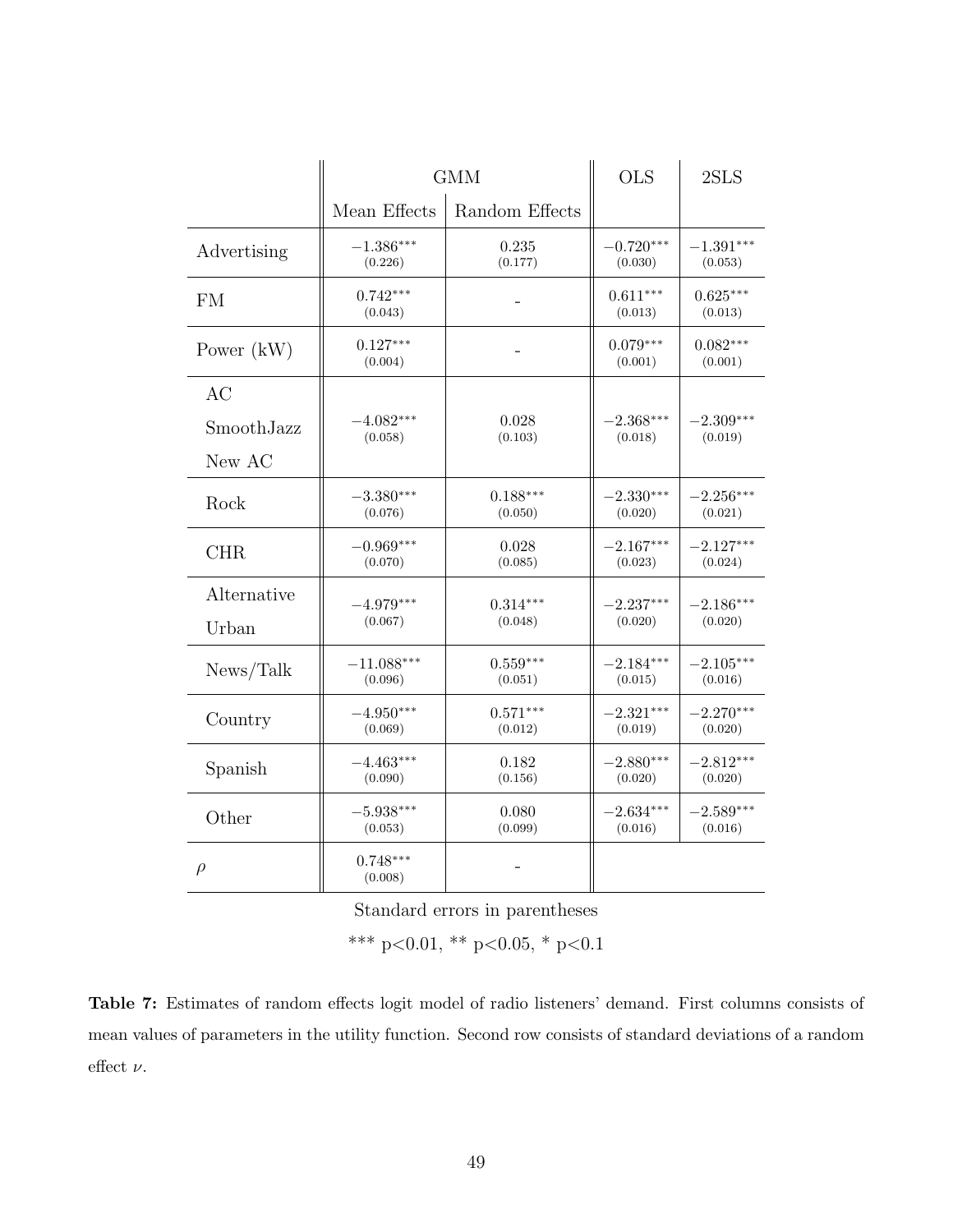| | GMM | | OLS | 2SLS |
|---|---|---|---|---|
| | Mean Effects | Random Effects | | |
| Advertising | $-1.386^{***}$ (0.226) | 0.235 (0.177) | $-0.720^{***}$ (0.030) | $-1.391^{***}$ (0.053) |
| FM | $0.742^{***}$ (0.043) | - | $0.611^{***}$ (0.013) | $0.625^{***}$ (0.013) |
| Power (kW) | $0.127^{***}$ (0.004) | - | $0.079^{***}$ (0.001) | $0.082^{***}$ (0.001) |
| AC SmoothJazz New AC | $-4.082^{***}$ (0.058) | 0.028 (0.103) | $-2.368^{***}$ (0.018) | $-2.309^{***}$ (0.019) |
| Rock | $-3.380^{***}$ (0.076) | $0.188^{***}$ (0.050) | $-2.330^{***}$ (0.020) | $-2.256^{***}$ (0.021) |
| CHR | $-0.969^{***}$ (0.070) | 0.028 (0.085) | $-2.167^{***}$ (0.023) | $-2.127^{***}$ (0.024) |
| Alternative Urban | $-4.979^{***}$ (0.067) | $0.314^{***}$ (0.048) | $-2.237^{***}$ (0.020) | $-2.186^{***}$ (0.020) |
| News/Talk | $-11.088^{***}$ (0.096) | $0.559^{***}$ (0.051) | $-2.184^{***}$ (0.015) | $-2.105^{***}$ (0.016) |
| Country | $-4.950^{***}$ (0.069) | $0.571^{***}$ (0.012) | $-2.321^{***}$ (0.019) | $-2.270^{***}$ (0.020) |
| Spanish | $-4.463^{***}$ (0.090) | 0.182 (0.156) | $-2.880^{***}$ (0.020) | $-2.812^{***}$ (0.020) |
| Other | $-5.938^{***}$ (0.053) | 0.080 (0.099) | $-2.634^{***}$ (0.016) | $-2.589^{***}$ (0.016) |
| $\rho$ | $0.748^{***}$ (0.008) | - | | |

Standard errors in parentheses

*** p<0.01, ** p<0.05, * p<0.1

**Table 7:** Estimates of random effects logit model of radio listeners' demand. First columns consists of mean values of parameters in the utility function. Second row consists of standard deviations of a random effect $\nu$.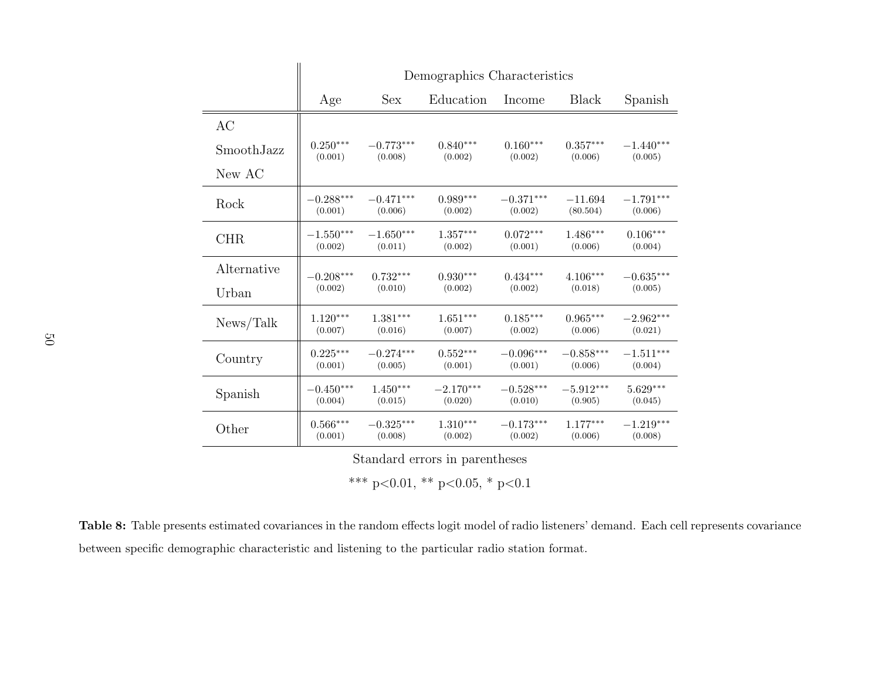| | Demographics Characteristics | | | | | |
|---|---|---|---|---|---|---|
| | Age | Sex | Education | Income | Black | Spanish |
| AC<br>SmoothJazz<br>New AC | $0.250^{***}$<br>(0.001) | $-0.773^{***}$<br>(0.008) | $0.840^{***}$<br>(0.002) | $0.160^{***}$<br>(0.002) | $0.357^{***}$<br>(0.006) | $-1.440^{***}$<br>(0.005) |
| Rock | $-0.288^{***}$<br>(0.001) | $-0.471^{***}$<br>(0.006) | $0.989^{***}$<br>(0.002) | $-0.371^{***}$<br>(0.002) | $-11.694$<br>(80.504) | $-1.791^{***}$<br>(0.006) |
| CHR | $-1.550^{***}$<br>(0.002) | $-1.650^{***}$<br>(0.011) | $1.357^{***}$<br>(0.002) | $0.072^{***}$<br>(0.001) | $1.486^{***}$<br>(0.006) | $0.106^{***}$<br>(0.004) |
| Alternative<br>Urban | $-0.208^{***}$<br>(0.002) | $0.732^{***}$<br>(0.010) | $0.930^{***}$<br>(0.002) | $0.434^{***}$<br>(0.002) | $4.106^{***}$<br>(0.018) | $-0.635^{***}$<br>(0.005) |
| News/Talk | $1.120^{***}$<br>(0.007) | $1.381^{***}$<br>(0.016) | $1.651^{***}$<br>(0.007) | $0.185^{***}$<br>(0.002) | $0.965^{***}$<br>(0.006) | $-2.962^{***}$<br>(0.021) |
| Country | $0.225^{***}$<br>(0.001) | $-0.274^{***}$<br>(0.005) | $0.552^{***}$<br>(0.001) | $-0.096^{***}$<br>(0.001) | $-0.858^{***}$<br>(0.006) | $-1.511^{***}$<br>(0.004) |
| Spanish | $-0.450^{***}$<br>(0.004) | $1.450^{***}$<br>(0.015) | $-2.170^{***}$<br>(0.020) | $-0.528^{***}$<br>(0.010) | $-5.912^{***}$<br>(0.905) | $5.629^{***}$<br>(0.045) |
| Other | $0.566^{***}$<br>(0.001) | $-0.325^{***}$<br>(0.008) | $1.310^{***}$<br>(0.002) | $-0.173^{***}$<br>(0.002) | $1.177^{***}$<br>(0.006) | $-1.219^{***}$<br>(0.008) |

Standard errors in parentheses

*** p<0.01, ** p<0.05, * p<0.1

**Table 8:** Table presents estimated covariances in the random effects logit model of radio listeners' demand. Each cell represents covariance between specific demographic characteristic and listening to the particular radio station format.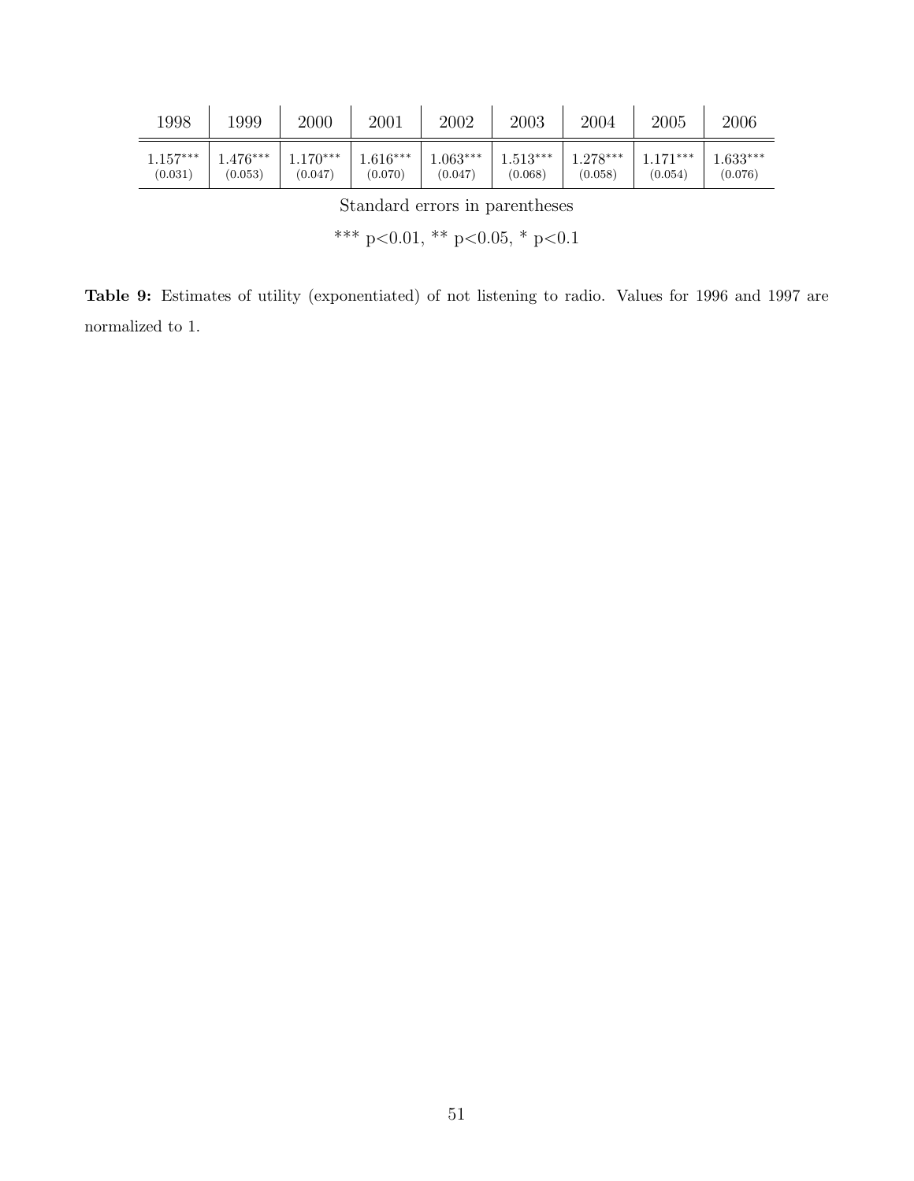| 1998 | 1999 | 2000 | 2001 | 2002 | 2003 | 2004 | 2005 | 2006 |
|---|---|---|---|---|---|---|---|---|
| 1.157*** | 1.476*** | 1.170*** | 1.616*** | 1.063*** | 1.513*** | 1.278*** | 1.171*** | 1.633*** |
| (0.031) | (0.053) | (0.047) | (0.070) | (0.047) | (0.068) | (0.058) | (0.054) | (0.076) |

Standard errors in parentheses

*** p<0.01, ** p<0.05, * p<0.1

**Table 9:** Estimates of utility (exponentiated) of not listening to radio. Values for 1996 and 1997 are normalized to 1.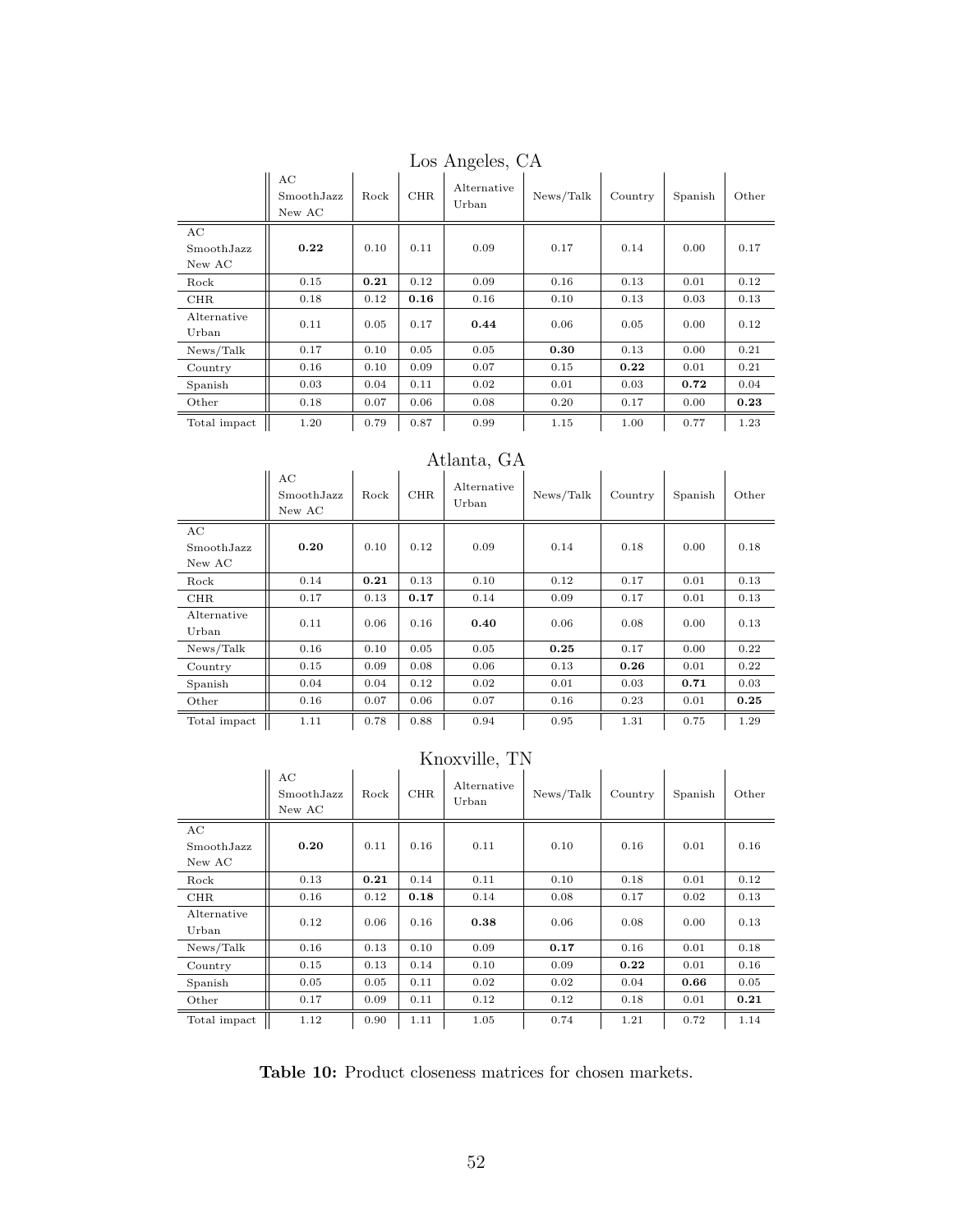Los Angeles, CA

| | AC SmoothJazz New AC | Rock | CHR | Alternative Urban | News/Talk | Country | Spanish | Other |
|---|---|---|---|---|---|---|---|---|
| AC SmoothJazz New AC | **0.22** | 0.10 | 0.11 | 0.09 | 0.17 | 0.14 | 0.00 | 0.17 |
| Rock | 0.15 | **0.21** | 0.12 | 0.09 | 0.16 | 0.13 | 0.01 | 0.12 |
| CHR | 0.18 | 0.12 | **0.16** | 0.16 | 0.10 | 0.13 | 0.03 | 0.13 |
| Alternative Urban | 0.11 | 0.05 | 0.17 | **0.44** | 0.06 | 0.05 | 0.00 | 0.12 |
| News/Talk | 0.17 | 0.10 | 0.05 | 0.05 | **0.30** | 0.13 | 0.00 | 0.21 |
| Country | 0.16 | 0.10 | 0.09 | 0.07 | 0.15 | **0.22** | 0.01 | 0.21 |
| Spanish | 0.03 | 0.04 | 0.11 | 0.02 | 0.01 | 0.03 | **0.72** | 0.04 |
| Other | 0.18 | 0.07 | 0.06 | 0.08 | 0.20 | 0.17 | 0.00 | **0.23** |
| Total impact | 1.20 | 0.79 | 0.87 | 0.99 | 1.15 | 1.00 | 0.77 | 1.23 |

Atlanta, GA

| | AC SmoothJazz New AC | Rock | CHR | Alternative Urban | News/Talk | Country | Spanish | Other |
|---|---|---|---|---|---|---|---|---|
| AC SmoothJazz New AC | **0.20** | 0.10 | 0.12 | 0.09 | 0.14 | 0.18 | 0.00 | 0.18 |
| Rock | 0.14 | **0.21** | 0.13 | 0.10 | 0.12 | 0.17 | 0.01 | 0.13 |
| CHR | 0.17 | 0.13 | **0.17** | 0.14 | 0.09 | 0.17 | 0.01 | 0.13 |
| Alternative Urban | 0.11 | 0.06 | 0.16 | **0.40** | 0.06 | 0.08 | 0.00 | 0.13 |
| News/Talk | 0.16 | 0.10 | 0.05 | 0.05 | **0.25** | 0.17 | 0.00 | 0.22 |
| Country | 0.15 | 0.09 | 0.08 | 0.06 | 0.13 | **0.26** | 0.01 | 0.22 |
| Spanish | 0.04 | 0.04 | 0.12 | 0.02 | 0.01 | 0.03 | **0.71** | 0.03 |
| Other | 0.16 | 0.07 | 0.06 | 0.07 | 0.16 | 0.23 | 0.01 | **0.25** |
| Total impact | 1.11 | 0.78 | 0.88 | 0.94 | 0.95 | 1.31 | 0.75 | 1.29 |

Knoxville, TN

| | AC SmoothJazz New AC | Rock | CHR | Alternative Urban | News/Talk | Country | Spanish | Other |
|---|---|---|---|---|---|---|---|---|
| AC SmoothJazz New AC | **0.20** | 0.11 | 0.16 | 0.11 | 0.10 | 0.16 | 0.01 | 0.16 |
| Rock | 0.13 | **0.21** | 0.14 | 0.11 | 0.10 | 0.18 | 0.01 | 0.12 |
| CHR | 0.16 | 0.12 | **0.18** | 0.14 | 0.08 | 0.17 | 0.02 | 0.13 |
| Alternative Urban | 0.12 | 0.06 | 0.16 | **0.38** | 0.06 | 0.08 | 0.00 | 0.13 |
| News/Talk | 0.16 | 0.13 | 0.10 | 0.09 | **0.17** | 0.16 | 0.01 | 0.18 |
| Country | 0.15 | 0.13 | 0.14 | 0.10 | 0.09 | **0.22** | 0.01 | 0.16 |
| Spanish | 0.05 | 0.05 | 0.11 | 0.02 | 0.02 | 0.04 | **0.66** | 0.05 |
| Other | 0.17 | 0.09 | 0.11 | 0.12 | 0.12 | 0.18 | 0.01 | **0.21** |
| Total impact | 1.12 | 0.90 | 1.11 | 1.05 | 0.74 | 1.21 | 0.72 | 1.14 |

**Table 10:** Product closeness matrices for chosen markets.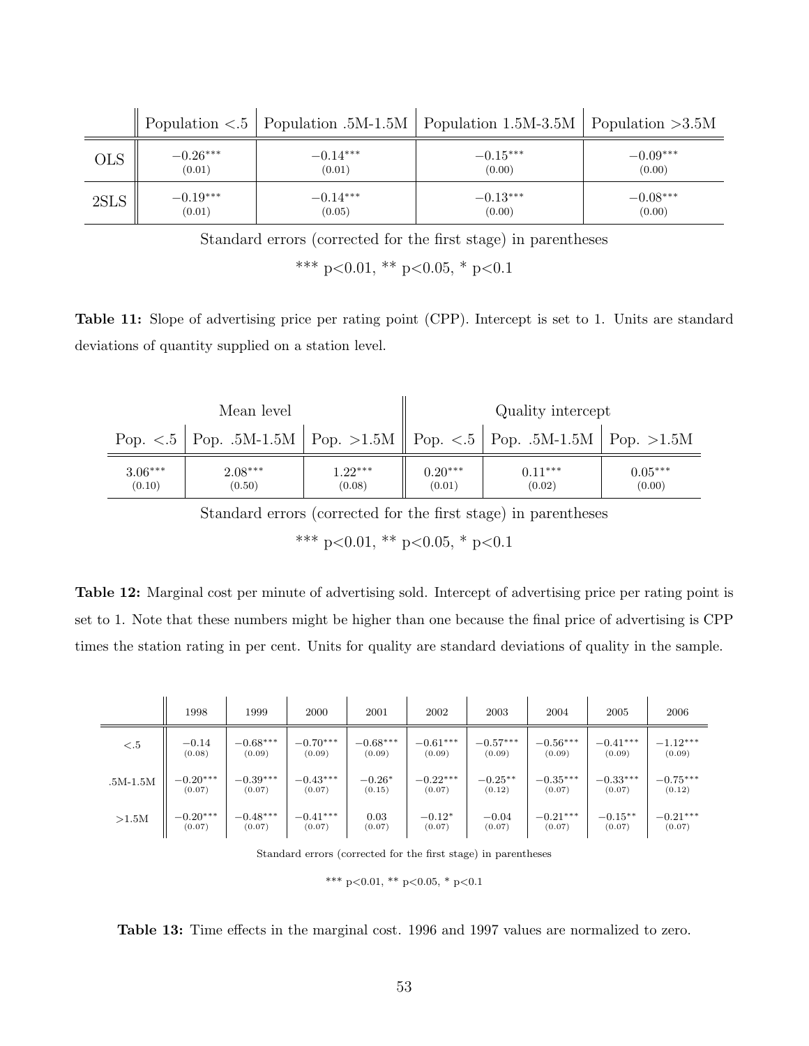| | Population <.5 | Population .5M-1.5M | Population 1.5M-3.5M | Population >3.5M |
|---|---|---|---|---|
| OLS | $-0.26^{***}$ (0.01) | $-0.14^{***}$ (0.01) | $-0.15^{***}$ (0.00) | $-0.09^{***}$ (0.00) |
| 2SLS | $-0.19^{***}$ (0.01) | $-0.14^{***}$ (0.05) | $-0.13^{***}$ (0.00) | $-0.08^{***}$ (0.00) |

Standard errors (corrected for the first stage) in parentheses

*** p<0.01, ** p<0.05, * p<0.1

**Table 11:** Slope of advertising price per rating point (CPP). Intercept is set to 1. Units are standard deviations of quantity supplied on a station level.

| Mean level | | | Quality intercept | | |
|---|---|---|---|---|---|
| Pop. <.5 | Pop. .5M-1.5M | Pop. >1.5M | Pop. <.5 | Pop. .5M-1.5M | Pop. >1.5M |
| $3.06^{***}$ (0.10) | $2.08^{***}$ (0.50) | $1.22^{***}$ (0.08) | $0.20^{***}$ (0.01) | $0.11^{***}$ (0.02) | $0.05^{***}$ (0.00) |

Standard errors (corrected for the first stage) in parentheses

*** p<0.01, ** p<0.05, * p<0.1

**Table 12:** Marginal cost per minute of advertising sold. Intercept of advertising price per rating point is set to 1. Note that these numbers might be higher than one because the final price of advertising is CPP times the station rating in per cent. Units for quality are standard deviations of quality in the sample.

| | 1998 | 1999 | 2000 | 2001 | 2002 | 2003 | 2004 | 2005 | 2006 |
|---|---|---|---|---|---|---|---|---|---|
| <.5 | $-0.14$ (0.08) | $-0.68^{***}$ (0.09) | $-0.70^{***}$ (0.09) | $-0.68^{***}$ (0.09) | $-0.61^{***}$ (0.09) | $-0.57^{***}$ (0.09) | $-0.56^{***}$ (0.09) | $-0.41^{***}$ (0.09) | $-1.12^{***}$ (0.09) |
| .5M-1.5M | $-0.20^{***}$ (0.07) | $-0.39^{***}$ (0.07) | $-0.43^{***}$ (0.07) | $-0.26^{*}$ (0.15) | $-0.22^{***}$ (0.07) | $-0.25^{**}$ (0.12) | $-0.35^{***}$ (0.07) | $-0.33^{***}$ (0.07) | $-0.75^{***}$ (0.12) |
| >1.5M | $-0.20^{***}$ (0.07) | $-0.48^{***}$ (0.07) | $-0.41^{***}$ (0.07) | 0.03 (0.07) | $-0.12^{*}$ (0.07) | $-0.04$ (0.07) | $-0.21^{***}$ (0.07) | $-0.15^{**}$ (0.07) | $-0.21^{***}$ (0.07) |

Standard errors (corrected for the first stage) in parentheses

*** p<0.01, ** p<0.05, * p<0.1

**Table 13:** Time effects in the marginal cost. 1996 and 1997 values are normalized to zero.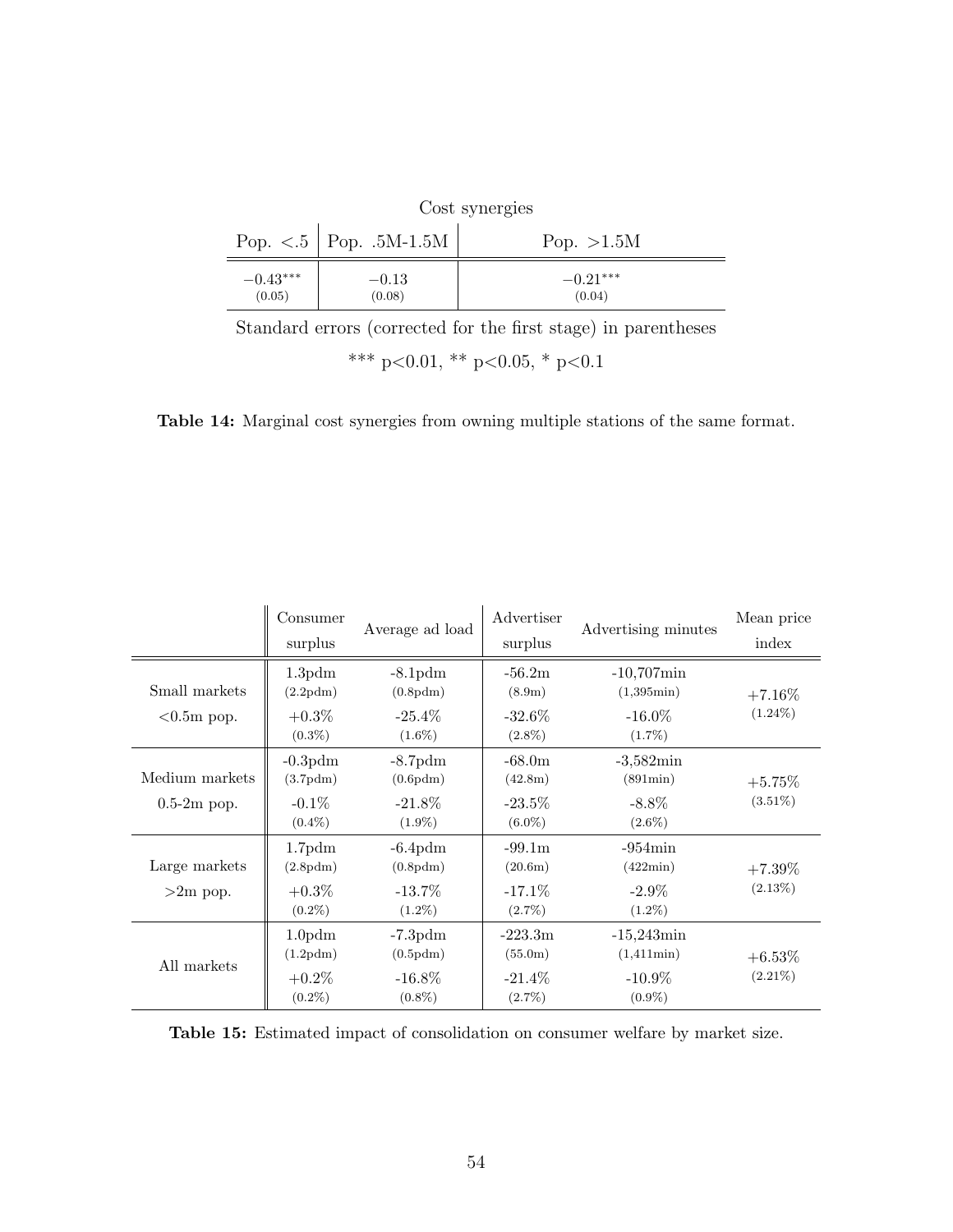| Cost synergies | | |
|---|---|---|
| Pop. <.5 | Pop. .5M-1.5M | Pop. >1.5M |
| $-0.43^{***}$ (0.05) | $-0.13$ (0.08) | $-0.21^{***}$ (0.04) |

Standard errors (corrected for the first stage) in parentheses

*** p<0.01, ** p<0.05, * p<0.1

**Table 14:** Marginal cost synergies from owning multiple stations of the same format.

| | Consumer surplus | Average ad load | Advertiser surplus | Advertising minutes | Mean price index |
|---|---|---|---|---|---|
| Small markets | 1.3pdm (2.2pdm) | -8.1pdm (0.8pdm) | -56.2m (8.9m) | -10,707min (1,395min) | +7.16% (1.24%) |
| <0.5m pop. | +0.3% (0.3%) | -25.4% (1.6%) | -32.6% (2.8%) | -16.0% (1.7%) | |
| Medium markets | -0.3pdm (3.7pdm) | -8.7pdm (0.6pdm) | -68.0m (42.8m) | -3,582min (891min) | +5.75% (3.51%) |
| 0.5-2m pop. | -0.1% (0.4%) | -21.8% (1.9%) | -23.5% (6.0%) | -8.8% (2.6%) | |
| Large markets | 1.7pdm (2.8pdm) | -6.4pdm (0.8pdm) | -99.1m (20.6m) | -954min (422min) | +7.39% (2.13%) |
| >2m pop. | +0.3% (0.2%) | -13.7% (1.2%) | -17.1% (2.7%) | -2.9% (1.2%) | |
| All markets | 1.0pdm (1.2pdm) | -7.3pdm (0.5pdm) | -223.3m (55.0m) | -15,243min (1,411min) | +6.53% (2.21%) |
| | +0.2% (0.2%) | -16.8% (0.8%) | -21.4% (2.7%) | -10.9% (0.9%) | |

**Table 15:** Estimated impact of consolidation on consumer welfare by market size.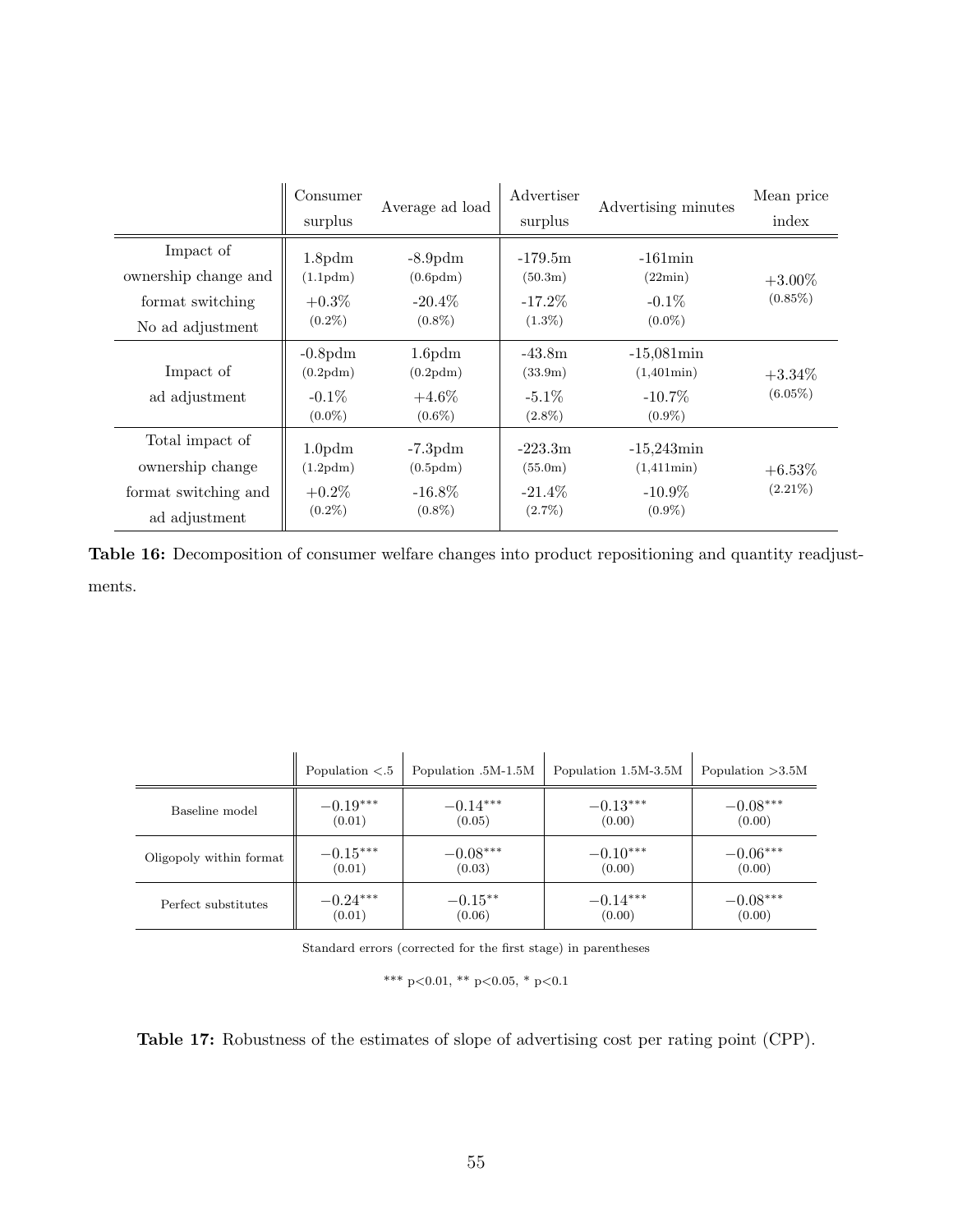| | Consumer surplus | Average ad load | Advertiser surplus | Advertising minutes | Mean price index |
|---|---|---|---|---|---|
| Impact of ownership change and format switching No ad adjustment | 1.8pdm (1.1pdm) +0.3% (0.2%) | -8.9pdm (0.6pdm) -20.4% (0.8%) | -179.5m (50.3m) -17.2% (1.3%) | -161min (22min) -0.1% (0.0%) | +3.00% (0.85%) |
| Impact of ad adjustment | -0.8pdm (0.2pdm) -0.1% (0.0%) | 1.6pdm (0.2pdm) +4.6% (0.6%) | -43.8m (33.9m) -5.1% (2.8%) | -15,081min (1,401min) -10.7% (0.9%) | +3.34% (6.05%) |
| Total impact of ownership change format switching and ad adjustment | 1.0pdm (1.2pdm) +0.2% (0.2%) | -7.3pdm (0.5pdm) -16.8% (0.8%) | -223.3m (55.0m) -21.4% (2.7%) | -15,243min (1,411min) -10.9% (0.9%) | +6.53% (2.21%) |

**Table 16:** Decomposition of consumer welfare changes into product repositioning and quantity readjustments.

| | Population <.5 | Population .5M-1.5M | Population 1.5M-3.5M | Population >3.5M |
|---|---|---|---|---|
| Baseline model | $-0.19^{***}$ (0.01) | $-0.14^{***}$ (0.05) | $-0.13^{***}$ (0.00) | $-0.08^{***}$ (0.00) |
| Oligopoly within format | $-0.15^{***}$ (0.01) | $-0.08^{***}$ (0.03) | $-0.10^{***}$ (0.00) | $-0.06^{***}$ (0.00) |
| Perfect substitutes | $-0.24^{***}$ (0.01) | $-0.15^{**}$ (0.06) | $-0.14^{***}$ (0.00) | $-0.08^{***}$ (0.00) |

Standard errors (corrected for the first stage) in parentheses

*** p<0.01, ** p<0.05, * p<0.1

**Table 17:** Robustness of the estimates of slope of advertising cost per rating point (CPP).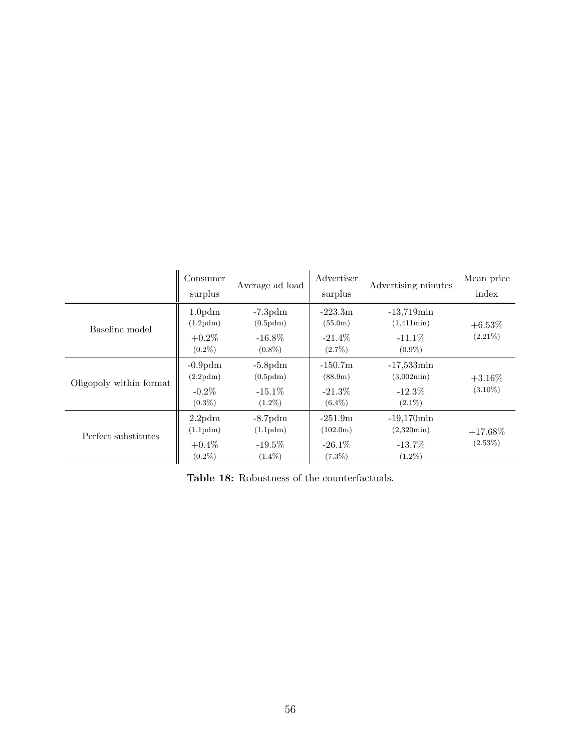| | Consumer surplus | Average ad load | Advertiser surplus | Advertising minutes | Mean price index |
|---|---|---|---|---|---|
| Baseline model | 1.0pdm<br>(1.2pdm) | -7.3pdm<br>(0.5pdm) | -223.3m<br>(55.0m) | -13,719min<br>(1,411min) | +6.53%<br>(2.21%) |
| | +0.2%<br>(0.2%) | -16.8%<br>(0.8%) | -21.4%<br>(2.7%) | -11.1%<br>(0.9%) | |
| Oligopoly within format | -0.9pdm<br>(2.2pdm) | -5.8pdm<br>(0.5pdm) | -150.7m<br>(88.9m) | -17,533min<br>(3,002min) | +3.16%<br>(3.10%) |
| | -0.2%<br>(0.3%) | -15.1%<br>(1.2%) | -21.3%<br>(6.4%) | -12.3%<br>(2.1%) | |
| Perfect substitutes | 2.2pdm<br>(1.1pdm) | -8.7pdm<br>(1.1pdm) | -251.9m<br>(102.0m) | -19,170min<br>(2,320min) | +17.68%<br>(2.53%) |
| | +0.4%<br>(0.2%) | -19.5%<br>(1.4%) | -26.1%<br>(7.3%) | -13.7%<br>(1.2%) | |

**Table 18:** Robustness of the counterfactuals.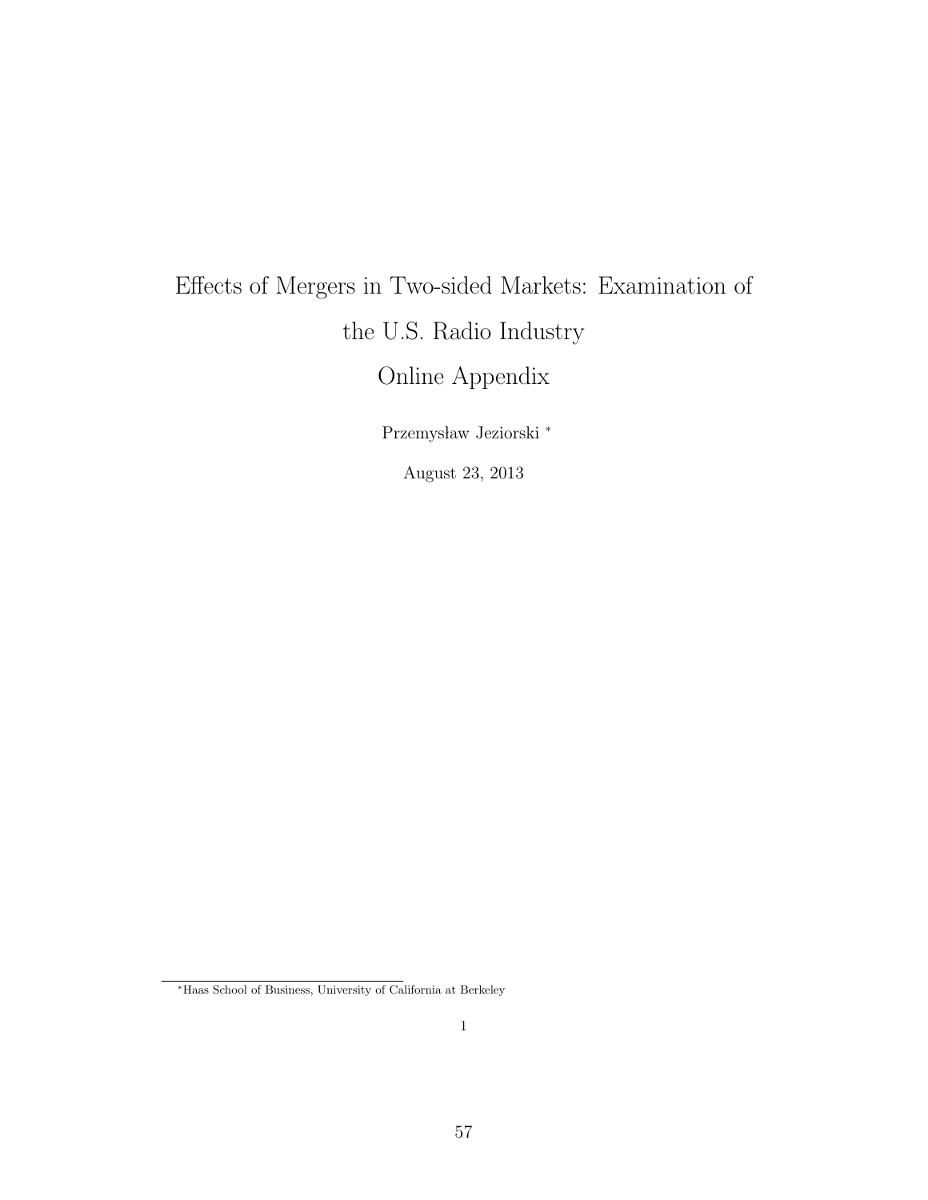# Effects of Mergers in Two-sided Markets: Examination of the U.S. Radio Industry
## Online Appendix

Przemysław Jeziorski *

August 23, 2013

*Haas School of Business, University of California at Berkeley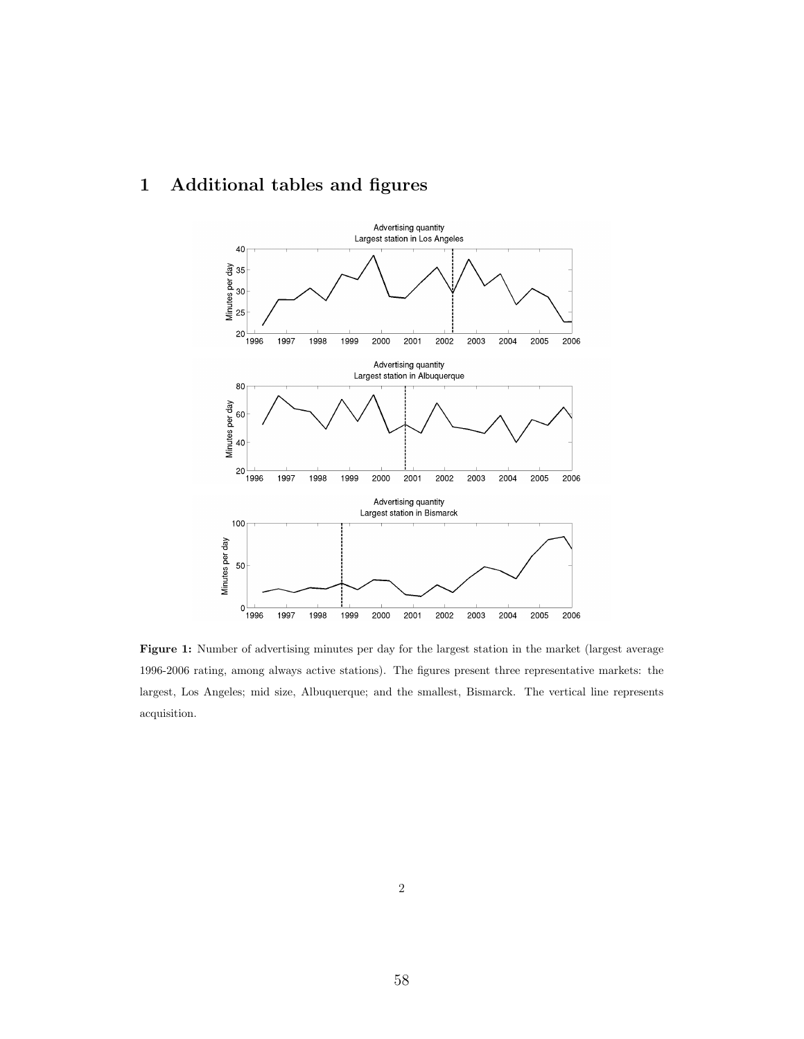# 1 Additional tables and figures

**Figure 1:** Number of advertising minutes per day for the largest station in the market (largest average 1996-2006 rating, among always active stations). The figures present three representative markets: the largest, Los Angeles; mid size, Albuquerque; and the smallest, Bismarck. The vertical line represents acquisition.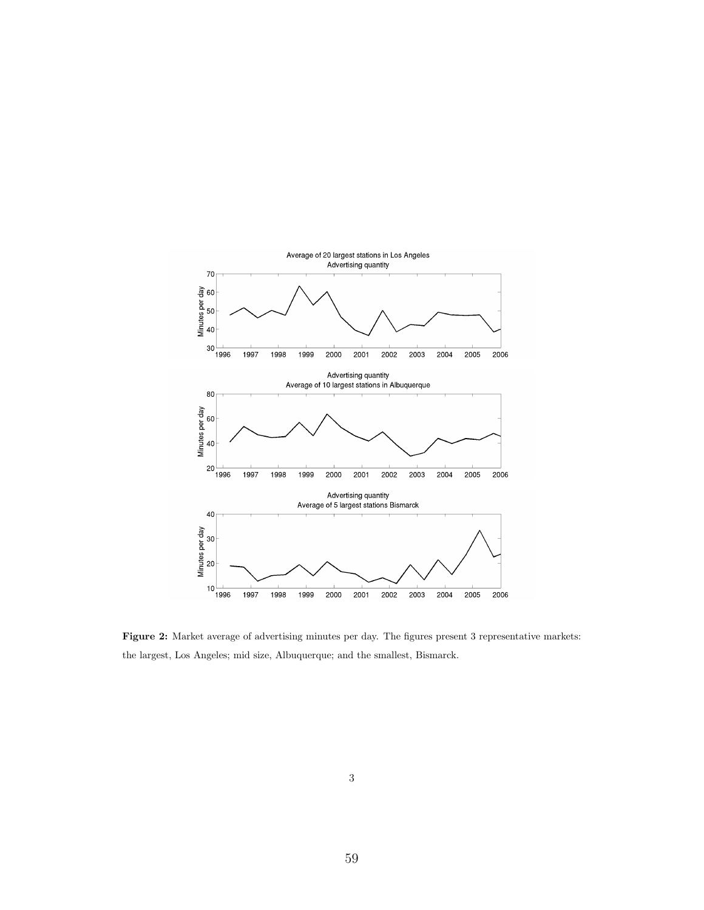**Figure 2:** Market average of advertising minutes per day. The figures present 3 representative markets: the largest, Los Angeles; mid size, Albuquerque; and the smallest, Bismarck.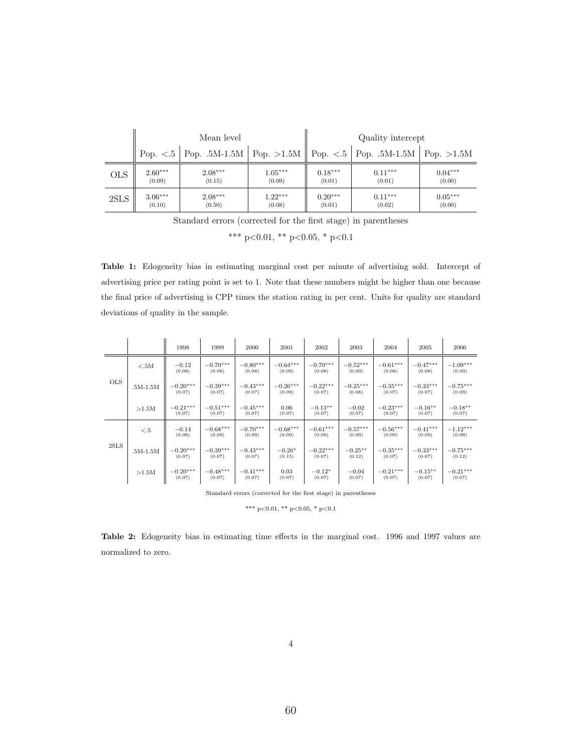| | Mean level | | | Quality intercept | | |
|---|---|---|---|---|---|---|
| | Pop. <.5 | Pop. .5M-1.5M | Pop. >1.5M | Pop. <.5 | Pop. .5M-1.5M | Pop. >1.5M |
| OLS | $2.60^{***}$ (0.09) | $2.08^{***}$ (0.15) | $1.05^{***}$ (0.09) | $0.18^{***}$ (0.01) | $0.11^{***}$ (0.01) | $0.04^{***}$ (0.00) |
| 2SLS | $3.06^{***}$ (0.10) | $2.08^{***}$ (0.50) | $1.22^{***}$ (0.08) | $0.20^{***}$ (0.01) | $0.11^{***}$ (0.02) | $0.05^{***}$ (0.00) |

Standard errors (corrected for the first stage) in parentheses

*** p<0.01, ** p<0.05, * p<0.1

**Table 1:** Edogeneity bias in estimating marginal cost per minute of advertising sold. Intercept of advertising price per rating point is set to 1. Note that these numbers might be higher than one because the final price of advertising is CPP times the station rating in per cent. Units for quality are standard deviations of quality in the sample.

| | | 1998 | 1999 | 2000 | 2001 | 2002 | 2003 | 2004 | 2005 | 2006 |
|---|---|---|---|---|---|---|---|---|---|---|
| OLS | <.5M | $-0.12$ (0.08) | $-0.70^{***}$ (0.08) | $-0.80^{***}$ (0.08) | $-0.64^{***}$ (0.09) | $-0.70^{***}$ (0.08) | $-0.52^{***}$ (0.09) | $-0.61^{***}$ (0.08) | $-0.47^{***}$ (0.08) | $-1.09^{***}$ (0.09) |
| | .5M-1.5M | $-0.20^{***}$ (0.07) | $-0.39^{***}$ (0.07) | $-0.43^{***}$ (0.07) | $-0.26^{***}$ (0.09) | $-0.22^{***}$ (0.07) | $-0.25^{***}$ (0.08) | $-0.35^{***}$ (0.07) | $-0.33^{***}$ (0.07) | $-0.75^{***}$ (0.09) |
| | >1.5M | $-0.21^{***}$ (0.07) | $-0.51^{***}$ (0.07) | $-0.45^{***}$ (0.07) | $0.06$ (0.07) | $-0.13^{**}$ (0.07) | $-0.02$ (0.07) | $-0.23^{***}$ (0.07) | $-0.16^{**}$ (0.07) | $-0.18^{**}$ (0.07) |
| 2SLS | <.5 | $-0.14$ (0.08) | $-0.68^{***}$ (0.09) | $-0.70^{***}$ (0.09) | $-0.68^{***}$ (0.09) | $-0.61^{***}$ (0.09) | $-0.57^{***}$ (0.09) | $-0.56^{***}$ (0.09) | $-0.41^{***}$ (0.09) | $-1.12^{***}$ (0.09) |
| | .5M-1.5M | $-0.20^{***}$ (0.07) | $-0.39^{***}$ (0.07) | $-0.43^{***}$ (0.07) | $-0.26^{*}$ (0.15) | $-0.22^{***}$ (0.07) | $-0.25^{**}$ (0.12) | $-0.35^{***}$ (0.07) | $-0.33^{***}$ (0.07) | $-0.75^{***}$ (0.12) |
| | >1.5M | $-0.20^{***}$ (0.07) | $-0.48^{***}$ (0.07) | $-0.41^{***}$ (0.07) | $0.03$ (0.07) | $-0.12^{*}$ (0.07) | $-0.04$ (0.07) | $-0.21^{***}$ (0.07) | $-0.15^{**}$ (0.07) | $-0.21^{***}$ (0.07) |

Standard errors (corrected for the first stage) in parentheses

*** p<0.01, ** p<0.05, * p<0.1

**Table 2:** Edogeneity bias in estimating time effects in the marginal cost. 1996 and 1997 values are normalized to zero.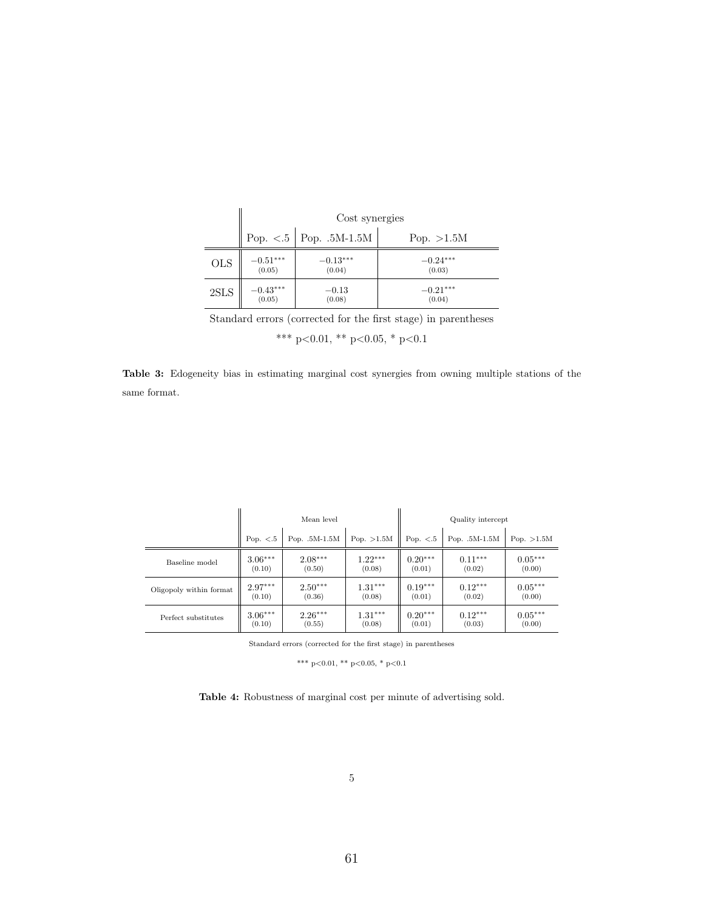| | Cost synergies | | |
|---|---|---|---|
| | Pop. <.5 | Pop. .5M-1.5M | Pop. >1.5M |
| OLS | $-0.51^{***}$ (0.05) | $-0.13^{***}$ (0.04) | $-0.24^{***}$ (0.03) |
| 2SLS | $-0.43^{***}$ (0.05) | $-0.13$ (0.08) | $-0.21^{***}$ (0.04) |

Standard errors (corrected for the first stage) in parentheses

*** p<0.01, ** p<0.05, * p<0.1

**Table 3:** Edogeneity bias in estimating marginal cost synergies from owning multiple stations of the same format.

| | Mean level | | | Quality intercept | | |
|---|---|---|---|---|---|---|
| | Pop. <.5 | Pop. .5M-1.5M | Pop. >1.5M | Pop. <.5 | Pop. .5M-1.5M | Pop. >1.5M |
| Baseline model | $3.06^{***}$ (0.10) | $2.08^{***}$ (0.50) | $1.22^{***}$ (0.08) | $0.20^{***}$ (0.01) | $0.11^{***}$ (0.02) | $0.05^{***}$ (0.00) |
| Oligopoly within format | $2.97^{***}$ (0.10) | $2.50^{***}$ (0.36) | $1.31^{***}$ (0.08) | $0.19^{***}$ (0.01) | $0.12^{***}$ (0.02) | $0.05^{***}$ (0.00) |
| Perfect substitutes | $3.06^{***}$ (0.10) | $2.26^{***}$ (0.55) | $1.31^{***}$ (0.08) | $0.20^{***}$ (0.01) | $0.12^{***}$ (0.03) | $0.05^{***}$ (0.00) |

Standard errors (corrected for the first stage) in parentheses

*** p<0.01, ** p<0.05, * p<0.1

**Table 4:** Robustness of marginal cost per minute of advertising sold.